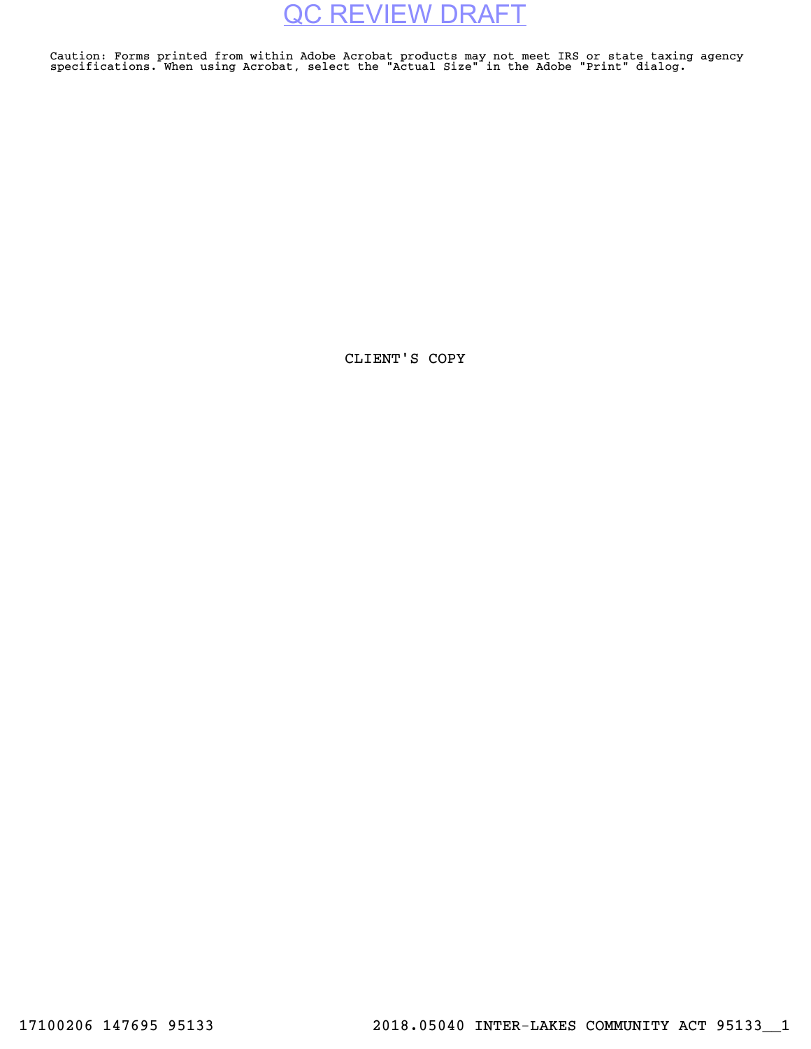QC REVIEW DRAFT

Caution: Forms printed from within Adobe Acrobat products may not meet IRS or state taxing agency specifications. When using Acrobat, select the "Actual Size" in the Adobe "Print" dialog.

CLIENT'S COPY

17100206 147695 95133 2018.05040 INTER-LAKES COMMUNITY ACT 95133__1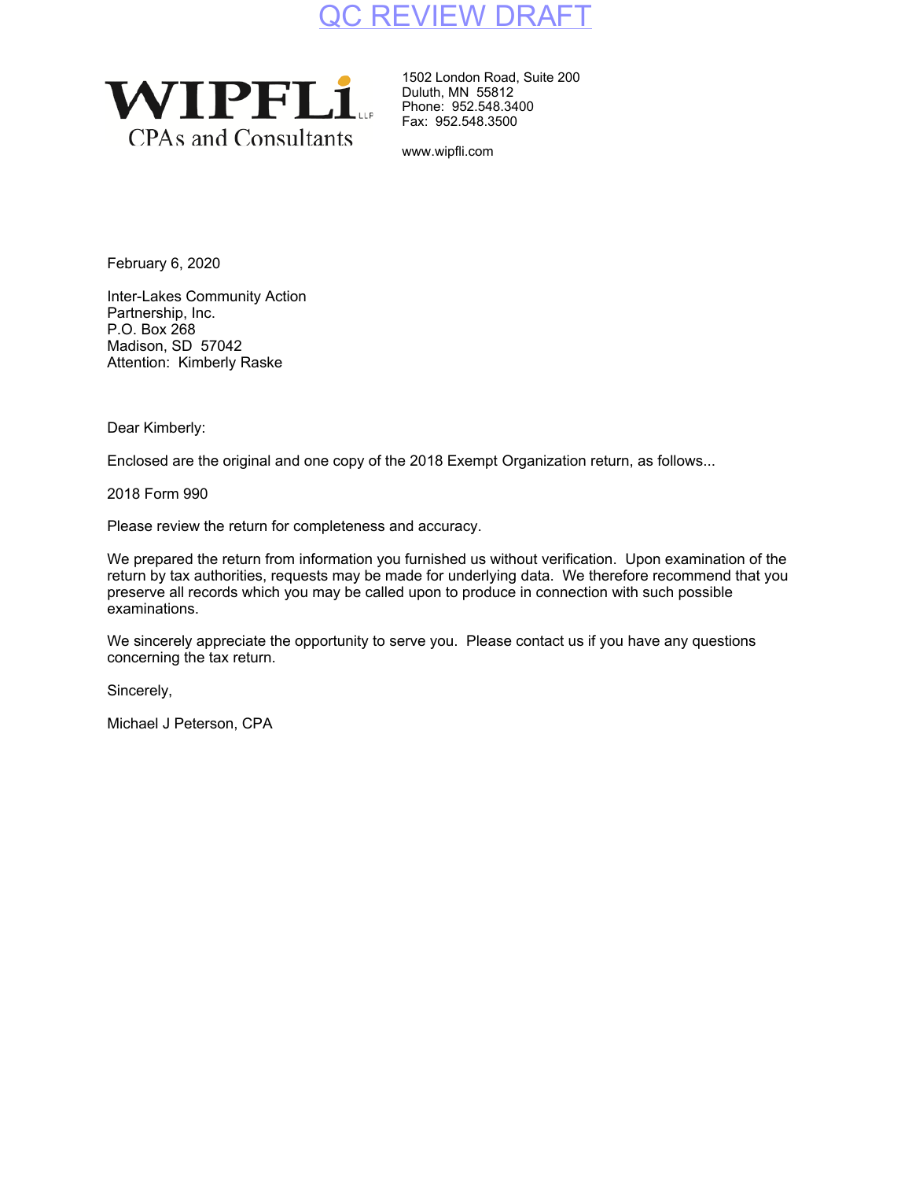QC REVIEW DRAFT

**WIPFLi** LLP
CPAs and Consultants

1502 London Road, Suite 200
Duluth, MN 55812
Phone: 952.548.3400
Fax: 952.548.3500

www.wipfli.com

February 6, 2020

Inter-Lakes Community Action
Partnership, Inc.
P.O. Box 268
Madison, SD 57042
Attention: Kimberly Raske

Dear Kimberly:

Enclosed are the original and one copy of the 2018 Exempt Organization return, as follows...

2018 Form 990

Please review the return for completeness and accuracy.

We prepared the return from information you furnished us without verification. Upon examination of the return by tax authorities, requests may be made for underlying data. We therefore recommend that you preserve all records which you may be called upon to produce in connection with such possible examinations.

We sincerely appreciate the opportunity to serve you. Please contact us if you have any questions concerning the tax return.

Sincerely,

Michael J Peterson, CPA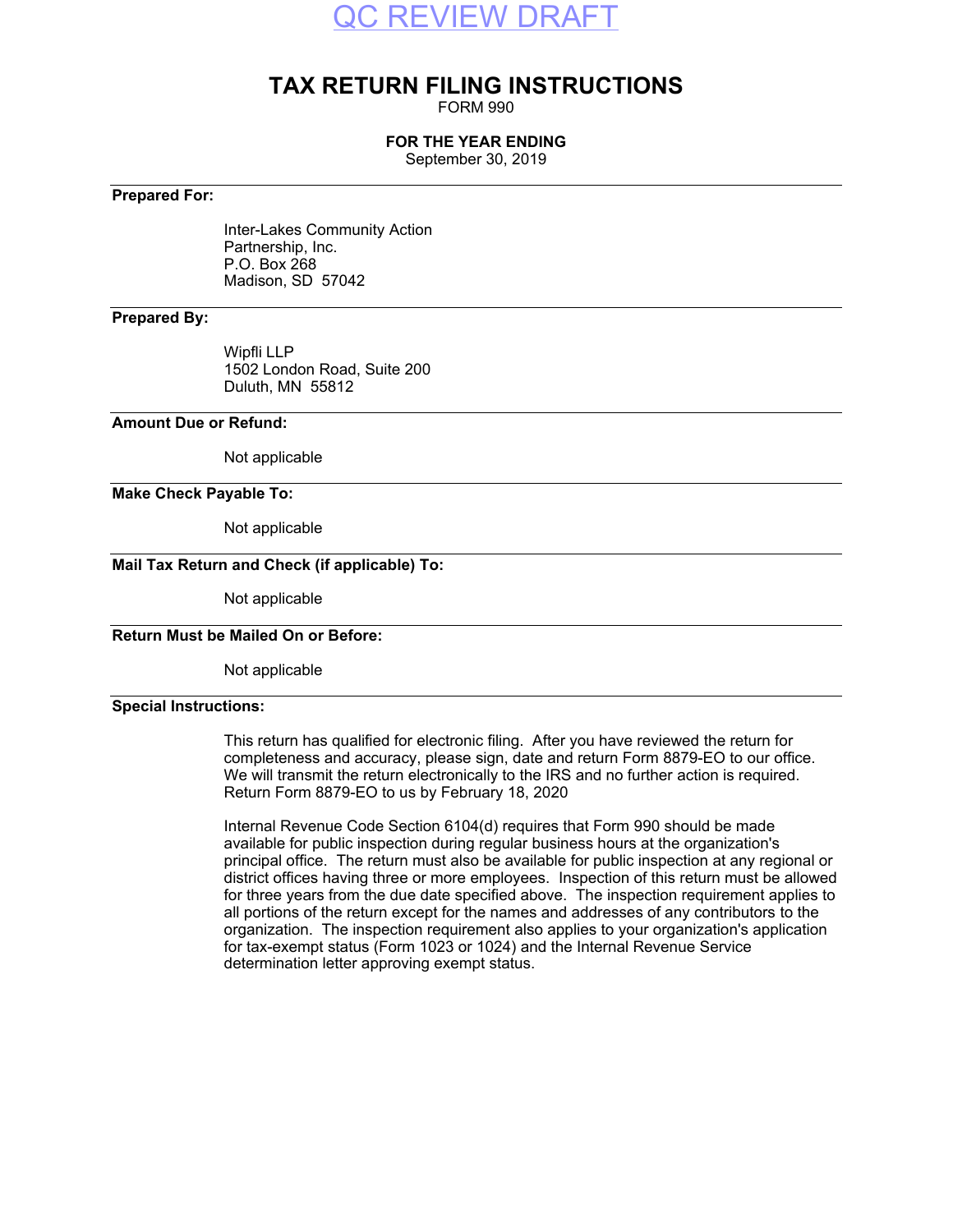QC REVIEW DRAFT

# TAX RETURN FILING INSTRUCTIONS

FORM 990

**FOR THE YEAR ENDING**

September 30, 2019

**Prepared For:**

Inter-Lakes Community Action
Partnership, Inc.
P.O. Box 268
Madison, SD 57042

**Prepared By:**

Wipfli LLP
1502 London Road, Suite 200
Duluth, MN 55812

**Amount Due or Refund:**

Not applicable

**Make Check Payable To:**

Not applicable

**Mail Tax Return and Check (if applicable) To:**

Not applicable

**Return Must be Mailed On or Before:**

Not applicable

**Special Instructions:**

This return has qualified for electronic filing. After you have reviewed the return for completeness and accuracy, please sign, date and return Form 8879-EO to our office. We will transmit the return electronically to the IRS and no further action is required. Return Form 8879-EO to us by February 18, 2020

Internal Revenue Code Section 6104(d) requires that Form 990 should be made available for public inspection during regular business hours at the organization's principal office. The return must also be available for public inspection at any regional or district offices having three or more employees. Inspection of this return must be allowed for three years from the due date specified above. The inspection requirement applies to all portions of the return except for the names and addresses of any contributors to the organization. The inspection requirement also applies to your organization's application for tax-exempt status (Form 1023 or 1024) and the Internal Revenue Service determination letter approving exempt status.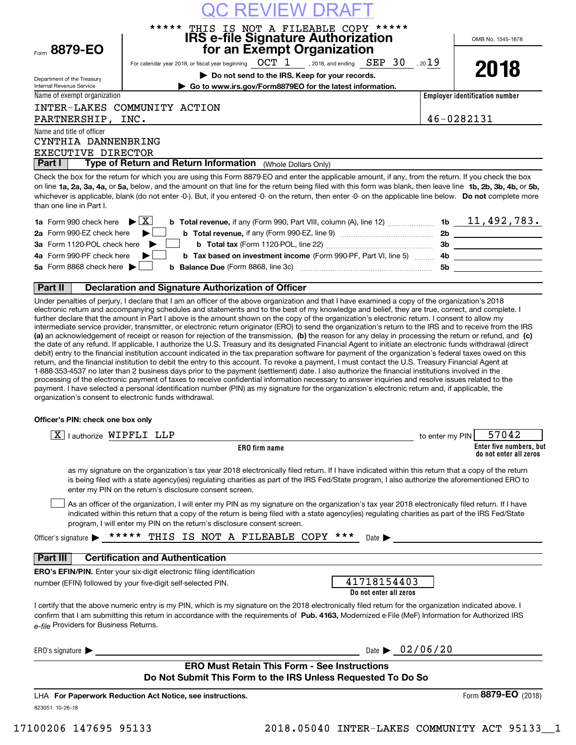QC REVIEW DRAFT

***** THIS IS NOT A FILEABLE COPY *****

Form **8879-EO**

Department of the Treasury
Internal Revenue Service

# IRS e-file Signature Authorization for an Exempt Organization

For calendar year 2018, or fiscal year beginning OCT 1 , 2018, and ending SEP 30 , 2019

▶ Do not send to the IRS. Keep for your records.

▶ Go to www.irs.gov/Form8879EO for the latest information.

OMB No. 1545-1878

**2018**

Name of exempt organization: INTER-LAKES COMMUNITY ACTION PARTNERSHIP, INC.

Employer identification number: 46-0282131

Name and title of officer: CYNTHIA DANNENBRING, EXECUTIVE DIRECTOR

## Part I Type of Return and Return Information (Whole Dollars Only)

Check the box for the return for which you are using this Form 8879-EO and enter the applicable amount, if any, from the return. If you check the box on line **1a, 2a, 3a, 4a,** or **5a,** below, and the amount on that line for the return being filed with this form was blank, then leave line **1b, 2b, 3b, 4b,** or **5b,** whichever is applicable, blank (do not enter -0-). But, if you entered -0- on the return, then enter -0- on the applicable line below. **Do not** complete more than one line in Part I.

| | | | | |
|---|---|---|---|---|
| **1a** Form 990 check here ▶ [X] | **b Total revenue,** if any (Form 990, Part VIII, column (A), line 12) | **1b** | 11,492,783. |
| **2a** Form 990-EZ check here ▶ [ ] | **b Total revenue,** if any (Form 990-EZ, line 9) | **2b** | |
| **3a** Form 1120-POL check here ▶ [ ] | **b Total tax** (Form 1120-POL, line 22) | **3b** | |
| **4a** Form 990-PF check here ▶ [ ] | **b Tax based on investment income** (Form 990-PF, Part VI, line 5) | **4b** | |
| **5a** Form 8868 check here ▶ [ ] | **b Balance Due** (Form 8868, line 3c) | **5b** | |

## Part II Declaration and Signature Authorization of Officer

Under penalties of perjury, I declare that I am an officer of the above organization and that I have examined a copy of the organization's 2018 electronic return and accompanying schedules and statements and to the best of my knowledge and belief, they are true, correct, and complete. I further declare that the amount in Part I above is the amount shown on the copy of the organization's electronic return. I consent to allow my intermediate service provider, transmitter, or electronic return originator (ERO) to send the organization's return to the IRS and to receive from the IRS **(a)** an acknowledgement of receipt or reason for rejection of the transmission, **(b)** the reason for any delay in processing the return or refund, and **(c)** the date of any refund. If applicable, I authorize the U.S. Treasury and its designated Financial Agent to initiate an electronic funds withdrawal (direct debit) entry to the financial institution account indicated in the tax preparation software for payment of the organization's federal taxes owed on this return, and the financial institution to debit the entry to this account. To revoke a payment, I must contact the U.S. Treasury Financial Agent at 1-888-353-4537 no later than 2 business days prior to the payment (settlement) date. I also authorize the financial institutions involved in the processing of the electronic payment of taxes to receive confidential information necessary to answer inquiries and resolve issues related to the payment. I have selected a personal identification number (PIN) as my signature for the organization's electronic return and, if applicable, the organization's consent to electronic funds withdrawal.

**Officer's PIN: check one box only**

[X] I authorize WIPFLI LLP (ERO firm name) to enter my PIN 57042 (Enter five numbers, but do not enter all zeros)

as my signature on the organization's tax year 2018 electronically filed return. If I have indicated within this return that a copy of the return is being filed with a state agency(ies) regulating charities as part of the IRS Fed/State program, I also authorize the aforementioned ERO to enter my PIN on the return's disclosure consent screen.

[ ] As an officer of the organization, I will enter my PIN as my signature on the organization's tax year 2018 electronically filed return. If I have indicated within this return that a copy of the return is being filed with a state agency(ies) regulating charities as part of the IRS Fed/State program, I will enter my PIN on the return's disclosure consent screen.

Officer's signature ▶ ***** THIS IS NOT A FILEABLE COPY *** Date ▶

## Part III Certification and Authentication

**ERO's EFIN/PIN.** Enter your six-digit electronic filing identification number (EFIN) followed by your five-digit self-selected PIN. 41718154403 (Do not enter all zeros)

I certify that the above numeric entry is my PIN, which is my signature on the 2018 electronically filed return for the organization indicated above. I confirm that I am submitting this return in accordance with the requirements of **Pub. 4163,** Modernized e-File (MeF) Information for Authorized IRS *e-file* Providers for Business Returns.

ERO's signature ▶ Date ▶ 02/06/20

**ERO Must Retain This Form - See Instructions**
**Do Not Submit This Form to the IRS Unless Requested To Do So**

LHA **For Paperwork Reduction Act Notice, see instructions.** Form **8879-EO** (2018)

823051 10-26-18

17100206 147695 95133 2018.05040 INTER-LAKES COMMUNITY ACT 95133__1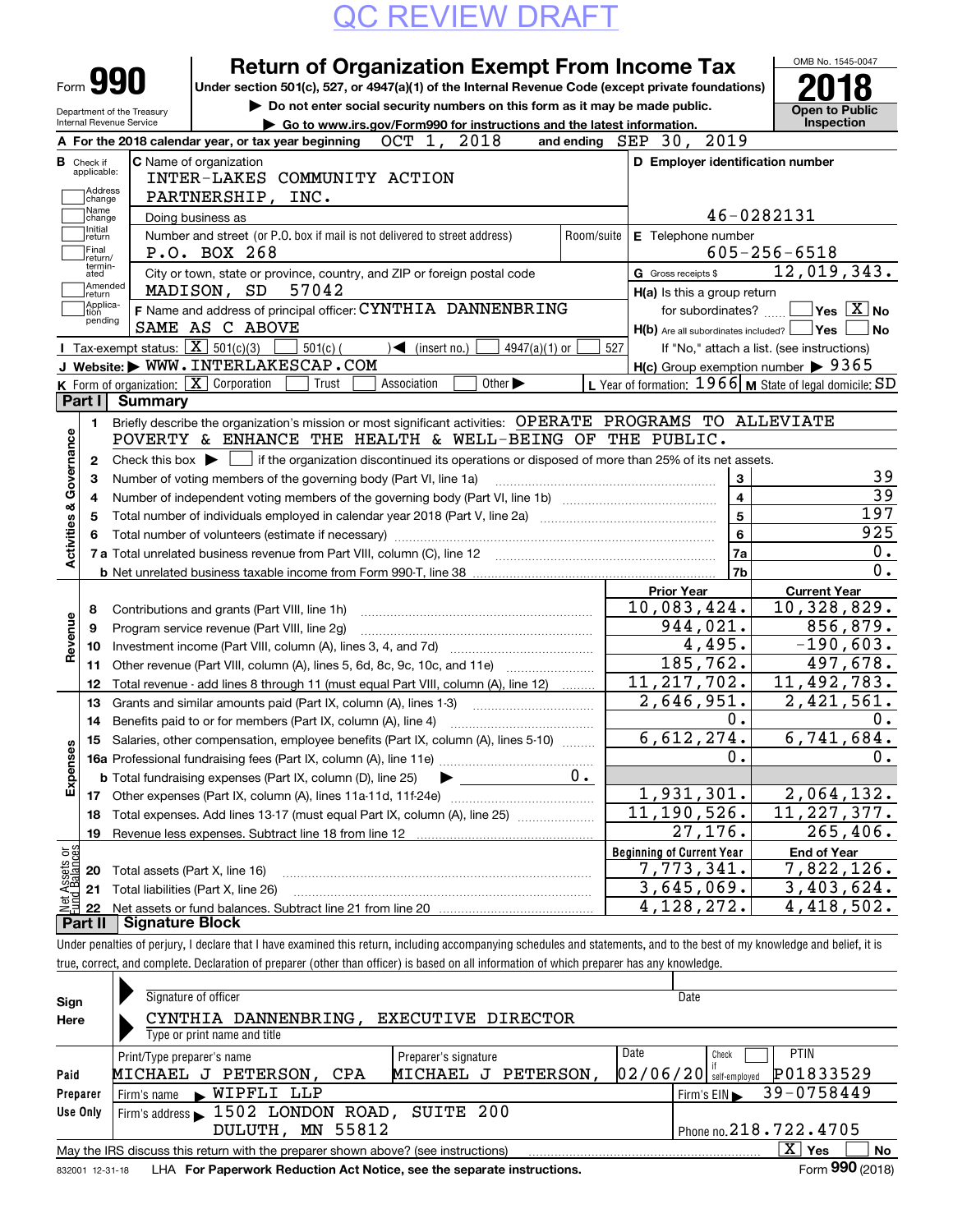QC REVIEW DRAFT

# Form 990 — Return of Organization Exempt From Income Tax (2018)

Under section 501(c), 527, or 4947(a)(1) of the Internal Revenue Code (except private foundations)

▶ Do not enter social security numbers on this form as it may be made public.

▶ Go to www.irs.gov/Form990 for instructions and the latest information.

Department of the Treasury, Internal Revenue Service — OMB No. 1545-0047 — Open to Public Inspection

**A** For the 2018 calendar year, or tax year beginning OCT 1, 2018 and ending SEP 30, 2019

**B** Check if applicable: ☐ Address change ☐ Name change ☐ Initial return ☐ Final return/terminated ☐ Amended return ☐ Application pending

**C** Name of organization: INTER-LAKES COMMUNITY ACTION PARTNERSHIP, INC.

Doing business as

Number and street (or P.O. box if mail is not delivered to street address): P.O. BOX 268 — Room/suite

City or town, state or province, country, and ZIP or foreign postal code: MADISON, SD 57042

**D** Employer identification number: 46-0282131

**E** Telephone number: 605-256-6518

**G** Gross receipts $ 12,019,343.

**F** Name and address of principal officer: CYNTHIA DANNENBRING, SAME AS C ABOVE

**H(a)** Is this a group return for subordinates? ☐ Yes ☒ No

**H(b)** Are all subordinates included? ☐ Yes ☐ No — If "No," attach a list. (see instructions)

**H(c)** Group exemption number ▶ 9365

**I** Tax-exempt status: ☒ 501(c)(3) ☐ 501(c) ( ) ◀ (insert no.) ☐ 4947(a)(1) or ☐ 527

**J** Website: ▶ WWW.INTERLAKESCAP.COM

**K** Form of organization: ☒ Corporation ☐ Trust ☐ Association ☐ Other ▶

**L** Year of formation: 1966 **M** State of legal domicile: SD

## Part I Summary

**Activities & Governance**

1 Briefly describe the organization's mission or most significant activities: OPERATE PROGRAMS TO ALLEVIATE POVERTY & ENHANCE THE HEALTH & WELL-BEING OF THE PUBLIC.

2 Check this box ▶ ☐ if the organization discontinued its operations or disposed of more than 25% of its net assets.

| | | | |
|---|---|---|---|
| 3 | Number of voting members of the governing body (Part VI, line 1a) | 3 | 39 |
| 4 | Number of independent voting members of the governing body (Part VI, line 1b) | 4 | 39 |
| 5 | Total number of individuals employed in calendar year 2018 (Part V, line 2a) | 5 | 197 |
| 6 | Total number of volunteers (estimate if necessary) | 6 | 925 |
| 7a | Total unrelated business revenue from Part VIII, column (C), line 12 | 7a | 0. |
| b | Net unrelated business taxable income from Form 990-T, line 38 | 7b | 0. |

| | | Prior Year | Current Year |
|---|---|---|---|
| **Revenue** | | | |
| 8 | Contributions and grants (Part VIII, line 1h) | 10,083,424. | 10,328,829. |
| 9 | Program service revenue (Part VIII, line 2g) | 944,021. | 856,879. |
| 10 | Investment income (Part VIII, column (A), lines 3, 4, and 7d) | 4,495. | -190,603. |
| 11 | Other revenue (Part VIII, column (A), lines 5, 6d, 8c, 9c, 10c, and 11e) | 185,762. | 497,678. |
| 12 | Total revenue - add lines 8 through 11 (must equal Part VIII, column (A), line 12) | 11,217,702. | 11,492,783. |
| **Expenses** | | | |
| 13 | Grants and similar amounts paid (Part IX, column (A), lines 1-3) | 2,646,951. | 2,421,561. |
| 14 | Benefits paid to or for members (Part IX, column (A), line 4) | 0. | 0. |
| 15 | Salaries, other compensation, employee benefits (Part IX, column (A), lines 5-10) | 6,612,274. | 6,741,684. |
| 16a | Professional fundraising fees (Part IX, column (A), line 11e) | 0. | 0. |
| b | Total fundraising expenses (Part IX, column (D), line 25) ▶ 0. | | |
| 17 | Other expenses (Part IX, column (A), lines 11a-11d, 11f-24e) | 1,931,301. | 2,064,132. |
| 18 | Total expenses. Add lines 13-17 (must equal Part IX, column (A), line 25) | 11,190,526. | 11,227,377. |
| 19 | Revenue less expenses. Subtract line 18 from line 12 | 27,176. | 265,406. |

| **Net Assets or Fund Balances** | | Beginning of Current Year | End of Year |
|---|---|---|---|
| 20 | Total assets (Part X, line 16) | 7,773,341. | 7,822,126. |
| 21 | Total liabilities (Part X, line 26) | 3,645,069. | 3,403,624. |
| 22 | Net assets or fund balances. Subtract line 21 from line 20 | 4,128,272. | 4,418,502. |

## Part II Signature Block

Under penalties of perjury, I declare that I have examined this return, including accompanying schedules and statements, and to the best of my knowledge and belief, it is true, correct, and complete. Declaration of preparer (other than officer) is based on all information of which preparer has any knowledge.

**Sign Here**

Signature of officer — Date

CYNTHIA DANNENBRING, EXECUTIVE DIRECTOR

Type or print name and title

**Paid Preparer Use Only**

| Print/Type preparer's name | Preparer's signature | Date | Check ☐ if self-employed | PTIN |
|---|---|---|---|---|
| MICHAEL J PETERSON, CPA | MICHAEL J PETERSON, | 02/06/20 | | P01833529 |

Firm's name ▶ WIPFLI LLP — Firm's EIN ▶ 39-0758449

Firm's address ▶ 1502 LONDON ROAD, SUITE 200, DULUTH, MN 55812 — Phone no. 218.722.4705

May the IRS discuss this return with the preparer shown above? (see instructions) ☒ Yes ☐ No

832001 12-31-18 LHA For Paperwork Reduction Act Notice, see the separate instructions. Form 990 (2018)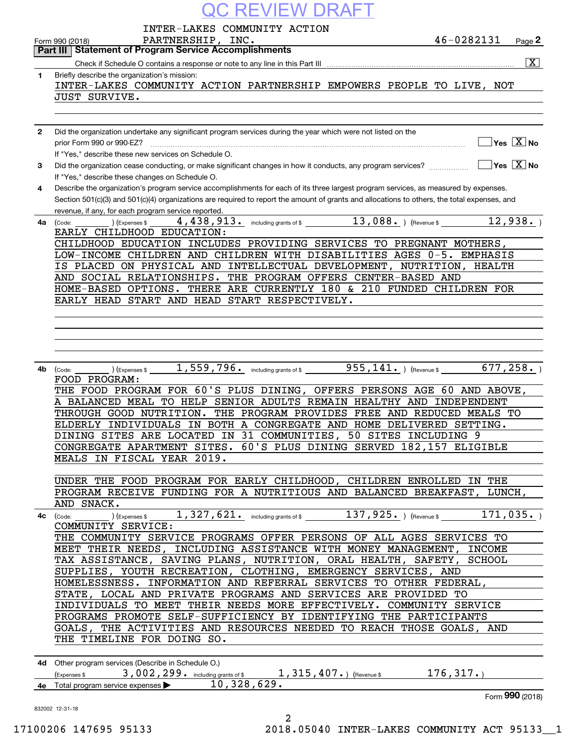QC REVIEW DRAFT

Form 990 (2018) INTER-LAKES COMMUNITY ACTION PARTNERSHIP, INC. 46-0282131

## Part III Statement of Program Service Accomplishments

Check if Schedule O contains a response or note to any line in this Part III [X]

**1** Briefly describe the organization's mission:

INTER-LAKES COMMUNITY ACTION PARTNERSHIP EMPOWERS PEOPLE TO LIVE, NOT JUST SURVIVE.

**2** Did the organization undertake any significant program services during the year which were not listed on the prior Form 990 or 990-EZ? [ ] Yes [X] No

If "Yes," describe these new services on Schedule O.

**3** Did the organization cease conducting, or make significant changes in how it conducts, any program services? [ ] Yes [X] No

If "Yes," describe these changes on Schedule O.

**4** Describe the organization's program service accomplishments for each of its three largest program services, as measured by expenses. Section 501(c)(3) and 501(c)(4) organizations are required to report the amount of grants and allocations to others, the total expenses, and revenue, if any, for each program service reported.

**4a** (Code: ) (Expenses $ 4,438,913. including grants of $ 13,088. ) (Revenue $ 12,938. )

EARLY CHILDHOOD EDUCATION:
CHILDHOOD EDUCATION INCLUDES PROVIDING SERVICES TO PREGNANT MOTHERS, LOW-INCOME CHILDREN AND CHILDREN WITH DISABILITIES AGES 0-5. EMPHASIS IS PLACED ON PHYSICAL AND INTELLECTUAL DEVELOPMENT, NUTRITION, HEALTH AND SOCIAL RELATIONSHIPS. THE PROGRAM OFFERS CENTER-BASED AND HOME-BASED OPTIONS. THERE ARE CURRENTLY 180 & 210 FUNDED CHILDREN FOR EARLY HEAD START AND HEAD START RESPECTIVELY.

**4b** (Code: ) (Expenses $ 1,559,796. including grants of $ 955,141. ) (Revenue $ 677,258. )

FOOD PROGRAM:
THE FOOD PROGRAM FOR 60'S PLUS DINING, OFFERS PERSONS AGE 60 AND ABOVE, A BALANCED MEAL TO HELP SENIOR ADULTS REMAIN HEALTHY AND INDEPENDENT THROUGH GOOD NUTRITION. THE PROGRAM PROVIDES FREE AND REDUCED MEALS TO ELDERLY INDIVIDUALS IN BOTH A CONGREGATE AND HOME DELIVERED SETTING. DINING SITES ARE LOCATED IN 31 COMMUNITIES, 50 SITES INCLUDING 9 CONGREGATE APARTMENT SITES. 60'S PLUS DINING SERVED 182,157 ELIGIBLE MEALS IN FISCAL YEAR 2019.

UNDER THE FOOD PROGRAM FOR EARLY CHILDHOOD, CHILDREN ENROLLED IN THE PROGRAM RECEIVE FUNDING FOR A NUTRITIOUS AND BALANCED BREAKFAST, LUNCH, AND SNACK.

**4c** (Code: ) (Expenses $ 1,327,621. including grants of $ 137,925. ) (Revenue $ 171,035. )

COMMUNITY SERVICE:
THE COMMUNITY SERVICE PROGRAMS OFFER PERSONS OF ALL AGES SERVICES TO MEET THEIR NEEDS, INCLUDING ASSISTANCE WITH MONEY MANAGEMENT, INCOME TAX ASSISTANCE, SAVING PLANS, NUTRITION, ORAL HEALTH, SAFETY, SCHOOL SUPPLIES, YOUTH RECREATION, CLOTHING, EMERGENCY SERVICES, AND HOMELESSNESS. INFORMATION AND REFERRAL SERVICES TO OTHER FEDERAL, STATE, LOCAL AND PRIVATE PROGRAMS AND SERVICES ARE PROVIDED TO INDIVIDUALS TO MEET THEIR NEEDS MORE EFFECTIVELY. COMMUNITY SERVICE PROGRAMS PROMOTE SELF-SUFFICIENCY BY IDENTIFYING THE PARTICIPANTS GOALS, THE ACTIVITIES AND RESOURCES NEEDED TO REACH THOSE GOALS, AND THE TIMELINE FOR DOING SO.

**4d** Other program services (Describe in Schedule O.)

(Expenses $ 3,002,299. including grants of $ 1,315,407. ) (Revenue $ 176,317. )

**4e** Total program service expenses ▶ 10,328,629.

Form **990** (2018)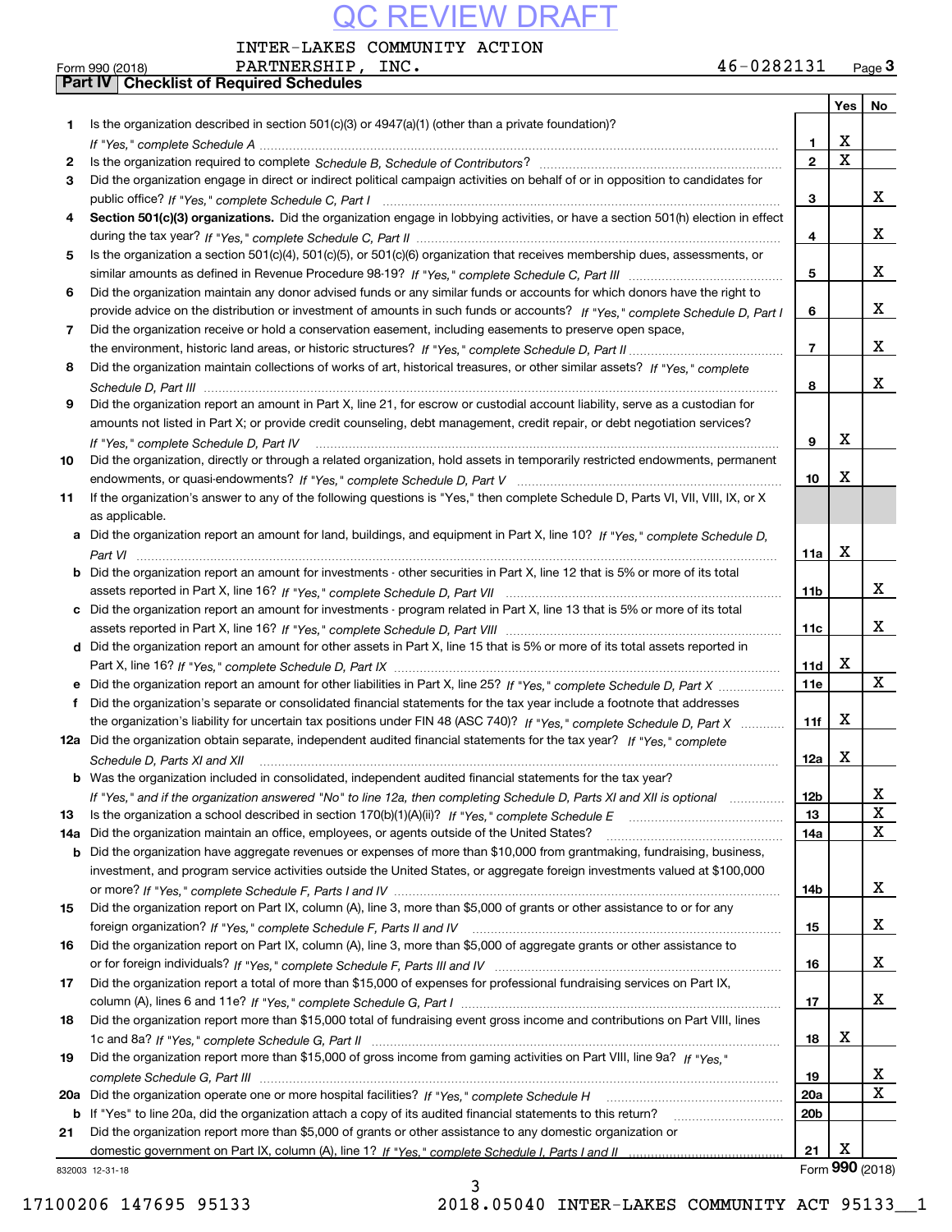QC REVIEW DRAFT

INTER-LAKES COMMUNITY ACTION PARTNERSHIP, INC. 46-0282131

Form 990 (2018) Page 3

## Part IV Checklist of Required Schedules

| | | | Yes | No |
|---|---|---|---|---|
| 1 | Is the organization described in section 501(c)(3) or 4947(a)(1) (other than a private foundation)? *If "Yes," complete Schedule A* | 1 | X | |
| 2 | Is the organization required to complete *Schedule B, Schedule of Contributors*? | 2 | X | |
| 3 | Did the organization engage in direct or indirect political campaign activities on behalf of or in opposition to candidates for public office? *If "Yes," complete Schedule C, Part I* | 3 | | X |
| 4 | **Section 501(c)(3) organizations.** Did the organization engage in lobbying activities, or have a section 501(h) election in effect during the tax year? *If "Yes," complete Schedule C, Part II* | 4 | | X |
| 5 | Is the organization a section 501(c)(4), 501(c)(5), or 501(c)(6) organization that receives membership dues, assessments, or similar amounts as defined in Revenue Procedure 98-19? *If "Yes," complete Schedule C, Part III* | 5 | | X |
| 6 | Did the organization maintain any donor advised funds or any similar funds or accounts for which donors have the right to provide advice on the distribution or investment of amounts in such funds or accounts? *If "Yes," complete Schedule D, Part I* | 6 | | X |
| 7 | Did the organization receive or hold a conservation easement, including easements to preserve open space, the environment, historic land areas, or historic structures? *If "Yes," complete Schedule D, Part II* | 7 | | X |
| 8 | Did the organization maintain collections of works of art, historical treasures, or other similar assets? *If "Yes," complete Schedule D, Part III* | 8 | | X |
| 9 | Did the organization report an amount in Part X, line 21, for escrow or custodial account liability, serve as a custodian for amounts not listed in Part X; or provide credit counseling, debt management, credit repair, or debt negotiation services? *If "Yes," complete Schedule D, Part IV* | 9 | X | |
| 10 | Did the organization, directly or through a related organization, hold assets in temporarily restricted endowments, permanent endowments, or quasi-endowments? *If "Yes," complete Schedule D, Part V* | 10 | X | |
| 11 | If the organization's answer to any of the following questions is "Yes," then complete Schedule D, Parts VI, VII, VIII, IX, or X as applicable. | | | |
| a | Did the organization report an amount for land, buildings, and equipment in Part X, line 10? *If "Yes," complete Schedule D, Part VI* | 11a | X | |
| b | Did the organization report an amount for investments - other securities in Part X, line 12 that is 5% or more of its total assets reported in Part X, line 16? *If "Yes," complete Schedule D, Part VII* | 11b | | X |
| c | Did the organization report an amount for investments - program related in Part X, line 13 that is 5% or more of its total assets reported in Part X, line 16? *If "Yes," complete Schedule D, Part VIII* | 11c | | X |
| d | Did the organization report an amount for other assets in Part X, line 15 that is 5% or more of its total assets reported in Part X, line 16? *If "Yes," complete Schedule D, Part IX* | 11d | X | |
| e | Did the organization report an amount for other liabilities in Part X, line 25? *If "Yes," complete Schedule D, Part X* | 11e | | X |
| f | Did the organization's separate or consolidated financial statements for the tax year include a footnote that addresses the organization's liability for uncertain tax positions under FIN 48 (ASC 740)? *If "Yes," complete Schedule D, Part X* | 11f | X | |
| 12a | Did the organization obtain separate, independent audited financial statements for the tax year? *If "Yes," complete Schedule D, Parts XI and XII* | 12a | X | |
| b | Was the organization included in consolidated, independent audited financial statements for the tax year? *If "Yes," and if the organization answered "No" to line 12a, then completing Schedule D, Parts XI and XII is optional* | 12b | | X |
| 13 | Is the organization a school described in section 170(b)(1)(A)(ii)? *If "Yes," complete Schedule E* | 13 | | X |
| 14a | Did the organization maintain an office, employees, or agents outside of the United States? | 14a | | X |
| b | Did the organization have aggregate revenues or expenses of more than $10,000 from grantmaking, fundraising, business, investment, and program service activities outside the United States, or aggregate foreign investments valued at $100,000 or more? *If "Yes," complete Schedule F, Parts I and IV* | 14b | | X |
| 15 | Did the organization report on Part IX, column (A), line 3, more than $5,000 of grants or other assistance to or for any foreign organization? *If "Yes," complete Schedule F, Parts II and IV* | 15 | | X |
| 16 | Did the organization report on Part IX, column (A), line 3, more than $5,000 of aggregate grants or other assistance to or for foreign individuals? *If "Yes," complete Schedule F, Parts III and IV* | 16 | | X |
| 17 | Did the organization report a total of more than $15,000 of expenses for professional fundraising services on Part IX, column (A), lines 6 and 11e? *If "Yes," complete Schedule G, Part I* | 17 | | X |
| 18 | Did the organization report more than $15,000 total of fundraising event gross income and contributions on Part VIII, lines 1c and 8a? *If "Yes," complete Schedule G, Part II* | 18 | X | |
| 19 | Did the organization report more than $15,000 of gross income from gaming activities on Part VIII, line 9a? *If "Yes," complete Schedule G, Part III* | 19 | | X |
| 20a | Did the organization operate one or more hospital facilities? *If "Yes," complete Schedule H* | 20a | | X |
| b | If "Yes" to line 20a, did the organization attach a copy of its audited financial statements to this return? | 20b | | |
| 21 | Did the organization report more than $5,000 of grants or other assistance to any domestic organization or domestic government on Part IX, column (A), line 1? *If "Yes," complete Schedule I, Parts I and II* | 21 | X | |

832003 12-31-18 Form **990** (2018)

17100206 147695 95133 2018.05040 INTER-LAKES COMMUNITY ACT 95133__1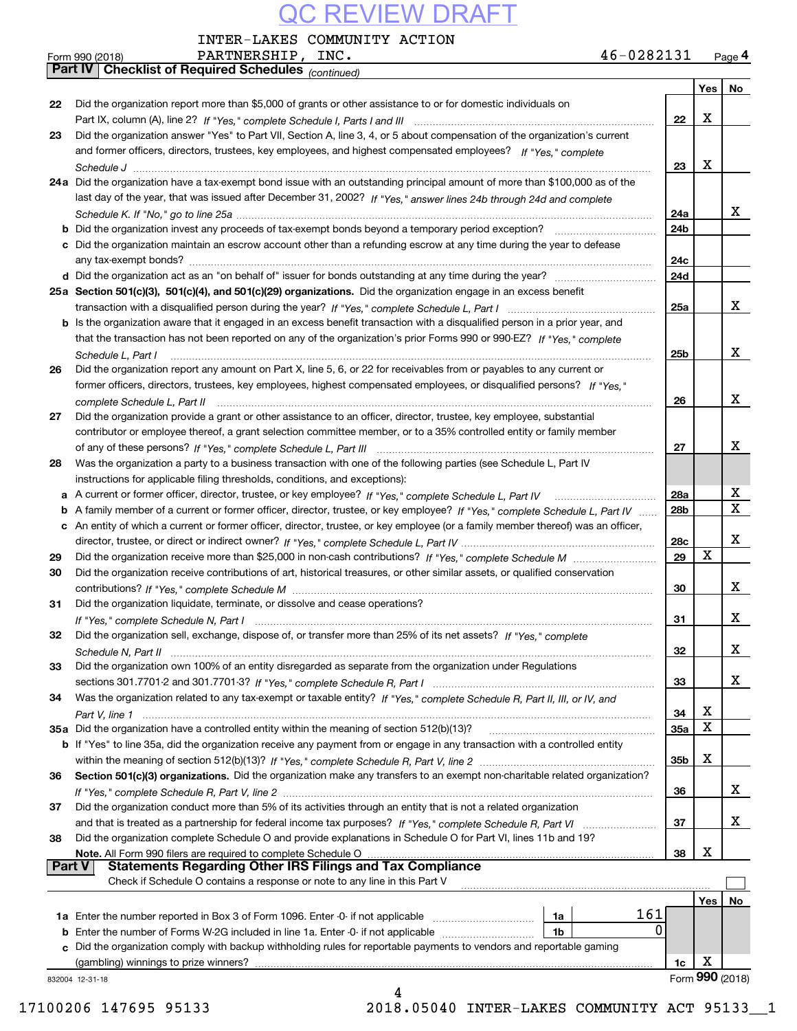QC REVIEW DRAFT

INTER-LAKES COMMUNITY ACTION PARTNERSHIP, INC.

Form 990 (2018) 46-0282131 Page 4

**Part IV Checklist of Required Schedules** *(continued)*

| | | | Yes | No |
|---|---|---|---|---|
| 22 | Did the organization report more than $5,000 of grants or other assistance to or for domestic individuals on Part IX, column (A), line 2? *If "Yes," complete Schedule I, Parts I and III* | 22 | X | |
| 23 | Did the organization answer "Yes" to Part VII, Section A, line 3, 4, or 5 about compensation of the organization's current and former officers, directors, trustees, key employees, and highest compensated employees? *If "Yes," complete Schedule J* | 23 | X | |
| 24a | Did the organization have a tax-exempt bond issue with an outstanding principal amount of more than $100,000 as of the last day of the year, that was issued after December 31, 2002? *If "Yes," answer lines 24b through 24d and complete Schedule K. If "No," go to line 25a* | 24a | | X |
| b | Did the organization invest any proceeds of tax-exempt bonds beyond a temporary period exception? | 24b | | |
| c | Did the organization maintain an escrow account other than a refunding escrow at any time during the year to defease any tax-exempt bonds? | 24c | | |
| d | Did the organization act as an "on behalf of" issuer for bonds outstanding at any time during the year? | 24d | | |
| 25a | **Section 501(c)(3), 501(c)(4), and 501(c)(29) organizations.** Did the organization engage in an excess benefit transaction with a disqualified person during the year? *If "Yes," complete Schedule L, Part I* | 25a | | X |
| b | Is the organization aware that it engaged in an excess benefit transaction with a disqualified person in a prior year, and that the transaction has not been reported on any of the organization's prior Forms 990 or 990-EZ? *If "Yes," complete Schedule L, Part I* | 25b | | X |
| 26 | Did the organization report any amount on Part X, line 5, 6, or 22 for receivables from or payables to any current or former officers, directors, trustees, key employees, highest compensated employees, or disqualified persons? *If "Yes," complete Schedule L, Part II* | 26 | | X |
| 27 | Did the organization provide a grant or other assistance to an officer, director, trustee, key employee, substantial contributor or employee thereof, a grant selection committee member, or to a 35% controlled entity or family member of any of these persons? *If "Yes," complete Schedule L, Part III* | 27 | | X |
| 28 | Was the organization a party to a business transaction with one of the following parties (see Schedule L, Part IV instructions for applicable filing thresholds, conditions, and exceptions): | | | |
| a | A current or former officer, director, trustee, or key employee? *If "Yes," complete Schedule L, Part IV* | 28a | | X |
| b | A family member of a current or former officer, director, trustee, or key employee? *If "Yes," complete Schedule L, Part IV* | 28b | | X |
| c | An entity of which a current or former officer, director, trustee, or key employee (or a family member thereof) was an officer, director, trustee, or direct or indirect owner? *If "Yes," complete Schedule L, Part IV* | 28c | | X |
| 29 | Did the organization receive more than $25,000 in non-cash contributions? *If "Yes," complete Schedule M* | 29 | X | |
| 30 | Did the organization receive contributions of art, historical treasures, or other similar assets, or qualified conservation contributions? *If "Yes," complete Schedule M* | 30 | | X |
| 31 | Did the organization liquidate, terminate, or dissolve and cease operations? *If "Yes," complete Schedule N, Part I* | 31 | | X |
| 32 | Did the organization sell, exchange, dispose of, or transfer more than 25% of its net assets? *If "Yes," complete Schedule N, Part II* | 32 | | X |
| 33 | Did the organization own 100% of an entity disregarded as separate from the organization under Regulations sections 301.7701-2 and 301.7701-3? *If "Yes," complete Schedule R, Part I* | 33 | | X |
| 34 | Was the organization related to any tax-exempt or taxable entity? *If "Yes," complete Schedule R, Part II, III, or IV, and Part V, line 1* | 34 | X | |
| 35a | Did the organization have a controlled entity within the meaning of section 512(b)(13)? | 35a | X | |
| b | If "Yes" to line 35a, did the organization receive any payment from or engage in any transaction with a controlled entity within the meaning of section 512(b)(13)? *If "Yes," complete Schedule R, Part V, line 2* | 35b | X | |
| 36 | **Section 501(c)(3) organizations.** Did the organization make any transfers to an exempt non-charitable related organization? *If "Yes," complete Schedule R, Part V, line 2* | 36 | | X |
| 37 | Did the organization conduct more than 5% of its activities through an entity that is not a related organization and that is treated as a partnership for federal income tax purposes? *If "Yes," complete Schedule R, Part VI* | 37 | | X |
| 38 | Did the organization complete Schedule O and provide explanations in Schedule O for Part VI, lines 11b and 19? **Note.** All Form 990 filers are required to complete Schedule O | 38 | X | |

**Part V Statements Regarding Other IRS Filings and Tax Compliance**

Check if Schedule O contains a response or note to any line in this Part V ☐

| | | | | | Yes | No |
|---|---|---|---|---|---|---|
| 1a | Enter the number reported in Box 3 of Form 1096. Enter -0- if not applicable | 1a | 161 | | | |
| b | Enter the number of Forms W-2G included in line 1a. Enter -0- if not applicable | 1b | 0 | | | |
| c | Did the organization comply with backup withholding rules for reportable payments to vendors and reportable gaming (gambling) winnings to prize winners? | | | 1c | X | |

832004 12-31-18

Form **990** (2018)

17100206 147695 95133 2018.05040 INTER-LAKES COMMUNITY ACT 95133__1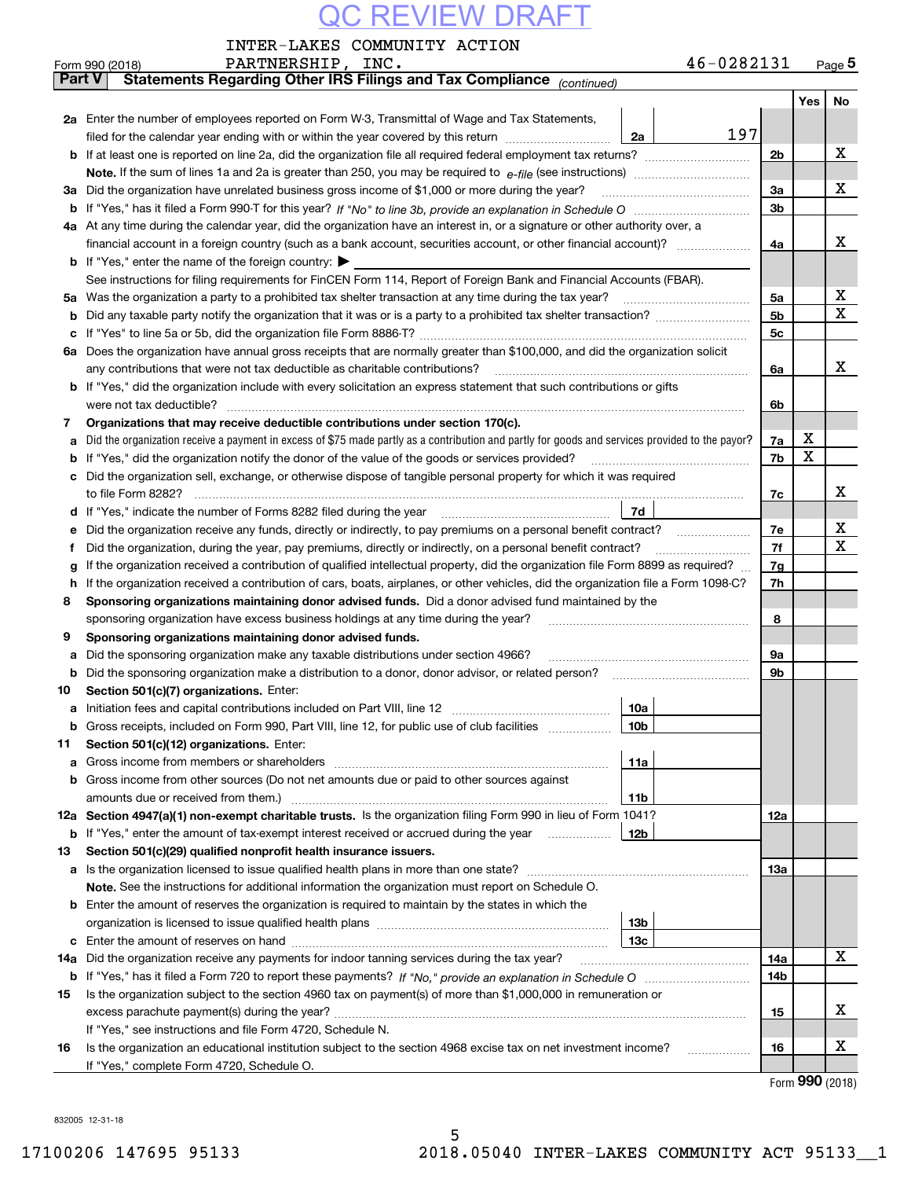QC REVIEW DRAFT

INTER-LAKES COMMUNITY ACTION PARTNERSHIP, INC. 46-0282131

Form 990 (2018) Page 5

**Part V Statements Regarding Other IRS Filings and Tax Compliance** *(continued)*

| | | | | Yes | No |
|---|---|---|---|---|---|
| **2a** | Enter the number of employees reported on Form W-3, Transmittal of Wage and Tax Statements, filed for the calendar year ending with or within the year covered by this return | 2a | 197 | | |
| **b** | If at least one is reported on line 2a, did the organization file all required federal employment tax returns? | | 2b | | X |
| | **Note.** If the sum of lines 1a and 2a is greater than 250, you may be required to *e-file* (see instructions) | | | | |
| **3a** | Did the organization have unrelated business gross income of $1,000 or more during the year? | | 3a | | X |
| **b** | If "Yes," has it filed a Form 990-T for this year? *If "No" to line 3b, provide an explanation in Schedule O* | | 3b | | |
| **4a** | At any time during the calendar year, did the organization have an interest in, or a signature or other authority over, a financial account in a foreign country (such as a bank account, securities account, or other financial account)? | | 4a | | X |
| **b** | If "Yes," enter the name of the foreign country: ▶ | | | | |
| | See instructions for filing requirements for FinCEN Form 114, Report of Foreign Bank and Financial Accounts (FBAR). | | | | |
| **5a** | Was the organization a party to a prohibited tax shelter transaction at any time during the tax year? | | 5a | | X |
| **b** | Did any taxable party notify the organization that it was or is a party to a prohibited tax shelter transaction? | | 5b | | X |
| **c** | If "Yes" to line 5a or 5b, did the organization file Form 8886-T? | | 5c | | |
| **6a** | Does the organization have annual gross receipts that are normally greater than $100,000, and did the organization solicit any contributions that were not tax deductible as charitable contributions? | | 6a | | X |
| **b** | If "Yes," did the organization include with every solicitation an express statement that such contributions or gifts were not tax deductible? | | 6b | | |
| **7** | **Organizations that may receive deductible contributions under section 170(c).** | | | | |
| **a** | Did the organization receive a payment in excess of $75 made partly as a contribution and partly for goods and services provided to the payor? | | 7a | X | |
| **b** | If "Yes," did the organization notify the donor of the value of the goods or services provided? | | 7b | X | |
| **c** | Did the organization sell, exchange, or otherwise dispose of tangible personal property for which it was required to file Form 8282? | | 7c | | X |
| **d** | If "Yes," indicate the number of Forms 8282 filed during the year | 7d | | | |
| **e** | Did the organization receive any funds, directly or indirectly, to pay premiums on a personal benefit contract? | | 7e | | X |
| **f** | Did the organization, during the year, pay premiums, directly or indirectly, on a personal benefit contract? | | 7f | | X |
| **g** | If the organization received a contribution of qualified intellectual property, did the organization file Form 8899 as required? | | 7g | | |
| **h** | If the organization received a contribution of cars, boats, airplanes, or other vehicles, did the organization file a Form 1098-C? | | 7h | | |
| **8** | **Sponsoring organizations maintaining donor advised funds.** Did a donor advised fund maintained by the sponsoring organization have excess business holdings at any time during the year? | | 8 | | |
| **9** | **Sponsoring organizations maintaining donor advised funds.** | | | | |
| **a** | Did the sponsoring organization make any taxable distributions under section 4966? | | 9a | | |
| **b** | Did the sponsoring organization make a distribution to a donor, donor advisor, or related person? | | 9b | | |
| **10** | **Section 501(c)(7) organizations.** Enter: | | | | |
| **a** | Initiation fees and capital contributions included on Part VIII, line 12 | 10a | | | |
| **b** | Gross receipts, included on Form 990, Part VIII, line 12, for public use of club facilities | 10b | | | |
| **11** | **Section 501(c)(12) organizations.** Enter: | | | | |
| **a** | Gross income from members or shareholders | 11a | | | |
| **b** | Gross income from other sources (Do not net amounts due or paid to other sources against amounts due or received from them.) | 11b | | | |
| **12a** | **Section 4947(a)(1) non-exempt charitable trusts.** Is the organization filing Form 990 in lieu of Form 1041? | | 12a | | |
| **b** | If "Yes," enter the amount of tax-exempt interest received or accrued during the year | 12b | | | |
| **13** | **Section 501(c)(29) qualified nonprofit health insurance issuers.** | | | | |
| **a** | Is the organization licensed to issue qualified health plans in more than one state? | | 13a | | |
| | **Note.** See the instructions for additional information the organization must report on Schedule O. | | | | |
| **b** | Enter the amount of reserves the organization is required to maintain by the states in which the organization is licensed to issue qualified health plans | 13b | | | |
| **c** | Enter the amount of reserves on hand | 13c | | | |
| **14a** | Did the organization receive any payments for indoor tanning services during the tax year? | | 14a | | X |
| **b** | If "Yes," has it filed a Form 720 to report these payments? *If "No," provide an explanation in Schedule O* | | 14b | | |
| **15** | Is the organization subject to the section 4960 tax on payment(s) of more than $1,000,000 in remuneration or excess parachute payment(s) during the year? | | 15 | | X |
| | If "Yes," see instructions and file Form 4720, Schedule N. | | | | |
| **16** | Is the organization an educational institution subject to the section 4968 excise tax on net investment income? | | 16 | | X |
| | If "Yes," complete Form 4720, Schedule O. | | | | |

Form **990** (2018)

832005 12-31-18

17100206 147695 95133 2018.05040 INTER-LAKES COMMUNITY ACT 95133__1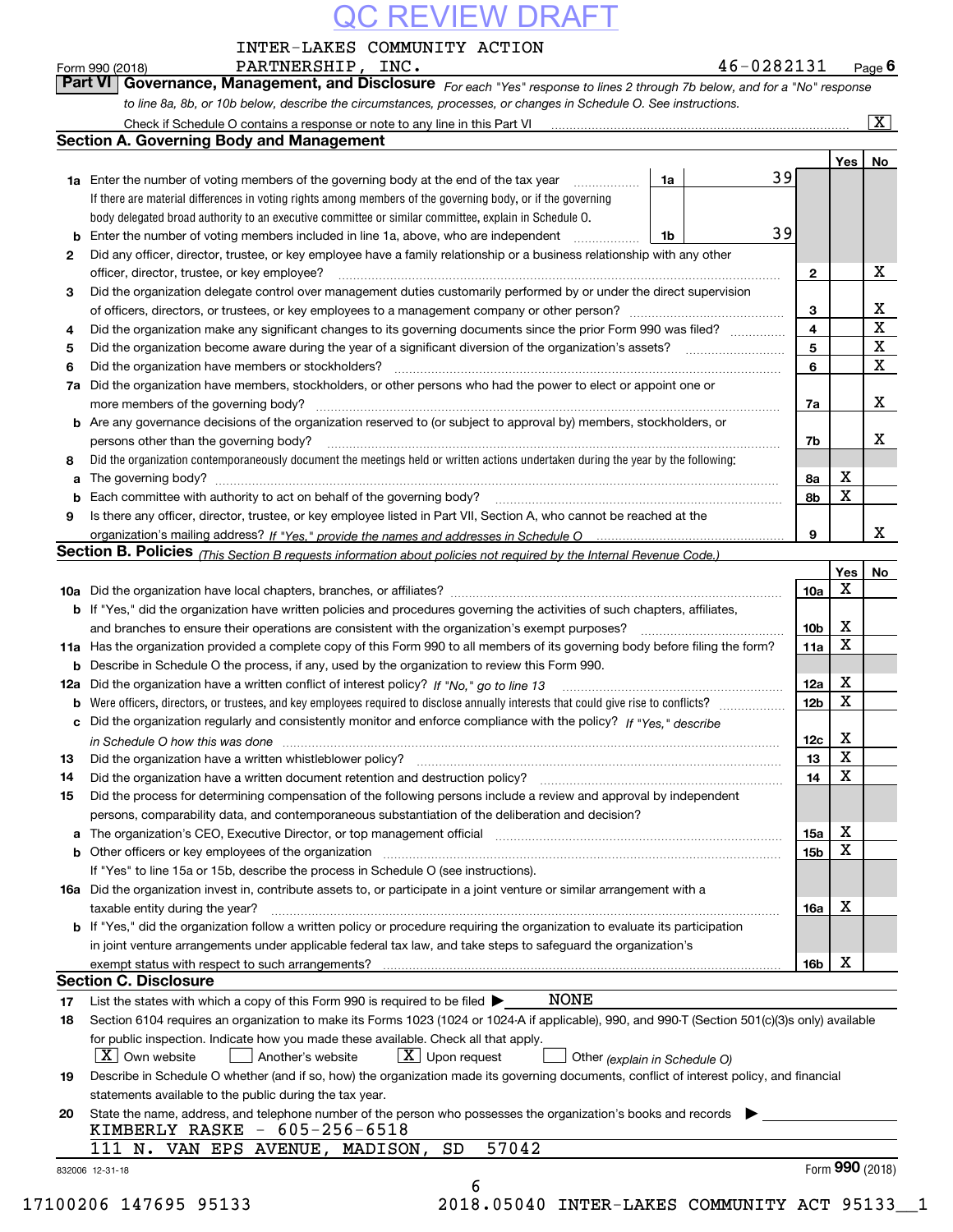QC REVIEW DRAFT

INTER-LAKES COMMUNITY ACTION PARTNERSHIP, INC. 46-0282131

Form 990 (2018) Page 6

## Part VI Governance, Management, and Disclosure

*For each "Yes" response to lines 2 through 7b below, and for a "No" response to line 8a, 8b, or 10b below, describe the circumstances, processes, or changes in Schedule O. See instructions.*

Check if Schedule O contains a response or note to any line in this Part VI ..... [X]

### Section A. Governing Body and Management

| | | | | Yes | No |
|---|---|---|---|---|---|
| 1a | Enter the number of voting members of the governing body at the end of the tax year ..... If there are material differences in voting rights among members of the governing body, or if the governing body delegated broad authority to an executive committee or similar committee, explain in Schedule O. | 1a | 39 | | |
| b | Enter the number of voting members included in line 1a, above, who are independent ..... | 1b | 39 | | |
| 2 | Did any officer, director, trustee, or key employee have a family relationship or a business relationship with any other officer, director, trustee, or key employee? ..... | 2 | | | X |
| 3 | Did the organization delegate control over management duties customarily performed by or under the direct supervision of officers, directors, or trustees, or key employees to a management company or other person? ..... | 3 | | | X |
| 4 | Did the organization make any significant changes to its governing documents since the prior Form 990 was filed? ..... | 4 | | | X |
| 5 | Did the organization become aware during the year of a significant diversion of the organization's assets? ..... | 5 | | | X |
| 6 | Did the organization have members or stockholders? ..... | 6 | | | X |
| 7a | Did the organization have members, stockholders, or other persons who had the power to elect or appoint one or more members of the governing body? ..... | 7a | | | X |
| b | Are any governance decisions of the organization reserved to (or subject to approval by) members, stockholders, or persons other than the governing body? ..... | 7b | | | X |
| 8 | Did the organization contemporaneously document the meetings held or written actions undertaken during the year by the following: | | | | |
| a | The governing body? ..... | 8a | | X | |
| b | Each committee with authority to act on behalf of the governing body? ..... | 8b | | X | |
| 9 | Is there any officer, director, trustee, or key employee listed in Part VII, Section A, who cannot be reached at the organization's mailing address? *If "Yes," provide the names and addresses in Schedule O* ..... | 9 | | | X |

### Section B. Policies *(This Section B requests information about policies not required by the Internal Revenue Code.)*

| | | | Yes | No |
|---|---|---|---|---|
| 10a | Did the organization have local chapters, branches, or affiliates? ..... | 10a | X | |
| b | If "Yes," did the organization have written policies and procedures governing the activities of such chapters, affiliates, and branches to ensure their operations are consistent with the organization's exempt purposes? ..... | 10b | X | |
| 11a | Has the organization provided a complete copy of this Form 990 to all members of its governing body before filing the form? | 11a | X | |
| b | Describe in Schedule O the process, if any, used by the organization to review this Form 990. | | | |
| 12a | Did the organization have a written conflict of interest policy? *If "No," go to line 13* ..... | 12a | X | |
| b | Were officers, directors, or trustees, and key employees required to disclose annually interests that could give rise to conflicts? ..... | 12b | X | |
| c | Did the organization regularly and consistently monitor and enforce compliance with the policy? *If "Yes," describe in Schedule O how this was done* ..... | 12c | X | |
| 13 | Did the organization have a written whistleblower policy? ..... | 13 | X | |
| 14 | Did the organization have a written document retention and destruction policy? ..... | 14 | X | |
| 15 | Did the process for determining compensation of the following persons include a review and approval by independent persons, comparability data, and contemporaneous substantiation of the deliberation and decision? | | | |
| a | The organization's CEO, Executive Director, or top management official ..... | 15a | X | |
| b | Other officers or key employees of the organization ..... | 15b | X | |
| | If "Yes" to line 15a or 15b, describe the process in Schedule O (see instructions). | | | |
| 16a | Did the organization invest in, contribute assets to, or participate in a joint venture or similar arrangement with a taxable entity during the year? ..... | 16a | X | |
| b | If "Yes," did the organization follow a written policy or procedure requiring the organization to evaluate its participation in joint venture arrangements under applicable federal tax law, and take steps to safeguard the organization's exempt status with respect to such arrangements? ..... | 16b | X | |

### Section C. Disclosure

17 List the states with which a copy of this Form 990 is required to be filed ▶ NONE

18 Section 6104 requires an organization to make its Forms 1023 (1024 or 1024-A if applicable), 990, and 990-T (Section 501(c)(3)s only) available for public inspection. Indicate how you made these available. Check all that apply.

[X] Own website [ ] Another's website [X] Upon request [ ] Other *(explain in Schedule O)*

19 Describe in Schedule O whether (and if so, how) the organization made its governing documents, conflict of interest policy, and financial statements available to the public during the tax year.

20 State the name, address, and telephone number of the person who possesses the organization's books and records ▶

KIMBERLY RASKE - 605-256-6518
111 N. VAN EPS AVENUE, MADISON, SD 57042

832006 12-31-18 Form 990 (2018)

17100206 147695 95133 2018.05040 INTER-LAKES COMMUNITY ACT 95133__1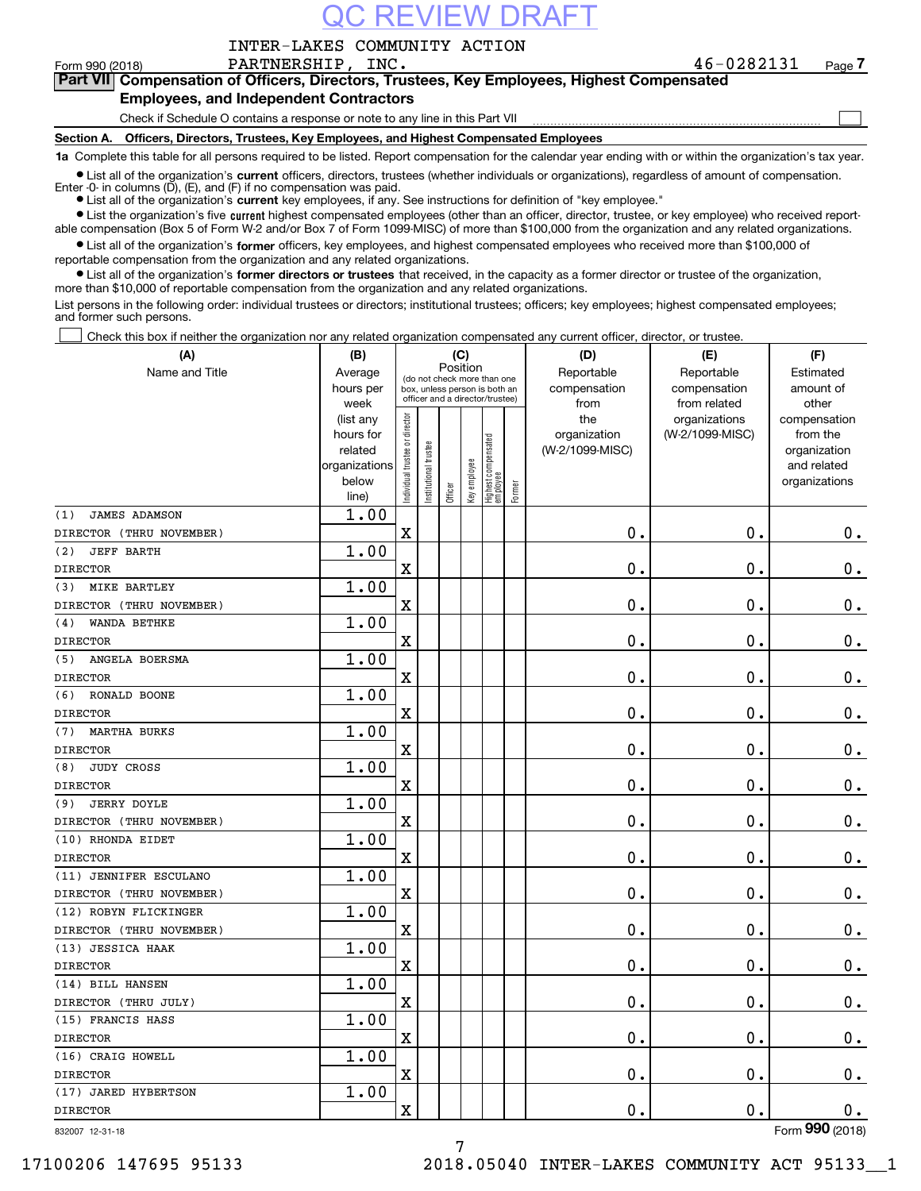QC REVIEW DRAFT

INTER-LAKES COMMUNITY ACTION PARTNERSHIP, INC. 46-0282131

Form 990 (2018) Page 7

## Part VII Compensation of Officers, Directors, Trustees, Key Employees, Highest Compensated Employees, and Independent Contractors

Check if Schedule O contains a response or note to any line in this Part VII ☐

**Section A. Officers, Directors, Trustees, Key Employees, and Highest Compensated Employees**

**1a** Complete this table for all persons required to be listed. Report compensation for the calendar year ending with or within the organization's tax year.

- List all of the organization's **current** officers, directors, trustees (whether individuals or organizations), regardless of amount of compensation. Enter -0- in columns (D), (E), and (F) if no compensation was paid.
- List all of the organization's **current** key employees, if any. See instructions for definition of "key employee."
- List the organization's five **current** highest compensated employees (other than an officer, director, trustee, or key employee) who received reportable compensation (Box 5 of Form W-2 and/or Box 7 of Form 1099-MISC) of more than $100,000 from the organization and any related organizations.
- List all of the organization's **former** officers, key employees, and highest compensated employees who received more than $100,000 of reportable compensation from the organization and any related organizations.
- List all of the organization's **former directors or trustees** that received, in the capacity as a former director or trustee of the organization, more than $10,000 of reportable compensation from the organization and any related organizations.

List persons in the following order: individual trustees or directors; institutional trustees; officers; key employees; highest compensated employees; and former such persons.

☐ Check this box if neither the organization nor any related organization compensated any current officer, director, or trustee.

| (A) Name and Title | (B) Average hours per week (list any hours for related organizations below line) | (C) Position (do not check more than one box, unless person is both an officer and a director/trustee) | | | | | | (D) Reportable compensation from the organization (W-2/1099-MISC) | (E) Reportable compensation from related organizations (W-2/1099-MISC) | (F) Estimated amount of other compensation from the organization and related organizations |
|---|---|---|---|---|---|---|---|---|---|---|
| | | Individual trustee or director | Institutional trustee | Officer | Key employee | Highest compensated employee | Former | | | |
| (1) JAMES ADAMSON<br>DIRECTOR (THRU NOVEMBER) | 1.00 | X | | | | | | 0. | 0. | 0. |
| (2) JEFF BARTH<br>DIRECTOR | 1.00 | X | | | | | | 0. | 0. | 0. |
| (3) MIKE BARTLEY<br>DIRECTOR (THRU NOVEMBER) | 1.00 | X | | | | | | 0. | 0. | 0. |
| (4) WANDA BETHKE<br>DIRECTOR | 1.00 | X | | | | | | 0. | 0. | 0. |
| (5) ANGELA BOERSMA<br>DIRECTOR | 1.00 | X | | | | | | 0. | 0. | 0. |
| (6) RONALD BOONE<br>DIRECTOR | 1.00 | X | | | | | | 0. | 0. | 0. |
| (7) MARTHA BURKS<br>DIRECTOR | 1.00 | X | | | | | | 0. | 0. | 0. |
| (8) JUDY CROSS<br>DIRECTOR | 1.00 | X | | | | | | 0. | 0. | 0. |
| (9) JERRY DOYLE<br>DIRECTOR (THRU NOVEMBER) | 1.00 | X | | | | | | 0. | 0. | 0. |
| (10) RHONDA EIDET<br>DIRECTOR | 1.00 | X | | | | | | 0. | 0. | 0. |
| (11) JENNIFER ESCULANO<br>DIRECTOR (THRU NOVEMBER) | 1.00 | X | | | | | | 0. | 0. | 0. |
| (12) ROBYN FLICKINGER<br>DIRECTOR (THRU NOVEMBER) | 1.00 | X | | | | | | 0. | 0. | 0. |
| (13) JESSICA HAAK<br>DIRECTOR | 1.00 | X | | | | | | 0. | 0. | 0. |
| (14) BILL HANSEN<br>DIRECTOR (THRU JULY) | 1.00 | X | | | | | | 0. | 0. | 0. |
| (15) FRANCIS HASS<br>DIRECTOR | 1.00 | X | | | | | | 0. | 0. | 0. |
| (16) CRAIG HOWELL<br>DIRECTOR | 1.00 | X | | | | | | 0. | 0. | 0. |
| (17) JARED HYBERTSON<br>DIRECTOR | 1.00 | X | | | | | | 0. | 0. | 0. |

832007 12-31-18 Form **990** (2018)

17100206 147695 95133 2018.05040 INTER-LAKES COMMUNITY ACT 95133__1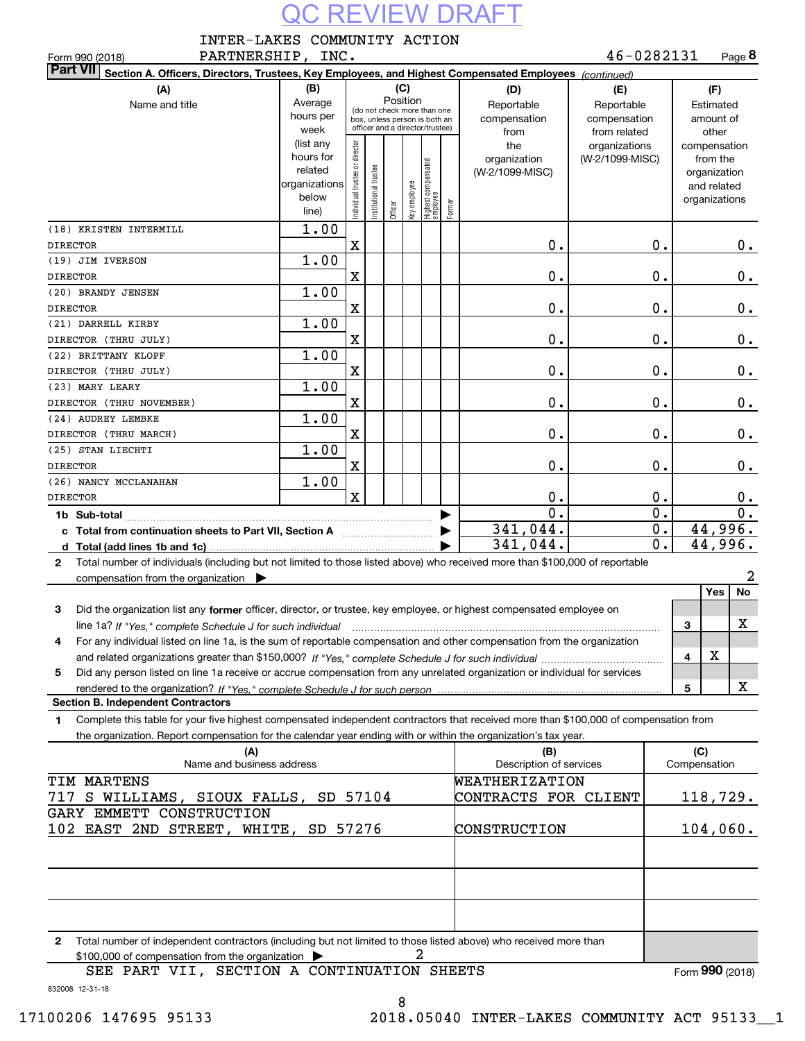QC REVIEW DRAFT

Form 990 (2018) INTER-LAKES COMMUNITY ACTION PARTNERSHIP, INC. 46-0282131

**Part VII** Section A. Officers, Directors, Trustees, Key Employees, and Highest Compensated Employees *(continued)*

| (A) Name and title | (B) Average hours per week (list any hours for related organizations below line) | (C) Position: Individual trustee or director | Institutional trustee | Officer | Key employee | Highest compensated employee | Former | (D) Reportable compensation from the organization (W-2/1099-MISC) | (E) Reportable compensation from related organizations (W-2/1099-MISC) | (F) Estimated amount of other compensation from the organization and related organizations |
|---|---|---|---|---|---|---|---|---|---|---|
| (18) KRISTEN INTERMILL<br>DIRECTOR | 1.00 | X | | | | | | 0. | 0. | 0. |
| (19) JIM IVERSON<br>DIRECTOR | 1.00 | X | | | | | | 0. | 0. | 0. |
| (20) BRANDY JENSEN<br>DIRECTOR | 1.00 | X | | | | | | 0. | 0. | 0. |
| (21) DARRELL KIRBY<br>DIRECTOR (THRU JULY) | 1.00 | X | | | | | | 0. | 0. | 0. |
| (22) BRITTANY KLOPF<br>DIRECTOR (THRU JULY) | 1.00 | X | | | | | | 0. | 0. | 0. |
| (23) MARY LEARY<br>DIRECTOR (THRU NOVEMBER) | 1.00 | X | | | | | | 0. | 0. | 0. |
| (24) AUDREY LEMBKE<br>DIRECTOR (THRU MARCH) | 1.00 | X | | | | | | 0. | 0. | 0. |
| (25) STAN LIECHTI<br>DIRECTOR | 1.00 | X | | | | | | 0. | 0. | 0. |
| (26) NANCY MCCLANAHAN<br>DIRECTOR | 1.00 | X | | | | | | 0. | 0. | 0. |
| **1b Sub-total** | | | | | | | | 0. | 0. | 0. |
| **c Total from continuation sheets to Part VII, Section A** | | | | | | | | 341,044. | 0. | 44,996. |
| **d Total (add lines 1b and 1c)** | | | | | | | | 341,044. | 0. | 44,996. |

2 Total number of individuals (including but not limited to those listed above) who received more than $100,000 of reportable compensation from the organization ▶ 2

| | | Yes | No |
|---|---|---|---|
| 3 Did the organization list any **former** officer, director, or trustee, key employee, or highest compensated employee on line 1a? *If "Yes," complete Schedule J for such individual* | 3 | | X |
| 4 For any individual listed on line 1a, is the sum of reportable compensation and other compensation from the organization and related organizations greater than $150,000? *If "Yes," complete Schedule J for such individual* | 4 | X | |
| 5 Did any person listed on line 1a receive or accrue compensation from any unrelated organization or individual for services rendered to the organization? *If "Yes," complete Schedule J for such person* | 5 | | X |

**Section B. Independent Contractors**

1 Complete this table for your five highest compensated independent contractors that received more than $100,000 of compensation from the organization. Report compensation for the calendar year ending with or within the organization's tax year.

| (A) Name and business address | (B) Description of services | (C) Compensation |
|---|---|---|
| TIM MARTENS<br>717 S WILLIAMS, SIOUX FALLS, SD 57104 | WEATHERIZATION CONTRACTS FOR CLIENT | 118,729. |
| GARY EMMETT CONSTRUCTION<br>102 EAST 2ND STREET, WHITE, SD 57276 | CONSTRUCTION | 104,060. |
| | | |
| | | |
| | | |

2 Total number of independent contractors (including but not limited to those listed above) who received more than $100,000 of compensation from the organization ▶ 2

SEE PART VII, SECTION A CONTINUATION SHEETS

Form **990** (2018)

832008 12-31-18

17100206 147695 95133 2018.05040 INTER-LAKES COMMUNITY ACT 95133__1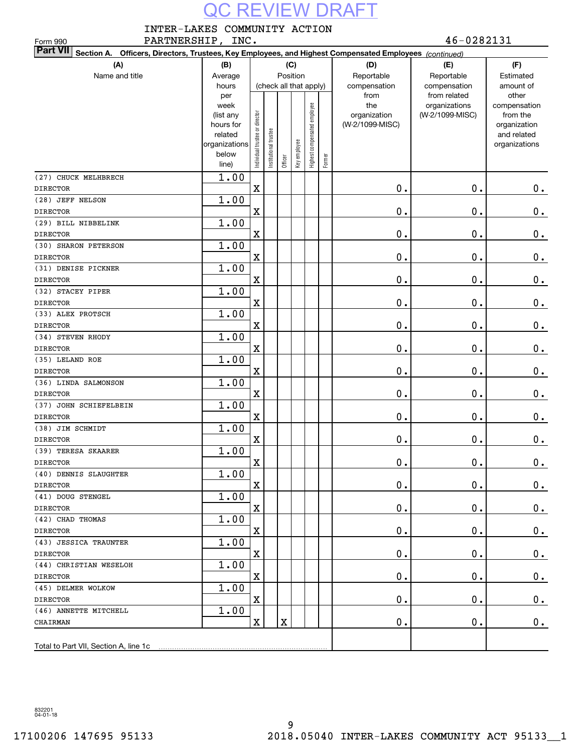QC REVIEW DRAFT

INTER-LAKES COMMUNITY ACTION PARTNERSHIP, INC.

Form 990

46-0282131

**Part VII** **Section A. Officers, Directors, Trustees, Key Employees, and Highest Compensated Employees** *(continued)*

| (A) Name and title | (B) Average hours per week (list any hours for related organizations below line) | (C) Position (check all that apply): Individual trustee or director | Institutional trustee | Officer | Key employee | Highest compensated employee | Former | (D) Reportable compensation from the organization (W-2/1099-MISC) | (E) Reportable compensation from related organizations (W-2/1099-MISC) | (F) Estimated amount of other compensation from the organization and related organizations |
|---|---|---|---|---|---|---|---|---|---|---|
| (27) CHUCK MELHBRECH<br>DIRECTOR | 1.00 | X | | | | | | 0. | 0. | 0. |
| (28) JEFF NELSON<br>DIRECTOR | 1.00 | X | | | | | | 0. | 0. | 0. |
| (29) BILL NIBBELINK<br>DIRECTOR | 1.00 | X | | | | | | 0. | 0. | 0. |
| (30) SHARON PETERSON<br>DIRECTOR | 1.00 | X | | | | | | 0. | 0. | 0. |
| (31) DENISE PICKNER<br>DIRECTOR | 1.00 | X | | | | | | 0. | 0. | 0. |
| (32) STACEY PIPER<br>DIRECTOR | 1.00 | X | | | | | | 0. | 0. | 0. |
| (33) ALEX PROTSCH<br>DIRECTOR | 1.00 | X | | | | | | 0. | 0. | 0. |
| (34) STEVEN RHODY<br>DIRECTOR | 1.00 | X | | | | | | 0. | 0. | 0. |
| (35) LELAND ROE<br>DIRECTOR | 1.00 | X | | | | | | 0. | 0. | 0. |
| (36) LINDA SALMONSON<br>DIRECTOR | 1.00 | X | | | | | | 0. | 0. | 0. |
| (37) JOHN SCHIEFELBEIN<br>DIRECTOR | 1.00 | X | | | | | | 0. | 0. | 0. |
| (38) JIM SCHMIDT<br>DIRECTOR | 1.00 | X | | | | | | 0. | 0. | 0. |
| (39) TERESA SKAARER<br>DIRECTOR | 1.00 | X | | | | | | 0. | 0. | 0. |
| (40) DENNIS SLAUGHTER<br>DIRECTOR | 1.00 | X | | | | | | 0. | 0. | 0. |
| (41) DOUG STENGEL<br>DIRECTOR | 1.00 | X | | | | | | 0. | 0. | 0. |
| (42) CHAD THOMAS<br>DIRECTOR | 1.00 | X | | | | | | 0. | 0. | 0. |
| (43) JESSICA TRAUNTER<br>DIRECTOR | 1.00 | X | | | | | | 0. | 0. | 0. |
| (44) CHRISTIAN WESELOH<br>DIRECTOR | 1.00 | X | | | | | | 0. | 0. | 0. |
| (45) DELMER WOLKOW<br>DIRECTOR | 1.00 | X | | | | | | 0. | 0. | 0. |
| (46) ANNETTE MITCHELL<br>CHAIRMAN | 1.00 | X | | X | | | | 0. | 0. | 0. |
| Total to Part VII, Section A, line 1c | | | | | | | | | | |

832201 04-01-18

17100206 147695 95133 2018.05040 INTER-LAKES COMMUNITY ACT 95133__1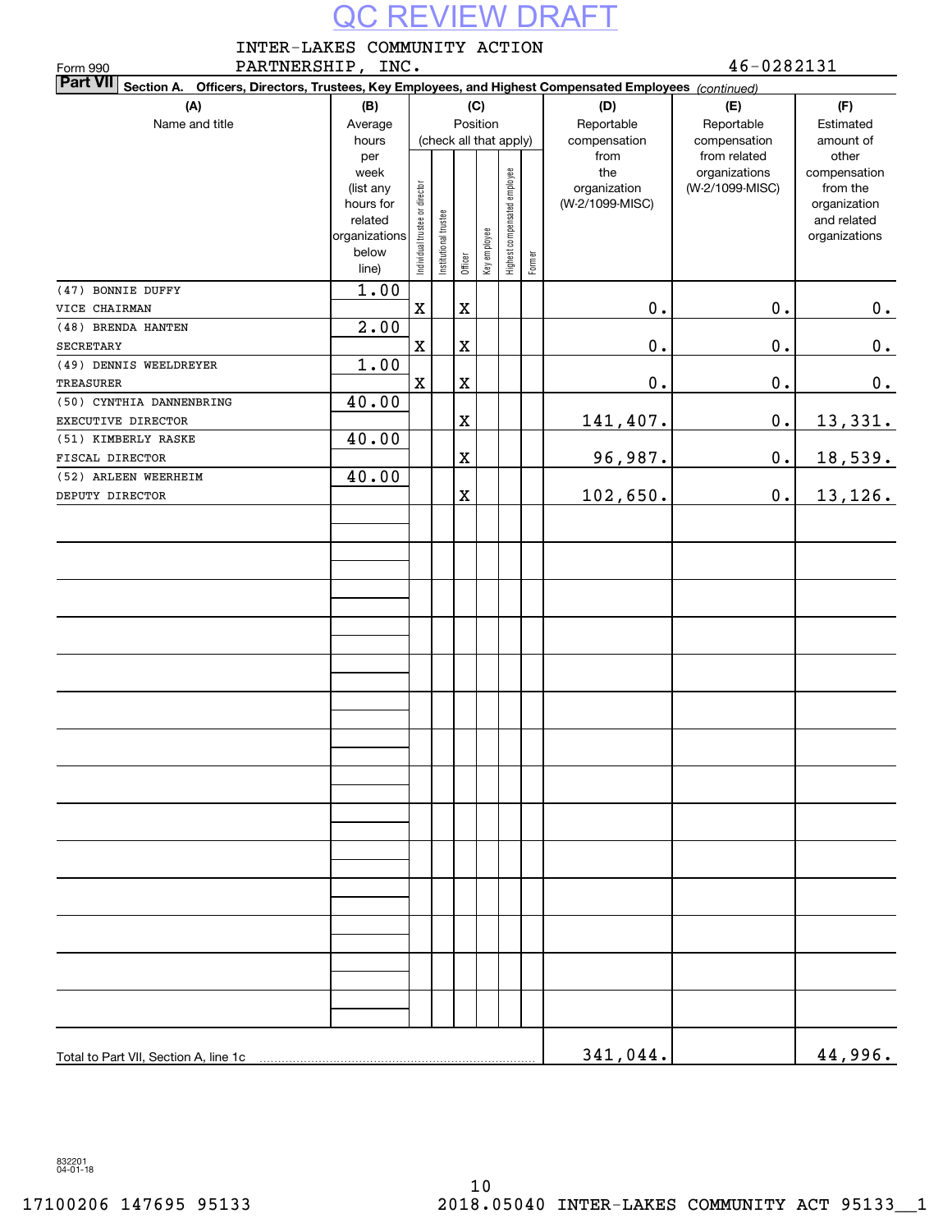QC REVIEW DRAFT

Form 990 INTER-LAKES COMMUNITY ACTION PARTNERSHIP, INC. 46-0282131

**Part VII Section A. Officers, Directors, Trustees, Key Employees, and Highest Compensated Employees** *(continued)*

| (A) Name and title | (B) Average hours per week (list any hours for related organizations below line) | (C) Position (check all that apply): Individual trustee or director | Institutional trustee | Officer | Key employee | Highest compensated employee | Former | (D) Reportable compensation from the organization (W-2/1099-MISC) | (E) Reportable compensation from related organizations (W-2/1099-MISC) | (F) Estimated amount of other compensation from the organization and related organizations |
|---|---|---|---|---|---|---|---|---|---|---|
| (47) BONNIE DUFFY<br>VICE CHAIRMAN | 1.00 | X | | X | | | | 0. | 0. | 0. |
| (48) BRENDA HANTEN<br>SECRETARY | 2.00 | X | | X | | | | 0. | 0. | 0. |
| (49) DENNIS WEELDREYER<br>TREASURER | 1.00 | X | | X | | | | 0. | 0. | 0. |
| (50) CYNTHIA DANNENBRING<br>EXECUTIVE DIRECTOR | 40.00 | | | X | | | | 141,407. | 0. | 13,331. |
| (51) KIMBERLY RASKE<br>FISCAL DIRECTOR | 40.00 | | | X | | | | 96,987. | 0. | 18,539. |
| (52) ARLEEN WEERHEIM<br>DEPUTY DIRECTOR | 40.00 | | | X | | | | 102,650. | 0. | 13,126. |
| Total to Part VII, Section A, line 1c | | | | | | | | 341,044. | | 44,996. |

832201 04-01-18

17100206 147695 95133 2018.05040 INTER-LAKES COMMUNITY ACT 95133__1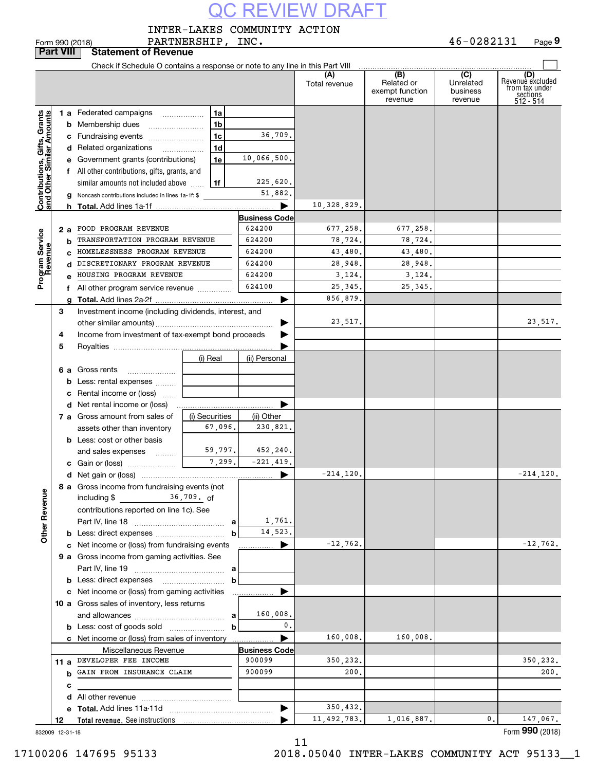QC REVIEW DRAFT

Form 990 (2018) INTER-LAKES COMMUNITY ACTION PARTNERSHIP, INC. 46-0282131

## Part VIII Statement of Revenue

Check if Schedule O contains a response or note to any line in this Part VIII ☐

| | | | | (A) Total revenue | (B) Related or exempt function revenue | (C) Unrelated business revenue | (D) Revenue excluded from tax under sections 512 - 514 |
|---|---|---|---|---|---|---|---|
| **Contributions, Gifts, Grants and Other Similar Amounts** | 1 a Federated campaigns | 1a | | | | | |
| | b Membership dues | 1b | | | | | |
| | c Fundraising events | 1c | 36,709. | | | | |
| | d Related organizations | 1d | | | | | |
| | e Government grants (contributions) | 1e | 10,066,500. | | | | |
| | f All other contributions, gifts, grants, and similar amounts not included above | 1f | 225,620. | | | | |
| | g Noncash contributions included in lines 1a-1f: $ | | 51,882. | | | | |
| | h **Total.** Add lines 1a-1f | | ▶ | 10,328,829. | | | |
| **Program Service Revenue** | | | Business Code | | | | |
| | 2 a FOOD PROGRAM REVENUE | | 624200 | 677,258. | 677,258. | | |
| | b TRANSPORTATION PROGRAM REVENUE | | 624200 | 78,724. | 78,724. | | |
| | c HOMELESSNESS PROGRAM REVENUE | | 624200 | 43,480. | 43,480. | | |
| | d DISCRETIONARY PROGRAM REVENUE | | 624200 | 28,948. | 28,948. | | |
| | e HOUSING PROGRAM REVENUE | | 624200 | 3,124. | 3,124. | | |
| | f All other program service revenue | | 624100 | 25,345. | 25,345. | | |
| | g **Total.** Add lines 2a-2f | | ▶ | 856,879. | | | |
| **Other Revenue** | 3 Investment income (including dividends, interest, and other similar amounts) | | ▶ | 23,517. | | | 23,517. |
| | 4 Income from investment of tax-exempt bond proceeds | | ▶ | | | | |
| | 5 Royalties | | ▶ | | | | |
| | | (i) Real | (ii) Personal | | | | |
| | 6 a Gross rents | | | | | | |
| | b Less: rental expenses | | | | | | |
| | c Rental income or (loss) | | | | | | |
| | d Net rental income or (loss) | | ▶ | | | | |
| | 7 a Gross amount from sales of assets other than inventory | (i) Securities 67,096. | (ii) Other 230,821. | | | | |
| | b Less: cost or other basis and sales expenses | 59,797. | 452,240. | | | | |
| | c Gain or (loss) | 7,299. | -221,419. | | | | |
| | d Net gain or (loss) | | ▶ | -214,120. | | | -214,120. |
| | 8 a Gross income from fundraising events (not including $ 36,709. of contributions reported on line 1c). See Part IV, line 18 | a | 1,761. | | | | |
| | b Less: direct expenses | b | 14,523. | | | | |
| | c Net income or (loss) from fundraising events | | ▶ | -12,762. | | | -12,762. |
| | 9 a Gross income from gaming activities. See Part IV, line 19 | a | | | | | |
| | b Less: direct expenses | b | | | | | |
| | c Net income or (loss) from gaming activities | | ▶ | | | | |
| | 10 a Gross sales of inventory, less returns and allowances | a | 160,008. | | | | |
| | b Less: cost of goods sold | b | 0. | | | | |
| | c Net income or (loss) from sales of inventory | | ▶ | 160,008. | 160,008. | | |
| | Miscellaneous Revenue | | Business Code | | | | |
| | 11 a DEVELOPER FEE INCOME | | 900099 | 350,232. | | | 350,232. |
| | b GAIN FROM INSURANCE CLAIM | | 900099 | 200. | | | 200. |
| | c | | | | | | |
| | d All other revenue | | | | | | |
| | e **Total.** Add lines 11a-11d | | ▶ | 350,432. | | | |
| | 12 **Total revenue.** See instructions | | ▶ | 11,492,783. | 1,016,887. | 0. | 147,067. |

832009 12-31-18 Form **990** (2018)

11

17100206 147695 95133 2018.05040 INTER-LAKES COMMUNITY ACT 95133__1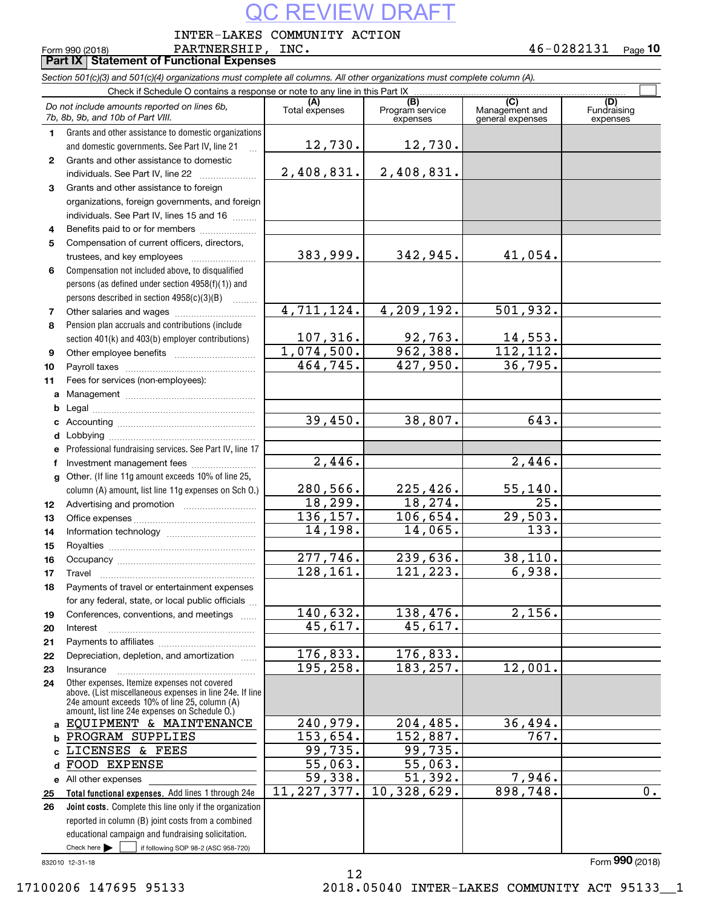QC REVIEW DRAFT

INTER-LAKES COMMUNITY ACTION PARTNERSHIP, INC. 46-0282131

Form 990 (2018)

## Part IX Statement of Functional Expenses

*Section 501(c)(3) and 501(c)(4) organizations must complete all columns. All other organizations must complete column (A).*

Check if Schedule O contains a response or note to any line in this Part IX ☐

| *Do not include amounts reported on lines 6b, 7b, 8b, 9b, and 10b of Part VIII.* | (A) Total expenses | (B) Program service expenses | (C) Management and general expenses | (D) Fundraising expenses |
|---|---|---|---|---|
| **1** Grants and other assistance to domestic organizations and domestic governments. See Part IV, line 21 | 12,730. | 12,730. | | |
| **2** Grants and other assistance to domestic individuals. See Part IV, line 22 | 2,408,831. | 2,408,831. | | |
| **3** Grants and other assistance to foreign organizations, foreign governments, and foreign individuals. See Part IV, lines 15 and 16 | | | | |
| **4** Benefits paid to or for members | | | | |
| **5** Compensation of current officers, directors, trustees, and key employees | 383,999. | 342,945. | 41,054. | |
| **6** Compensation not included above, to disqualified persons (as defined under section 4958(f)(1)) and persons described in section 4958(c)(3)(B) | | | | |
| **7** Other salaries and wages | 4,711,124. | 4,209,192. | 501,932. | |
| **8** Pension plan accruals and contributions (include section 401(k) and 403(b) employer contributions) | 107,316. | 92,763. | 14,553. | |
| **9** Other employee benefits | 1,074,500. | 962,388. | 112,112. | |
| **10** Payroll taxes | 464,745. | 427,950. | 36,795. | |
| **11** Fees for services (non-employees): | | | | |
| **a** Management | | | | |
| **b** Legal | | | | |
| **c** Accounting | 39,450. | 38,807. | 643. | |
| **d** Lobbying | | | | |
| **e** Professional fundraising services. See Part IV, line 17 | | | | |
| **f** Investment management fees | 2,446. | | 2,446. | |
| **g** Other. (If line 11g amount exceeds 10% of line 25, column (A) amount, list line 11g expenses on Sch O.) | 280,566. | 225,426. | 55,140. | |
| **12** Advertising and promotion | 18,299. | 18,274. | 25. | |
| **13** Office expenses | 136,157. | 106,654. | 29,503. | |
| **14** Information technology | 14,198. | 14,065. | 133. | |
| **15** Royalties | | | | |
| **16** Occupancy | 277,746. | 239,636. | 38,110. | |
| **17** Travel | 128,161. | 121,223. | 6,938. | |
| **18** Payments of travel or entertainment expenses for any federal, state, or local public officials | | | | |
| **19** Conferences, conventions, and meetings | 140,632. | 138,476. | 2,156. | |
| **20** Interest | 45,617. | 45,617. | | |
| **21** Payments to affiliates | | | | |
| **22** Depreciation, depletion, and amortization | 176,833. | 176,833. | | |
| **23** Insurance | 195,258. | 183,257. | 12,001. | |
| **24** Other expenses. Itemize expenses not covered above. (List miscellaneous expenses in line 24e. If line 24e amount exceeds 10% of line 25, column (A) amount, list line 24e expenses on Schedule O.) | | | | |
| **a** EQUIPMENT & MAINTENANCE | 240,979. | 204,485. | 36,494. | |
| **b** PROGRAM SUPPLIES | 153,654. | 152,887. | 767. | |
| **c** LICENSES & FEES | 99,735. | 99,735. | | |
| **d** FOOD EXPENSE | 55,063. | 55,063. | | |
| **e** All other expenses | 59,338. | 51,392. | 7,946. | |
| **25** **Total functional expenses.** Add lines 1 through 24e | 11,227,377. | 10,328,629. | 898,748. | 0. |
| **26** **Joint costs.** Complete this line only if the organization reported in column (B) joint costs from a combined educational campaign and fundraising solicitation. Check here ▶ ☐ if following SOP 98-2 (ASC 958-720) | | | | |

832010 12-31-18

Form **990** (2018)

17100206 147695 95133 2018.05040 INTER-LAKES COMMUNITY ACT 95133__1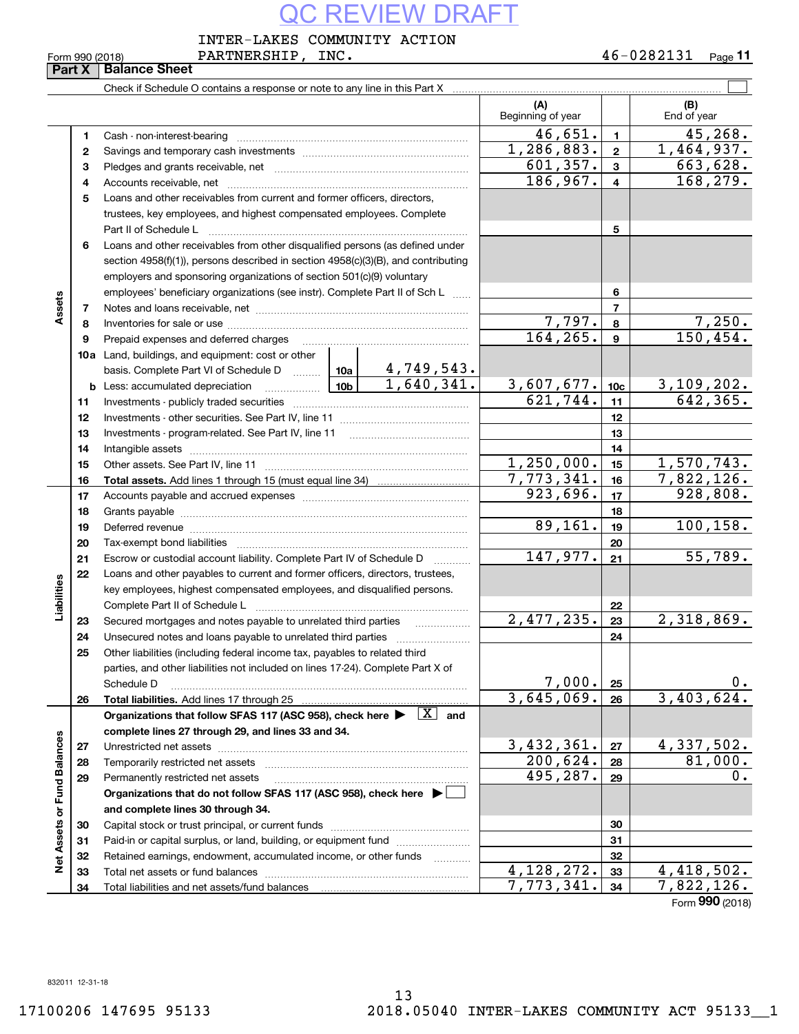QC REVIEW DRAFT

Form 990 (2018) INTER-LAKES COMMUNITY ACTION PARTNERSHIP, INC. 46-0282131 Page 11

## Part X Balance Sheet

Check if Schedule O contains a response or note to any line in this Part X ☐

| | | | | (A) Beginning of year | | (B) End of year |
|---|---|---|---|---|---|---|
| **Assets** | 1 | Cash - non-interest-bearing | | 46,651. | 1 | 45,268. |
| | 2 | Savings and temporary cash investments | | 1,286,883. | 2 | 1,464,937. |
| | 3 | Pledges and grants receivable, net | | 601,357. | 3 | 663,628. |
| | 4 | Accounts receivable, net | | 186,967. | 4 | 168,279. |
| | 5 | Loans and other receivables from current and former officers, directors, trustees, key employees, and highest compensated employees. Complete Part II of Schedule L | | | 5 | |
| | 6 | Loans and other receivables from other disqualified persons (as defined under section 4958(f)(1)), persons described in section 4958(c)(3)(B), and contributing employers and sponsoring organizations of section 501(c)(9) voluntary employees' beneficiary organizations (see instr). Complete Part II of Sch L | | | 6 | |
| | 7 | Notes and loans receivable, net | | | 7 | |
| | 8 | Inventories for sale or use | | 7,797. | 8 | 7,250. |
| | 9 | Prepaid expenses and deferred charges | | 164,265. | 9 | 150,454. |
| | 10a | Land, buildings, and equipment: cost or other basis. Complete Part VI of Schedule D | 10a 4,749,543. | | | |
| | b | Less: accumulated depreciation | 10b 1,640,341. | 3,607,677. | 10c | 3,109,202. |
| | 11 | Investments - publicly traded securities | | 621,744. | 11 | 642,365. |
| | 12 | Investments - other securities. See Part IV, line 11 | | | 12 | |
| | 13 | Investments - program-related. See Part IV, line 11 | | | 13 | |
| | 14 | Intangible assets | | | 14 | |
| | 15 | Other assets. See Part IV, line 11 | | 1,250,000. | 15 | 1,570,743. |
| | 16 | **Total assets.** Add lines 1 through 15 (must equal line 34) | | 7,773,341. | 16 | 7,822,126. |
| **Liabilities** | 17 | Accounts payable and accrued expenses | | 923,696. | 17 | 928,808. |
| | 18 | Grants payable | | | 18 | |
| | 19 | Deferred revenue | | 89,161. | 19 | 100,158. |
| | 20 | Tax-exempt bond liabilities | | | 20 | |
| | 21 | Escrow or custodial account liability. Complete Part IV of Schedule D | | 147,977. | 21 | 55,789. |
| | 22 | Loans and other payables to current and former officers, directors, trustees, key employees, highest compensated employees, and disqualified persons. Complete Part II of Schedule L | | | 22 | |
| | 23 | Secured mortgages and notes payable to unrelated third parties | | 2,477,235. | 23 | 2,318,869. |
| | 24 | Unsecured notes and loans payable to unrelated third parties | | | 24 | |
| | 25 | Other liabilities (including federal income tax, payables to related third parties, and other liabilities not included on lines 17-24). Complete Part X of Schedule D | | 7,000. | 25 | 0. |
| | 26 | **Total liabilities.** Add lines 17 through 25 | | 3,645,069. | 26 | 3,403,624. |
| **Net Assets or Fund Balances** | | **Organizations that follow SFAS 117 (ASC 958), check here ▶ [X] and complete lines 27 through 29, and lines 33 and 34.** | | | | |
| | 27 | Unrestricted net assets | | 3,432,361. | 27 | 4,337,502. |
| | 28 | Temporarily restricted net assets | | 200,624. | 28 | 81,000. |
| | 29 | Permanently restricted net assets | | 495,287. | 29 | 0. |
| | | **Organizations that do not follow SFAS 117 (ASC 958), check here ▶ ☐ and complete lines 30 through 34.** | | | | |
| | 30 | Capital stock or trust principal, or current funds | | | 30 | |
| | 31 | Paid-in or capital surplus, or land, building, or equipment fund | | | 31 | |
| | 32 | Retained earnings, endowment, accumulated income, or other funds | | | 32 | |
| | 33 | Total net assets or fund balances | | 4,128,272. | 33 | 4,418,502. |
| | 34 | Total liabilities and net assets/fund balances | | 7,773,341. | 34 | 7,822,126. |

Form **990** (2018)

832011 12-31-18

17100206 147695 95133 2018.05040 INTER-LAKES COMMUNITY ACT 95133__1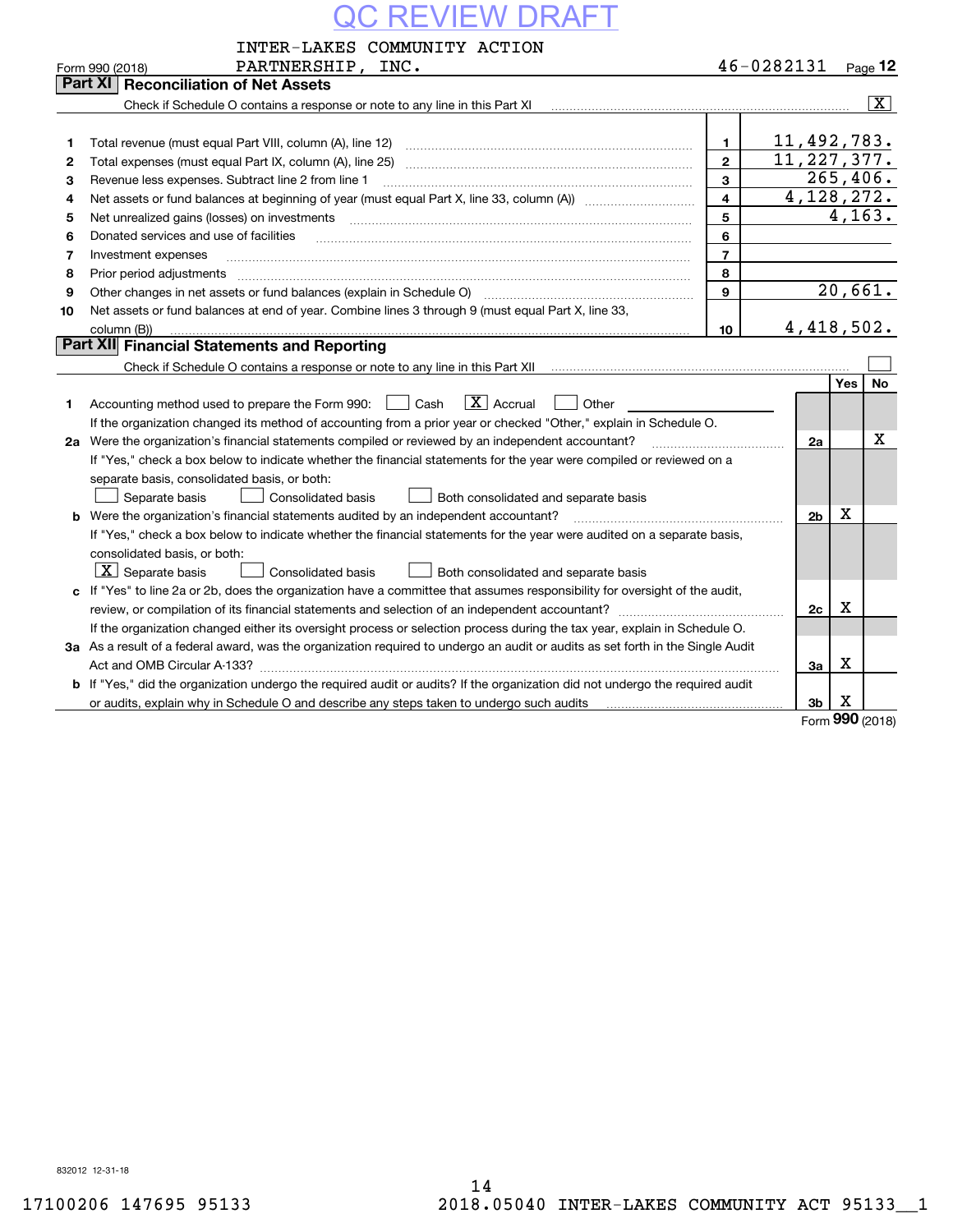QC REVIEW DRAFT

INTER-LAKES COMMUNITY ACTION PARTNERSHIP, INC. — 46-0282131

Form 990 (2018)

## Part XI Reconciliation of Net Assets

Check if Schedule O contains a response or note to any line in this Part XI ..... [X]

| | | | |
|---|---|---|---|
| 1 | Total revenue (must equal Part VIII, column (A), line 12) | 1 | 11,492,783. |
| 2 | Total expenses (must equal Part IX, column (A), line 25) | 2 | 11,227,377. |
| 3 | Revenue less expenses. Subtract line 2 from line 1 | 3 | 265,406. |
| 4 | Net assets or fund balances at beginning of year (must equal Part X, line 33, column (A)) | 4 | 4,128,272. |
| 5 | Net unrealized gains (losses) on investments | 5 | 4,163. |
| 6 | Donated services and use of facilities | 6 | |
| 7 | Investment expenses | 7 | |
| 8 | Prior period adjustments | 8 | |
| 9 | Other changes in net assets or fund balances (explain in Schedule O) | 9 | 20,661. |
| 10 | Net assets or fund balances at end of year. Combine lines 3 through 9 (must equal Part X, line 33, column (B)) | 10 | 4,418,502. |

## Part XII Financial Statements and Reporting

Check if Schedule O contains a response or note to any line in this Part XII ..... [ ]

| | | | Yes | No |
|---|---|---|---|---|
| 1 | Accounting method used to prepare the Form 990: [ ] Cash [X] Accrual [ ] Other ______ If the organization changed its method of accounting from a prior year or checked "Other," explain in Schedule O. | | | |
| 2a | Were the organization's financial statements compiled or reviewed by an independent accountant? | 2a | | X |
| | If "Yes," check a box below to indicate whether the financial statements for the year were compiled or reviewed on a separate basis, consolidated basis, or both: [ ] Separate basis [ ] Consolidated basis [ ] Both consolidated and separate basis | | | |
| b | Were the organization's financial statements audited by an independent accountant? | 2b | X | |
| | If "Yes," check a box below to indicate whether the financial statements for the year were audited on a separate basis, consolidated basis, or both: [X] Separate basis [ ] Consolidated basis [ ] Both consolidated and separate basis | | | |
| c | If "Yes" to line 2a or 2b, does the organization have a committee that assumes responsibility for oversight of the audit, review, or compilation of its financial statements and selection of an independent accountant? | 2c | X | |
| | If the organization changed either its oversight process or selection process during the tax year, explain in Schedule O. | | | |
| 3a | As a result of a federal award, was the organization required to undergo an audit or audits as set forth in the Single Audit Act and OMB Circular A-133? | 3a | X | |
| b | If "Yes," did the organization undergo the required audit or audits? If the organization did not undergo the required audit or audits, explain why in Schedule O and describe any steps taken to undergo such audits | 3b | X | |

Form 990 (2018)

832012 12-31-18

17100206 147695 95133 2018.05040 INTER-LAKES COMMUNITY ACT 95133__1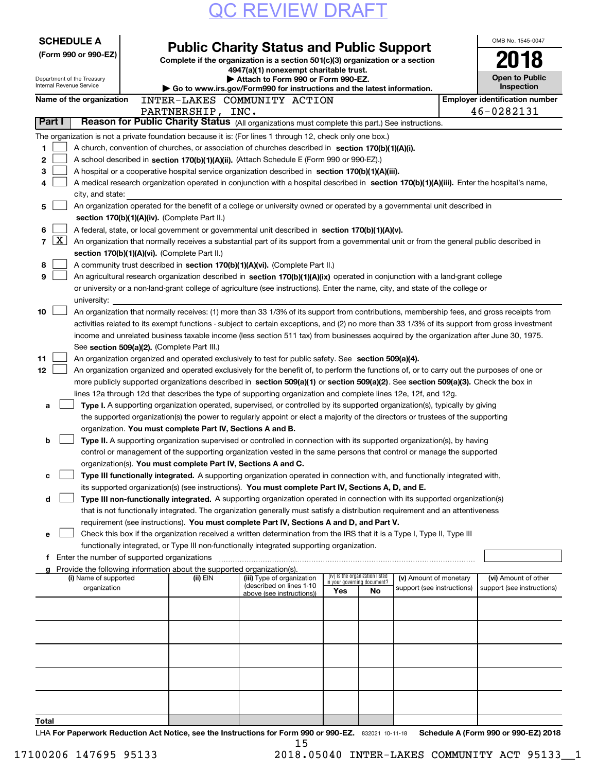QC REVIEW DRAFT

**SCHEDULE A**
**(Form 990 or 990-EZ)**

Department of the Treasury
Internal Revenue Service

# Public Charity Status and Public Support

**Complete if the organization is a section 501(c)(3) organization or a section 4947(a)(1) nonexempt charitable trust.**
**▶ Attach to Form 990 or Form 990-EZ.**
**▶ Go to www.irs.gov/Form990 for instructions and the latest information.**

OMB No. 1545-0047
**2018**
**Open to Public Inspection**

**Name of the organization** INTER-LAKES COMMUNITY ACTION PARTNERSHIP, INC.

**Employer identification number** 46-0282131

**Part I — Reason for Public Charity Status** (All organizations must complete this part.) See instructions.

The organization is not a private foundation because it is: (For lines 1 through 12, check only one box.)

1 [ ] A church, convention of churches, or association of churches described in **section 170(b)(1)(A)(i).**

2 [ ] A school described in **section 170(b)(1)(A)(ii).** (Attach Schedule E (Form 990 or 990-EZ).)

3 [ ] A hospital or a cooperative hospital service organization described in **section 170(b)(1)(A)(iii).**

4 [ ] A medical research organization operated in conjunction with a hospital described in **section 170(b)(1)(A)(iii).** Enter the hospital's name, city, and state:

5 [ ] An organization operated for the benefit of a college or university owned or operated by a governmental unit described in **section 170(b)(1)(A)(iv).** (Complete Part II.)

6 [ ] A federal, state, or local government or governmental unit described in **section 170(b)(1)(A)(v).**

7 [X] An organization that normally receives a substantial part of its support from a governmental unit or from the general public described in **section 170(b)(1)(A)(vi).** (Complete Part II.)

8 [ ] A community trust described in **section 170(b)(1)(A)(vi).** (Complete Part II.)

9 [ ] An agricultural research organization described in **section 170(b)(1)(A)(ix)** operated in conjunction with a land-grant college or university or a non-land-grant college of agriculture (see instructions). Enter the name, city, and state of the college or university:

10 [ ] An organization that normally receives: (1) more than 33 1/3% of its support from contributions, membership fees, and gross receipts from activities related to its exempt functions - subject to certain exceptions, and (2) no more than 33 1/3% of its support from gross investment income and unrelated business taxable income (less section 511 tax) from businesses acquired by the organization after June 30, 1975. See **section 509(a)(2).** (Complete Part III.)

11 [ ] An organization organized and operated exclusively to test for public safety. See **section 509(a)(4).**

12 [ ] An organization organized and operated exclusively for the benefit of, to perform the functions of, or to carry out the purposes of one or more publicly supported organizations described in **section 509(a)(1)** or **section 509(a)(2).** See **section 509(a)(3).** Check the box in lines 12a through 12d that describes the type of supporting organization and complete lines 12e, 12f, and 12g.

a [ ] **Type I.** A supporting organization operated, supervised, or controlled by its supported organization(s), typically by giving the supported organization(s) the power to regularly appoint or elect a majority of the directors or trustees of the supporting organization. **You must complete Part IV, Sections A and B.**

b [ ] **Type II.** A supporting organization supervised or controlled in connection with its supported organization(s), by having control or management of the supporting organization vested in the same persons that control or manage the supported organization(s). **You must complete Part IV, Sections A and C.**

c [ ] **Type III functionally integrated.** A supporting organization operated in connection with, and functionally integrated with, its supported organization(s) (see instructions). **You must complete Part IV, Sections A, D, and E.**

d [ ] **Type III non-functionally integrated.** A supporting organization operated in connection with its supported organization(s) that is not functionally integrated. The organization generally must satisfy a distribution requirement and an attentiveness requirement (see instructions). **You must complete Part IV, Sections A and D, and Part V.**

e [ ] Check this box if the organization received a written determination from the IRS that it is a Type I, Type II, Type III functionally integrated, or Type III non-functionally integrated supporting organization.

f Enter the number of supported organizations

g Provide the following information about the supported organization(s).

| (i) Name of supported organization | (ii) EIN | (iii) Type of organization (described on lines 1-10 above (see instructions)) | (iv) Is the organization listed in your governing document? Yes | No | (v) Amount of monetary support (see instructions) | (vi) Amount of other support (see instructions) |
|---|---|---|---|---|---|---|
| | | | | | | |
| | | | | | | |
| | | | | | | |
| | | | | | | |
| | | | | | | |
| **Total** | | | | | | |

LHA **For Paperwork Reduction Act Notice, see the Instructions for Form 990 or 990-EZ.** 832021 10-11-18 **Schedule A (Form 990 or 990-EZ) 2018**

17100206 147695 95133 2018.05040 INTER-LAKES COMMUNITY ACT 95133__1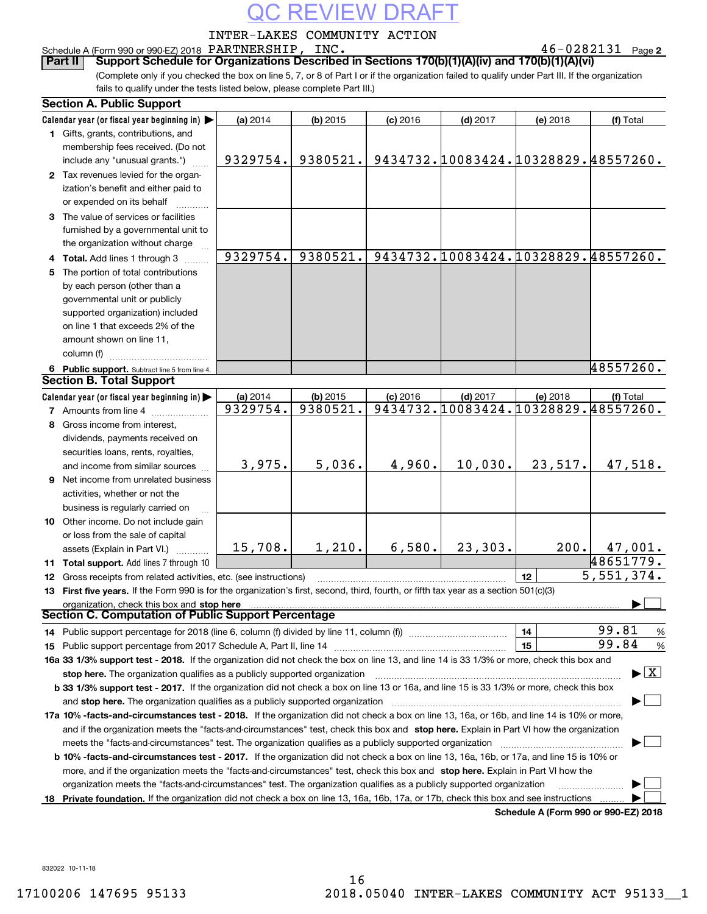QC REVIEW DRAFT

INTER-LAKES COMMUNITY ACTION

Schedule A (Form 990 or 990-EZ) 2018 PARTNERSHIP, INC. 46-0282131 Page 2

## Part II Support Schedule for Organizations Described in Sections 170(b)(1)(A)(iv) and 170(b)(1)(A)(vi)

(Complete only if you checked the box on line 5, 7, or 8 of Part I or if the organization failed to qualify under Part III. If the organization fails to qualify under the tests listed below, please complete Part III.)

### Section A. Public Support

| Calendar year (or fiscal year beginning in) ▶ | (a) 2014 | (b) 2015 | (c) 2016 | (d) 2017 | (e) 2018 | (f) Total |
|---|---|---|---|---|---|---|
| 1 Gifts, grants, contributions, and membership fees received. (Do not include any "unusual grants.") | 9329754. | 9380521. | 9434732. | 10083424. | 10328829. | 48557260. |
| 2 Tax revenues levied for the organization's benefit and either paid to or expended on its behalf | | | | | | |
| 3 The value of services or facilities furnished by a governmental unit to the organization without charge | | | | | | |
| 4 Total. Add lines 1 through 3 | 9329754. | 9380521. | 9434732. | 10083424. | 10328829. | 48557260. |
| 5 The portion of total contributions by each person (other than a governmental unit or publicly supported organization) included on line 1 that exceeds 2% of the amount shown on line 11, column (f) | | | | | | |
| 6 Public support. Subtract line 5 from line 4. | | | | | | 48557260. |

### Section B. Total Support

| Calendar year (or fiscal year beginning in) ▶ | (a) 2014 | (b) 2015 | (c) 2016 | (d) 2017 | (e) 2018 | (f) Total |
|---|---|---|---|---|---|---|
| 7 Amounts from line 4 | 9329754. | 9380521. | 9434732. | 10083424. | 10328829. | 48557260. |
| 8 Gross income from interest, dividends, payments received on securities loans, rents, royalties, and income from similar sources | 3,975. | 5,036. | 4,960. | 10,030. | 23,517. | 47,518. |
| 9 Net income from unrelated business activities, whether or not the business is regularly carried on | | | | | | |
| 10 Other income. Do not include gain or loss from the sale of capital assets (Explain in Part VI.) | 15,708. | 1,210. | 6,580. | 23,303. | 200. | 47,001. |
| 11 Total support. Add lines 7 through 10 | | | | | | 48651779. |

12 Gross receipts from related activities, etc. (see instructions) | 12 | 5,551,374.

13 **First five years.** If the Form 990 is for the organization's first, second, third, fourth, or fifth tax year as a section 501(c)(3) organization, check this box and **stop here** ▶ ☐

### Section C. Computation of Public Support Percentage

14 Public support percentage for 2018 (line 6, column (f) divided by line 11, column (f)) | 14 | 99.81 %

15 Public support percentage from 2017 Schedule A, Part II, line 14 | 15 | 99.84 %

**16a 33 1/3% support test - 2018.** If the organization did not check the box on line 13, and line 14 is 33 1/3% or more, check this box and **stop here.** The organization qualifies as a publicly supported organization ▶ ☒

**b 33 1/3% support test - 2017.** If the organization did not check a box on line 13 or 16a, and line 15 is 33 1/3% or more, check this box and **stop here.** The organization qualifies as a publicly supported organization ▶ ☐

**17a 10% -facts-and-circumstances test - 2018.** If the organization did not check a box on line 13, 16a, or 16b, and line 14 is 10% or more, and if the organization meets the "facts-and-circumstances" test, check this box and **stop here.** Explain in Part VI how the organization meets the "facts-and-circumstances" test. The organization qualifies as a publicly supported organization ▶ ☐

**b 10% -facts-and-circumstances test - 2017.** If the organization did not check a box on line 13, 16a, 16b, or 17a, and line 15 is 10% or more, and if the organization meets the "facts-and-circumstances" test, check this box and **stop here.** Explain in Part VI how the organization meets the "facts-and-circumstances" test. The organization qualifies as a publicly supported organization ▶ ☐

18 **Private foundation.** If the organization did not check a box on line 13, 16a, 16b, 17a, or 17b, check this box and see instructions ▶ ☐

**Schedule A (Form 990 or 990-EZ) 2018**

832022 10-11-18

17100206 147695 95133 2018.05040 INTER-LAKES COMMUNITY ACT 95133__1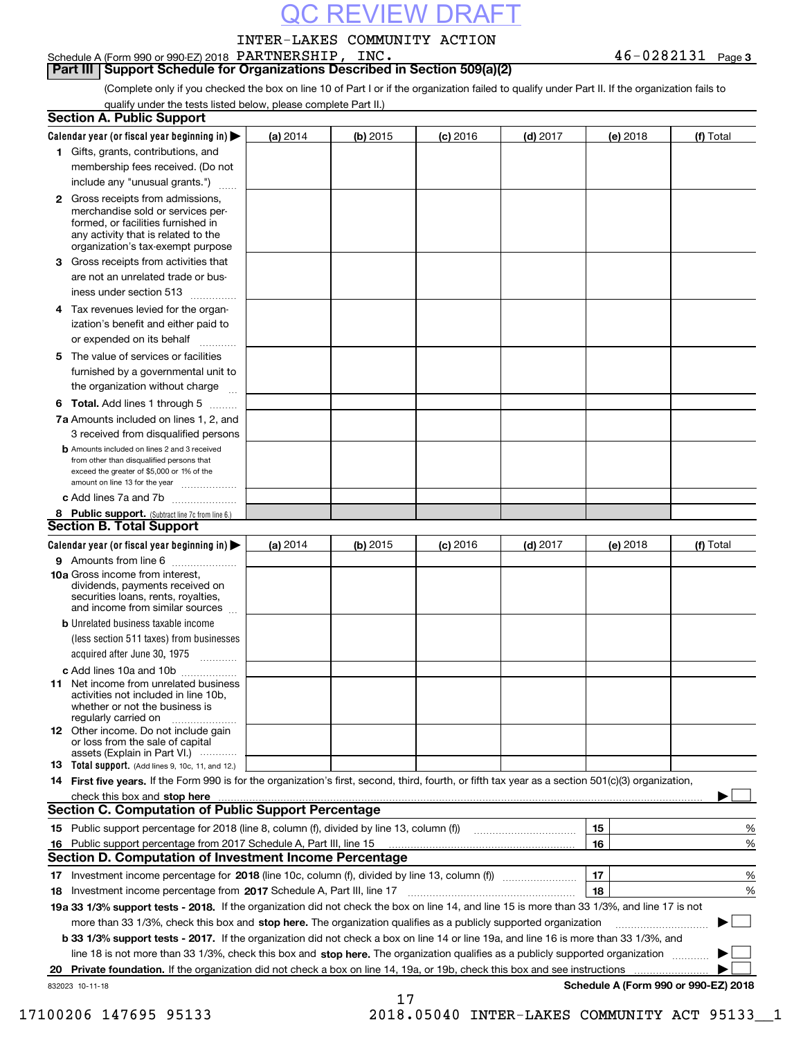QC REVIEW DRAFT

INTER-LAKES COMMUNITY ACTION

Schedule A (Form 990 or 990-EZ) 2018 PARTNERSHIP, INC. 46-0282131 Page 3

## Part III Support Schedule for Organizations Described in Section 509(a)(2)

(Complete only if you checked the box on line 10 of Part I or if the organization failed to qualify under Part II. If the organization fails to qualify under the tests listed below, please complete Part II.)

### Section A. Public Support

| Calendar year (or fiscal year beginning in) ▶ | (a) 2014 | (b) 2015 | (c) 2016 | (d) 2017 | (e) 2018 | (f) Total |
|---|---|---|---|---|---|---|
| 1 Gifts, grants, contributions, and membership fees received. (Do not include any "unusual grants.") | | | | | | |
| 2 Gross receipts from admissions, merchandise sold or services performed, or facilities furnished in any activity that is related to the organization's tax-exempt purpose | | | | | | |
| 3 Gross receipts from activities that are not an unrelated trade or business under section 513 | | | | | | |
| 4 Tax revenues levied for the organization's benefit and either paid to or expended on its behalf | | | | | | |
| 5 The value of services or facilities furnished by a governmental unit to the organization without charge | | | | | | |
| 6 **Total.** Add lines 1 through 5 | | | | | | |
| 7a Amounts included on lines 1, 2, and 3 received from disqualified persons | | | | | | |
| b Amounts included on lines 2 and 3 received from other than disqualified persons that exceed the greater of $5,000 or 1% of the amount on line 13 for the year | | | | | | |
| c Add lines 7a and 7b | | | | | | |
| 8 **Public support.** (Subtract line 7c from line 6.) | | | | | | |

### Section B. Total Support

| Calendar year (or fiscal year beginning in) ▶ | (a) 2014 | (b) 2015 | (c) 2016 | (d) 2017 | (e) 2018 | (f) Total |
|---|---|---|---|---|---|---|
| 9 Amounts from line 6 | | | | | | |
| 10a Gross income from interest, dividends, payments received on securities loans, rents, royalties, and income from similar sources | | | | | | |
| b Unrelated business taxable income (less section 511 taxes) from businesses acquired after June 30, 1975 | | | | | | |
| c Add lines 10a and 10b | | | | | | |
| 11 Net income from unrelated business activities not included in line 10b, whether or not the business is regularly carried on | | | | | | |
| 12 Other income. Do not include gain or loss from the sale of capital assets (Explain in Part VI.) | | | | | | |
| 13 **Total support.** (Add lines 9, 10c, 11, and 12.) | | | | | | |

14 **First five years.** If the Form 990 is for the organization's first, second, third, fourth, or fifth tax year as a section 501(c)(3) organization, check this box and **stop here** ▶ ☐

### Section C. Computation of Public Support Percentage

| | | | |
|---|---|---|---|
| 15 | Public support percentage for 2018 (line 8, column (f), divided by line 13, column (f)) | 15 | % |
| 16 | Public support percentage from 2017 Schedule A, Part III, line 15 | 16 | % |

### Section D. Computation of Investment Income Percentage

| | | | |
|---|---|---|---|
| 17 | Investment income percentage for **2018** (line 10c, column (f), divided by line 13, column (f)) | 17 | % |
| 18 | Investment income percentage from **2017** Schedule A, Part III, line 17 | 18 | % |

**19a 33 1/3% support tests - 2018.** If the organization did not check the box on line 14, and line 15 is more than 33 1/3%, and line 17 is not more than 33 1/3%, check this box and **stop here.** The organization qualifies as a publicly supported organization ▶ ☐

**b 33 1/3% support tests - 2017.** If the organization did not check a box on line 14 or line 19a, and line 16 is more than 33 1/3%, and line 18 is not more than 33 1/3%, check this box and **stop here.** The organization qualifies as a publicly supported organization ▶ ☐

**20 Private foundation.** If the organization did not check a box on line 14, 19a, or 19b, check this box and see instructions ▶ ☐

832023 10-11-18 **Schedule A (Form 990 or 990-EZ) 2018**

17100206 147695 95133 2018.05040 INTER-LAKES COMMUNITY ACT 95133__1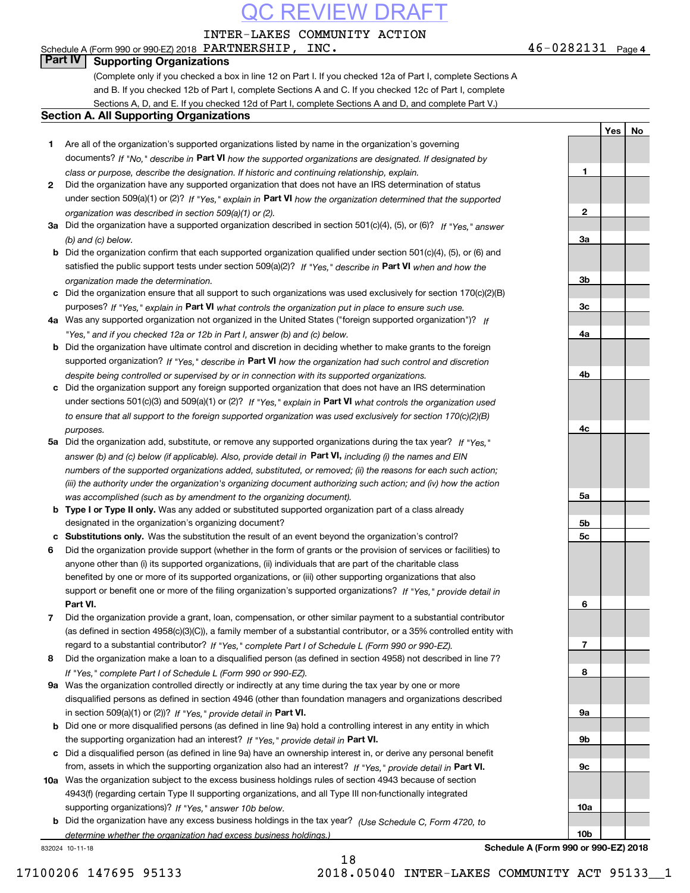QC REVIEW DRAFT

INTER-LAKES COMMUNITY ACTION PARTNERSHIP, INC. 46-0282131

Schedule A (Form 990 or 990-EZ) 2018 Page **4**

## Part IV Supporting Organizations

(Complete only if you checked a box in line 12 on Part I. If you checked 12a of Part I, complete Sections A and B. If you checked 12b of Part I, complete Sections A and C. If you checked 12c of Part I, complete Sections A, D, and E. If you checked 12d of Part I, complete Sections A and D, and complete Part V.)

### Section A. All Supporting Organizations

| | | | Yes | No |
|---|---|---|---|---|
| **1** | Are all of the organization's supported organizations listed by name in the organization's governing documents? *If "No," describe in* **Part VI** *how the supported organizations are designated. If designated by class or purpose, describe the designation. If historic and continuing relationship, explain.* | **1** | | |
| **2** | Did the organization have any supported organization that does not have an IRS determination of status under section 509(a)(1) or (2)? *If "Yes," explain in* **Part VI** *how the organization determined that the supported organization was described in section 509(a)(1) or (2).* | **2** | | |
| **3a** | Did the organization have a supported organization described in section 501(c)(4), (5), or (6)? *If "Yes," answer (b) and (c) below.* | **3a** | | |
| **b** | Did the organization confirm that each supported organization qualified under section 501(c)(4), (5), or (6) and satisfied the public support tests under section 509(a)(2)? *If "Yes," describe in* **Part VI** *when and how the organization made the determination.* | **3b** | | |
| **c** | Did the organization ensure that all support to such organizations was used exclusively for section 170(c)(2)(B) purposes? *If "Yes," explain in* **Part VI** *what controls the organization put in place to ensure such use.* | **3c** | | |
| **4a** | Was any supported organization not organized in the United States ("foreign supported organization")? *If "Yes," and if you checked 12a or 12b in Part I, answer (b) and (c) below.* | **4a** | | |
| **b** | Did the organization have ultimate control and discretion in deciding whether to make grants to the foreign supported organization? *If "Yes," describe in* **Part VI** *how the organization had such control and discretion despite being controlled or supervised by or in connection with its supported organizations.* | **4b** | | |
| **c** | Did the organization support any foreign supported organization that does not have an IRS determination under sections 501(c)(3) and 509(a)(1) or (2)? *If "Yes," explain in* **Part VI** *what controls the organization used to ensure that all support to the foreign supported organization was used exclusively for section 170(c)(2)(B) purposes.* | **4c** | | |
| **5a** | Did the organization add, substitute, or remove any supported organizations during the tax year? *If "Yes," answer (b) and (c) below (if applicable). Also, provide detail in* **Part VI,** *including (i) the names and EIN numbers of the supported organizations added, substituted, or removed; (ii) the reasons for each such action; (iii) the authority under the organization's organizing document authorizing such action; and (iv) how the action was accomplished (such as by amendment to the organizing document).* | **5a** | | |
| **b** | **Type I or Type II only.** Was any added or substituted supported organization part of a class already designated in the organization's organizing document? | **5b** | | |
| **c** | **Substitutions only.** Was the substitution the result of an event beyond the organization's control? | **5c** | | |
| **6** | Did the organization provide support (whether in the form of grants or the provision of services or facilities) to anyone other than (i) its supported organizations, (ii) individuals that are part of the charitable class benefited by one or more of its supported organizations, or (iii) other supporting organizations that also support or benefit one or more of the filing organization's supported organizations? *If "Yes," provide detail in* **Part VI.** | **6** | | |
| **7** | Did the organization provide a grant, loan, compensation, or other similar payment to a substantial contributor (as defined in section 4958(c)(3)(C)), a family member of a substantial contributor, or a 35% controlled entity with regard to a substantial contributor? *If "Yes," complete Part I of Schedule L (Form 990 or 990-EZ).* | **7** | | |
| **8** | Did the organization make a loan to a disqualified person (as defined in section 4958) not described in line 7? *If "Yes," complete Part I of Schedule L (Form 990 or 990-EZ).* | **8** | | |
| **9a** | Was the organization controlled directly or indirectly at any time during the tax year by one or more disqualified persons as defined in section 4946 (other than foundation managers and organizations described in section 509(a)(1) or (2))? *If "Yes," provide detail in* **Part VI.** | **9a** | | |
| **b** | Did one or more disqualified persons (as defined in line 9a) hold a controlling interest in any entity in which the supporting organization had an interest? *If "Yes," provide detail in* **Part VI.** | **9b** | | |
| **c** | Did a disqualified person (as defined in line 9a) have an ownership interest in, or derive any personal benefit from, assets in which the supporting organization also had an interest? *If "Yes," provide detail in* **Part VI.** | **9c** | | |
| **10a** | Was the organization subject to the excess business holdings rules of section 4943 because of section 4943(f) (regarding certain Type II supporting organizations, and all Type III non-functionally integrated supporting organizations)? *If "Yes," answer 10b below.* | **10a** | | |
| **b** | Did the organization have any excess business holdings in the tax year? *(Use Schedule C, Form 4720, to determine whether the organization had excess business holdings.)* | **10b** | | |

832024 10-11-18 **Schedule A (Form 990 or 990-EZ) 2018**

17100206 147695 95133 2018.05040 INTER-LAKES COMMUNITY ACT 95133__1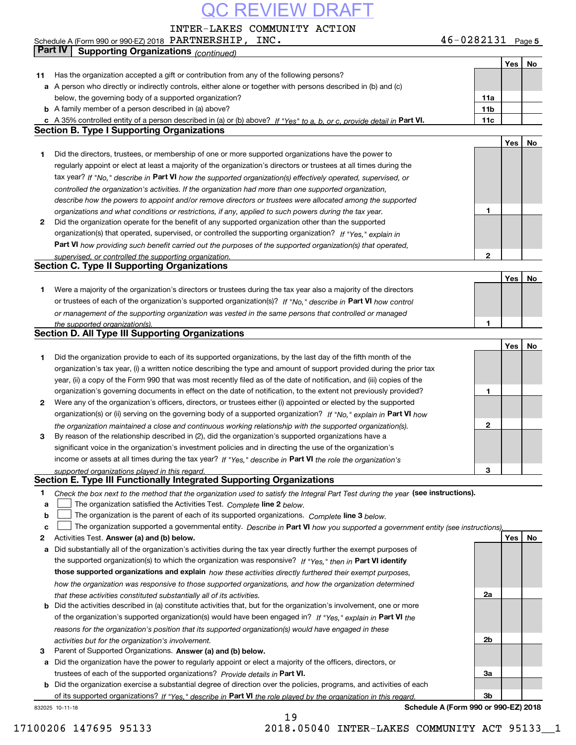QC REVIEW DRAFT

INTER-LAKES COMMUNITY ACTION
Schedule A (Form 990 or 990-EZ) 2018 PARTNERSHIP, INC. 46-0282131 Page 5

## Part IV Supporting Organizations *(continued)*

| | | | Yes | No |
|---|---|---|---|---|
| **11** | Has the organization accepted a gift or contribution from any of the following persons? | | | |
| **a** | A person who directly or indirectly controls, either alone or together with persons described in (b) and (c) below, the governing body of a supported organization? | 11a | | |
| **b** | A family member of a person described in (a) above? | 11b | | |
| **c** | A 35% controlled entity of a person described in (a) or (b) above? *If "Yes" to a, b, or c, provide detail in* **Part VI.** | 11c | | |

### Section B. Type I Supporting Organizations

| | | | Yes | No |
|---|---|---|---|---|
| **1** | Did the directors, trustees, or membership of one or more supported organizations have the power to regularly appoint or elect at least a majority of the organization's directors or trustees at all times during the tax year? *If "No," describe in* **Part VI** *how the supported organization(s) effectively operated, supervised, or controlled the organization's activities. If the organization had more than one supported organization, describe how the powers to appoint and/or remove directors or trustees were allocated among the supported organizations and what conditions or restrictions, if any, applied to such powers during the tax year.* | 1 | | |
| **2** | Did the organization operate for the benefit of any supported organization other than the supported organization(s) that operated, supervised, or controlled the supporting organization? *If "Yes," explain in* **Part VI** *how providing such benefit carried out the purposes of the supported organization(s) that operated, supervised, or controlled the supporting organization.* | 2 | | |

### Section C. Type II Supporting Organizations

| | | | Yes | No |
|---|---|---|---|---|
| **1** | Were a majority of the organization's directors or trustees during the tax year also a majority of the directors or trustees of each of the organization's supported organization(s)? *If "No," describe in* **Part VI** *how control or management of the supporting organization was vested in the same persons that controlled or managed the supported organization(s).* | 1 | | |

### Section D. All Type III Supporting Organizations

| | | | Yes | No |
|---|---|---|---|---|
| **1** | Did the organization provide to each of its supported organizations, by the last day of the fifth month of the organization's tax year, (i) a written notice describing the type and amount of support provided during the prior tax year, (ii) a copy of the Form 990 that was most recently filed as of the date of notification, and (iii) copies of the organization's governing documents in effect on the date of notification, to the extent not previously provided? | 1 | | |
| **2** | Were any of the organization's officers, directors, or trustees either (i) appointed or elected by the supported organization(s) or (ii) serving on the governing body of a supported organization? *If "No," explain in* **Part VI** *how the organization maintained a close and continuous working relationship with the supported organization(s).* | 2 | | |
| **3** | By reason of the relationship described in (2), did the organization's supported organizations have a significant voice in the organization's investment policies and in directing the use of the organization's income or assets at all times during the tax year? *If "Yes," describe in* **Part VI** *the role the organization's supported organizations played in this regard.* | 3 | | |

### Section E. Type III Functionally Integrated Supporting Organizations

**1** *Check the box next to the method that the organization used to satisfy the Integral Part Test during the year* **(see instructions).**

- **a** ☐ The organization satisfied the Activities Test. *Complete* **line 2** *below.*
- **b** ☐ The organization is the parent of each of its supported organizations. *Complete* **line 3** *below.*
- **c** ☐ The organization supported a governmental entity. *Describe in* **Part VI** *how you supported a government entity (see instructions).*

| | | | Yes | No |
|---|---|---|---|---|
| **2** | Activities Test. **Answer (a) and (b) below.** | | | |
| **a** | Did substantially all of the organization's activities during the tax year directly further the exempt purposes of the supported organization(s) to which the organization was responsive? *If "Yes," then in* **Part VI identify those supported organizations and explain** *how these activities directly furthered their exempt purposes, how the organization was responsive to those supported organizations, and how the organization determined that these activities constituted substantially all of its activities.* | 2a | | |
| **b** | Did the activities described in (a) constitute activities that, but for the organization's involvement, one or more of the organization's supported organization(s) would have been engaged in? *If "Yes," explain in* **Part VI** *the reasons for the organization's position that its supported organization(s) would have engaged in these activities but for the organization's involvement.* | 2b | | |
| **3** | Parent of Supported Organizations. **Answer (a) and (b) below.** | | | |
| **a** | Did the organization have the power to regularly appoint or elect a majority of the officers, directors, or trustees of each of the supported organizations? *Provide details in* **Part VI.** | 3a | | |
| **b** | Did the organization exercise a substantial degree of direction over the policies, programs, and activities of each of its supported organizations? *If "Yes," describe in* **Part VI** *the role played by the organization in this regard.* | 3b | | |

832025 10-11-18 **Schedule A (Form 990 or 990-EZ) 2018**

17100206 147695 95133 2018.05040 INTER-LAKES COMMUNITY ACT 95133__1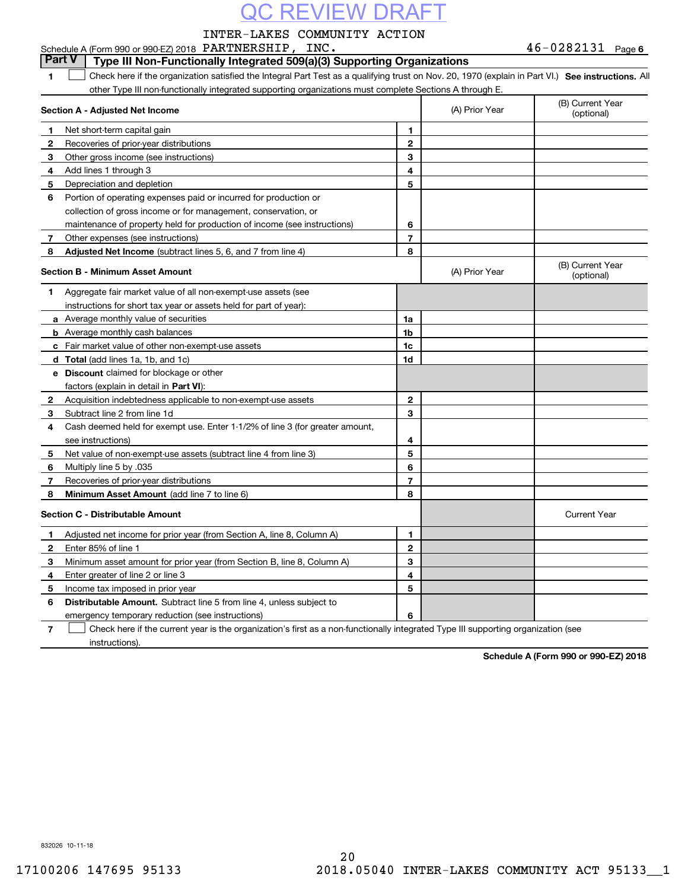QC REVIEW DRAFT

Schedule A (Form 990 or 990-EZ) 2018 INTER-LAKES COMMUNITY ACTION PARTNERSHIP, INC. 46-0282131 Page 6

## Part V Type III Non-Functionally Integrated 509(a)(3) Supporting Organizations

1 ☐ Check here if the organization satisfied the Integral Part Test as a qualifying trust on Nov. 20, 1970 (explain in Part VI.) **See instructions.** All other Type III non-functionally integrated supporting organizations must complete Sections A through E.

| **Section A - Adjusted Net Income** | | (A) Prior Year | (B) Current Year (optional) |
|---|---|---|---|
| **1** Net short-term capital gain | 1 | | |
| **2** Recoveries of prior-year distributions | 2 | | |
| **3** Other gross income (see instructions) | 3 | | |
| **4** Add lines 1 through 3 | 4 | | |
| **5** Depreciation and depletion | 5 | | |
| **6** Portion of operating expenses paid or incurred for production or collection of gross income or for management, conservation, or maintenance of property held for production of income (see instructions) | 6 | | |
| **7** Other expenses (see instructions) | 7 | | |
| **8** **Adjusted Net Income** (subtract lines 5, 6, and 7 from line 4) | 8 | | |

| **Section B - Minimum Asset Amount** | | (A) Prior Year | (B) Current Year (optional) |
|---|---|---|---|
| **1** Aggregate fair market value of all non-exempt-use assets (see instructions for short tax year or assets held for part of year): | | | |
| **a** Average monthly value of securities | 1a | | |
| **b** Average monthly cash balances | 1b | | |
| **c** Fair market value of other non-exempt-use assets | 1c | | |
| **d** **Total** (add lines 1a, 1b, and 1c) | 1d | | |
| **e** **Discount** claimed for blockage or other factors (explain in detail in **Part VI**): | | | |
| **2** Acquisition indebtedness applicable to non-exempt-use assets | 2 | | |
| **3** Subtract line 2 from line 1d | 3 | | |
| **4** Cash deemed held for exempt use. Enter 1-1/2% of line 3 (for greater amount, see instructions) | 4 | | |
| **5** Net value of non-exempt-use assets (subtract line 4 from line 3) | 5 | | |
| **6** Multiply line 5 by .035 | 6 | | |
| **7** Recoveries of prior-year distributions | 7 | | |
| **8** **Minimum Asset Amount** (add line 7 to line 6) | 8 | | |

| **Section C - Distributable Amount** | | | Current Year |
|---|---|---|---|
| **1** Adjusted net income for prior year (from Section A, line 8, Column A) | 1 | | |
| **2** Enter 85% of line 1 | 2 | | |
| **3** Minimum asset amount for prior year (from Section B, line 8, Column A) | 3 | | |
| **4** Enter greater of line 2 or line 3 | 4 | | |
| **5** Income tax imposed in prior year | 5 | | |
| **6** **Distributable Amount.** Subtract line 5 from line 4, unless subject to emergency temporary reduction (see instructions) | 6 | | |

7 ☐ Check here if the current year is the organization's first as a non-functionally integrated Type III supporting organization (see instructions).

**Schedule A (Form 990 or 990-EZ) 2018**

832026 10-11-18

17100206 147695 95133 2018.05040 INTER-LAKES COMMUNITY ACT 95133__1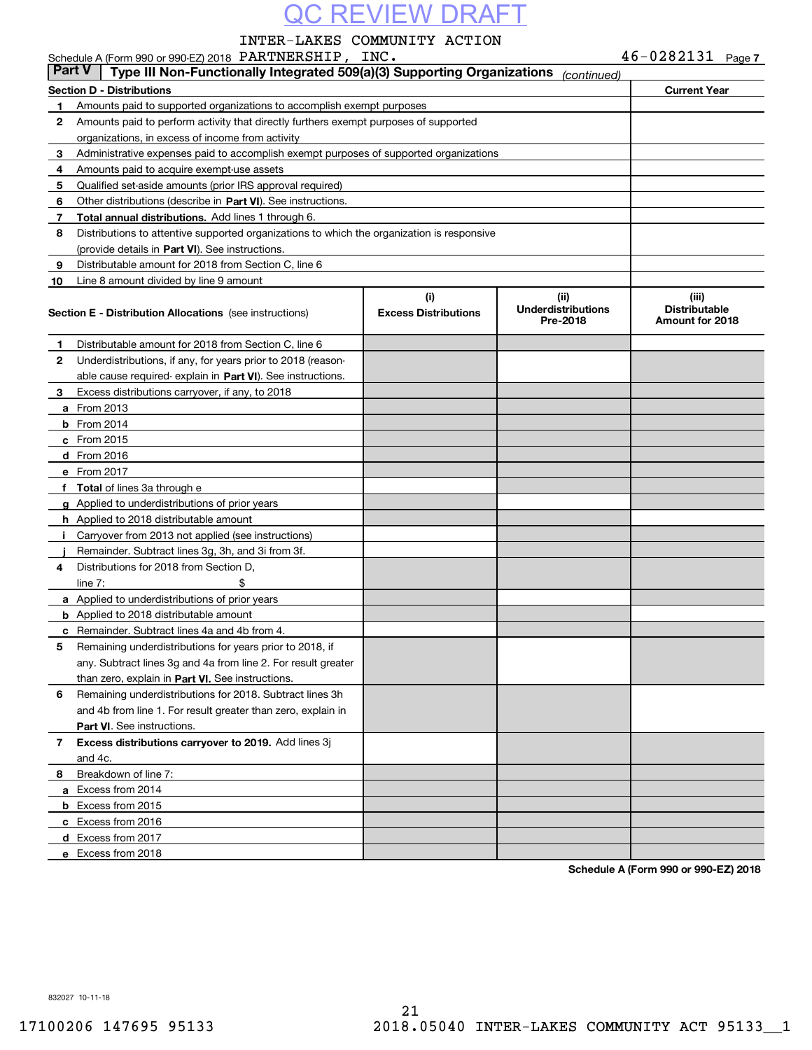QC REVIEW DRAFT

Schedule A (Form 990 or 990-EZ) 2018 INTER-LAKES COMMUNITY ACTION PARTNERSHIP, INC. 46-0282131 Page 7

## Part V Type III Non-Functionally Integrated 509(a)(3) Supporting Organizations *(continued)*

| Section D - Distributions | Current Year |
|---|---|
| **1** Amounts paid to supported organizations to accomplish exempt purposes | |
| **2** Amounts paid to perform activity that directly furthers exempt purposes of supported organizations, in excess of income from activity | |
| **3** Administrative expenses paid to accomplish exempt purposes of supported organizations | |
| **4** Amounts paid to acquire exempt-use assets | |
| **5** Qualified set-aside amounts (prior IRS approval required) | |
| **6** Other distributions (describe in **Part VI**). See instructions. | |
| **7** **Total annual distributions.** Add lines 1 through 6. | |
| **8** Distributions to attentive supported organizations to which the organization is responsive (provide details in **Part VI**). See instructions. | |
| **9** Distributable amount for 2018 from Section C, line 6 | |
| **10** Line 8 amount divided by line 9 amount | |

| **Section E - Distribution Allocations** (see instructions) | (i) Excess Distributions | (ii) Underdistributions Pre-2018 | (iii) Distributable Amount for 2018 |
|---|---|---|---|
| **1** Distributable amount for 2018 from Section C, line 6 | | | |
| **2** Underdistributions, if any, for years prior to 2018 (reasonable cause required- explain in **Part VI**). See instructions. | | | |
| **3** Excess distributions carryover, if any, to 2018 | | | |
| **a** From 2013 | | | |
| **b** From 2014 | | | |
| **c** From 2015 | | | |
| **d** From 2016 | | | |
| **e** From 2017 | | | |
| **f** **Total** of lines 3a through e | | | |
| **g** Applied to underdistributions of prior years | | | |
| **h** Applied to 2018 distributable amount | | | |
| **i** Carryover from 2013 not applied (see instructions) | | | |
| **j** Remainder. Subtract lines 3g, 3h, and 3i from 3f. | | | |
| **4** Distributions for 2018 from Section D, line 7: $ | | | |
| **a** Applied to underdistributions of prior years | | | |
| **b** Applied to 2018 distributable amount | | | |
| **c** Remainder. Subtract lines 4a and 4b from 4. | | | |
| **5** Remaining underdistributions for years prior to 2018, if any. Subtract lines 3g and 4a from line 2. For result greater than zero, explain in **Part VI**. See instructions. | | | |
| **6** Remaining underdistributions for 2018. Subtract lines 3h and 4b from line 1. For result greater than zero, explain in **Part VI**. See instructions. | | | |
| **7** **Excess distributions carryover to 2019.** Add lines 3j and 4c. | | | |
| **8** Breakdown of line 7: | | | |
| **a** Excess from 2014 | | | |
| **b** Excess from 2015 | | | |
| **c** Excess from 2016 | | | |
| **d** Excess from 2017 | | | |
| **e** Excess from 2018 | | | |

**Schedule A (Form 990 or 990-EZ) 2018**

832027 10-11-18

17100206 147695 95133 2018.05040 INTER-LAKES COMMUNITY ACT 95133__1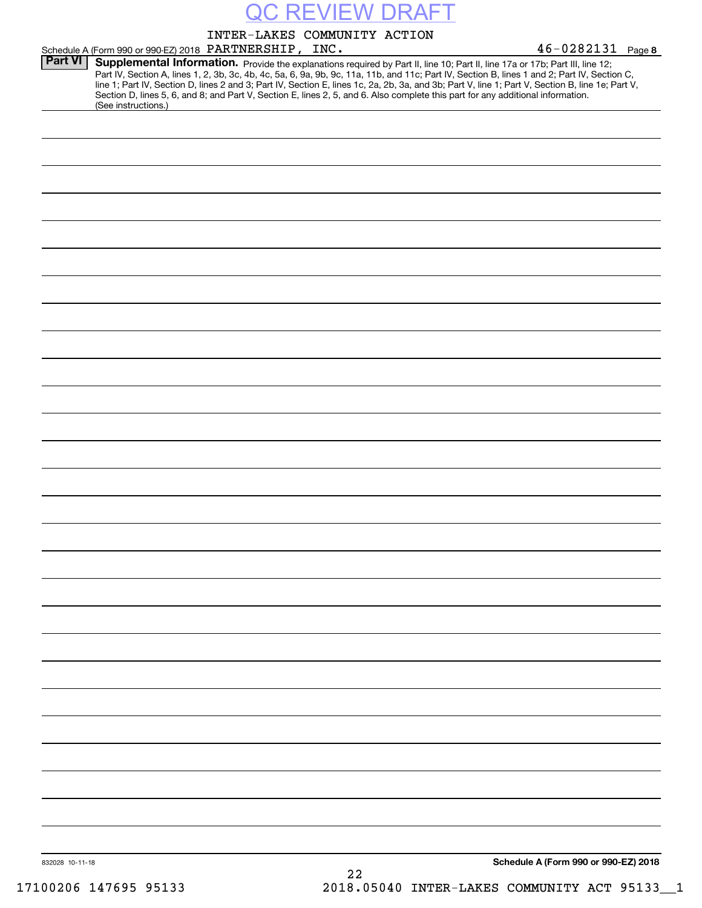QC REVIEW DRAFT

Schedule A (Form 990 or 990-EZ) 2018 INTER-LAKES COMMUNITY ACTION PARTNERSHIP, INC. 46-0282131 Page **8**

**Part VI** **Supplemental Information.** Provide the explanations required by Part II, line 10; Part II, line 17a or 17b; Part III, line 12; Part IV, Section A, lines 1, 2, 3b, 3c, 4b, 4c, 5a, 6, 9a, 9b, 9c, 11a, 11b, and 11c; Part IV, Section B, lines 1 and 2; Part IV, Section C, line 1; Part IV, Section D, lines 2 and 3; Part IV, Section E, lines 1c, 2a, 2b, 3a, and 3b; Part V, line 1; Part V, Section B, line 1e; Part V, Section D, lines 5, 6, and 8; and Part V, Section E, lines 2, 5, and 6. Also complete this part for any additional information. (See instructions.)

832028 10-11-18

**Schedule A (Form 990 or 990-EZ) 2018**

17100206 147695 95133 2018.05040 INTER-LAKES COMMUNITY ACT 95133__1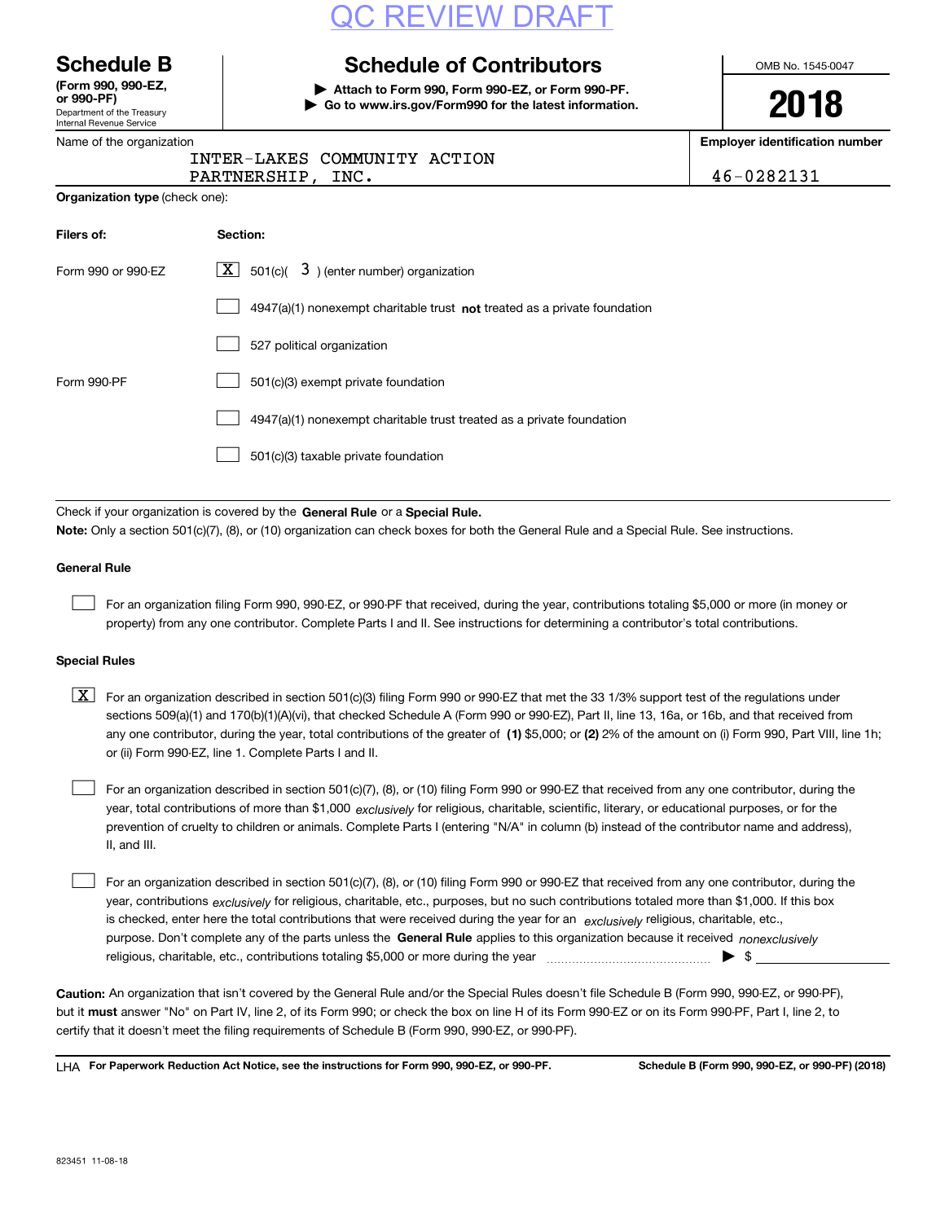QC REVIEW DRAFT

# Schedule B

**(Form 990, 990-EZ, or 990-PF)**
Department of the Treasury
Internal Revenue Service

## Schedule of Contributors

▶ **Attach to Form 990, Form 990-EZ, or Form 990-PF.**
▶ **Go to www.irs.gov/Form990 for the latest information.**

OMB No. 1545-0047

**2018**

Name of the organization: INTER-LAKES COMMUNITY ACTION PARTNERSHIP, INC.

**Employer identification number:** 46-0282131

**Organization type** (check one):

| **Filers of:** | **Section:** |
|---|---|
| Form 990 or 990-EZ | [X] 501(c)( 3 ) (enter number) organization |
| | [ ] 4947(a)(1) nonexempt charitable trust **not** treated as a private foundation |
| | [ ] 527 political organization |
| Form 990-PF | [ ] 501(c)(3) exempt private foundation |
| | [ ] 4947(a)(1) nonexempt charitable trust treated as a private foundation |
| | [ ] 501(c)(3) taxable private foundation |

Check if your organization is covered by the **General Rule** or a **Special Rule.**

**Note:** Only a section 501(c)(7), (8), or (10) organization can check boxes for both the General Rule and a Special Rule. See instructions.

### General Rule

[ ] For an organization filing Form 990, 990-EZ, or 990-PF that received, during the year, contributions totaling $5,000 or more (in money or property) from any one contributor. Complete Parts I and II. See instructions for determining a contributor's total contributions.

### Special Rules

[X] For an organization described in section 501(c)(3) filing Form 990 or 990-EZ that met the 33 1/3% support test of the regulations under sections 509(a)(1) and 170(b)(1)(A)(vi), that checked Schedule A (Form 990 or 990-EZ), Part II, line 13, 16a, or 16b, and that received from any one contributor, during the year, total contributions of the greater of **(1)** $5,000; or **(2)** 2% of the amount on (i) Form 990, Part VIII, line 1h; or (ii) Form 990-EZ, line 1. Complete Parts I and II.

[ ] For an organization described in section 501(c)(7), (8), or (10) filing Form 990 or 990-EZ that received from any one contributor, during the year, total contributions of more than $1,000 *exclusively* for religious, charitable, scientific, literary, or educational purposes, or for the prevention of cruelty to children or animals. Complete Parts I (entering "N/A" in column (b) instead of the contributor name and address), II, and III.

[ ] For an organization described in section 501(c)(7), (8), or (10) filing Form 990 or 990-EZ that received from any one contributor, during the year, contributions *exclusively* for religious, charitable, etc., purposes, but no such contributions totaled more than $1,000. If this box is checked, enter here the total contributions that were received during the year for an *exclusively* religious, charitable, etc., purpose. Don't complete any of the parts unless the **General Rule** applies to this organization because it received *nonexclusively* religious, charitable, etc., contributions totaling $5,000 or more during the year ▶ $ ________

**Caution:** An organization that isn't covered by the General Rule and/or the Special Rules doesn't file Schedule B (Form 990, 990-EZ, or 990-PF), but it **must** answer "No" on Part IV, line 2, of its Form 990; or check the box on line H of its Form 990-EZ or on its Form 990-PF, Part I, line 2, to certify that it doesn't meet the filing requirements of Schedule B (Form 990, 990-EZ, or 990-PF).

LHA **For Paperwork Reduction Act Notice, see the instructions for Form 990, 990-EZ, or 990-PF.** **Schedule B (Form 990, 990-EZ, or 990-PF) (2018)**

823451 11-08-18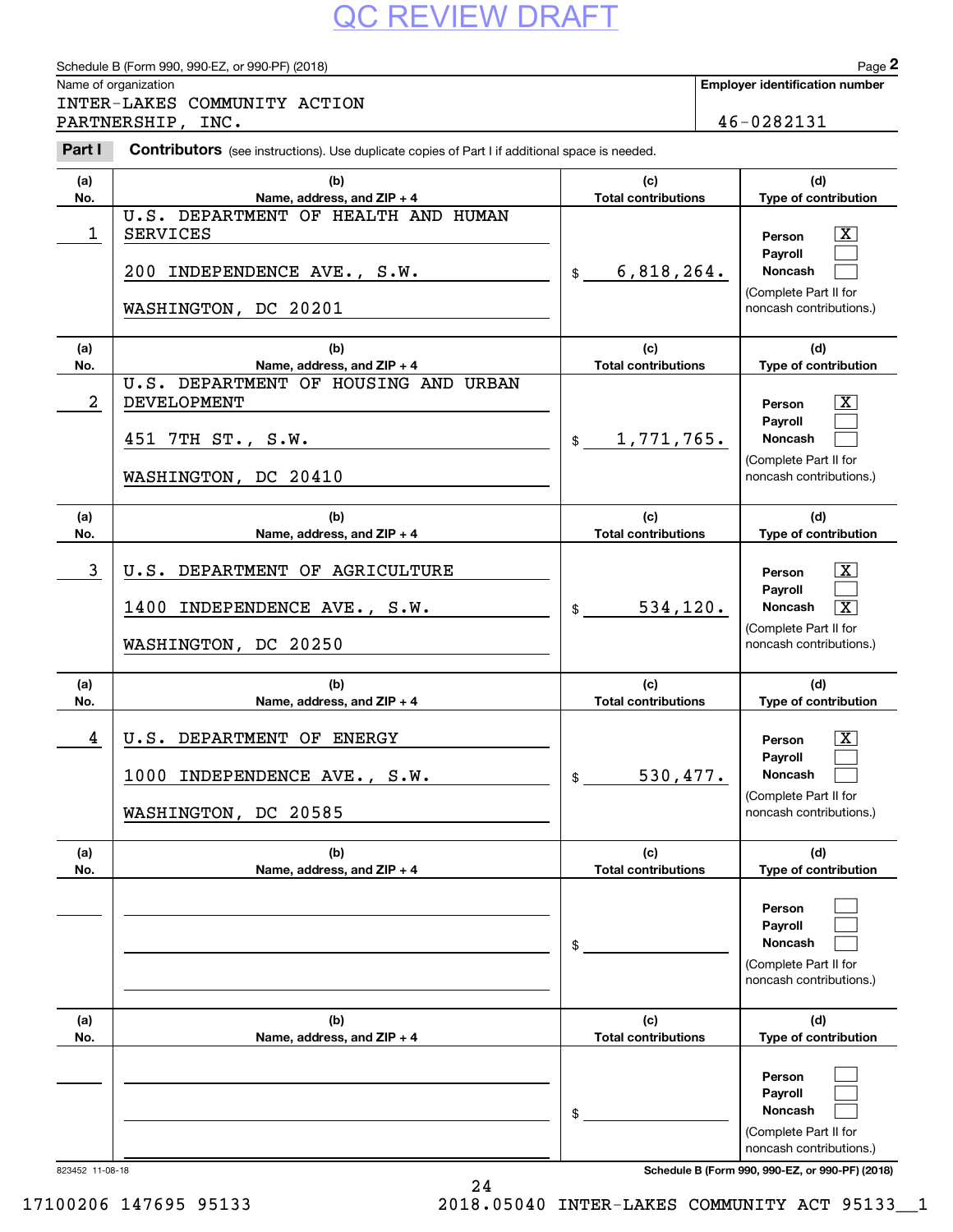QC REVIEW DRAFT

Schedule B (Form 990, 990-EZ, or 990-PF) (2018)

**Name of organization**
INTER-LAKES COMMUNITY ACTION PARTNERSHIP, INC.

**Employer identification number**
46-0282131

## Part I Contributors (see instructions). Use duplicate copies of Part I if additional space is needed.

| (a) No. | (b) Name, address, and ZIP + 4 | (c) Total contributions | (d) Type of contribution |
|---|---|---|---|
| 1 | U.S. DEPARTMENT OF HEALTH AND HUMAN SERVICES<br>200 INDEPENDENCE AVE., S.W.<br>WASHINGTON, DC 20201 | $ 6,818,264. | Person [X]<br>Payroll [ ]<br>Noncash [ ]<br>(Complete Part II for noncash contributions.) |
| 2 | U.S. DEPARTMENT OF HOUSING AND URBAN DEVELOPMENT<br>451 7TH ST., S.W.<br>WASHINGTON, DC 20410 | $ 1,771,765. | Person [X]<br>Payroll [ ]<br>Noncash [ ]<br>(Complete Part II for noncash contributions.) |
| 3 | U.S. DEPARTMENT OF AGRICULTURE<br>1400 INDEPENDENCE AVE., S.W.<br>WASHINGTON, DC 20250 | $ 534,120. | Person [X]<br>Payroll [ ]<br>Noncash [X]<br>(Complete Part II for noncash contributions.) |
| 4 | U.S. DEPARTMENT OF ENERGY<br>1000 INDEPENDENCE AVE., S.W.<br>WASHINGTON, DC 20585 | $ 530,477. | Person [X]<br>Payroll [ ]<br>Noncash [ ]<br>(Complete Part II for noncash contributions.) |
| | | $ | Person [ ]<br>Payroll [ ]<br>Noncash [ ]<br>(Complete Part II for noncash contributions.) |
| | | $ | Person [ ]<br>Payroll [ ]<br>Noncash [ ]<br>(Complete Part II for noncash contributions.) |

823452 11-08-18

Schedule B (Form 990, 990-EZ, or 990-PF) (2018)

17100206 147695 95133 2018.05040 INTER-LAKES COMMUNITY ACT 95133__1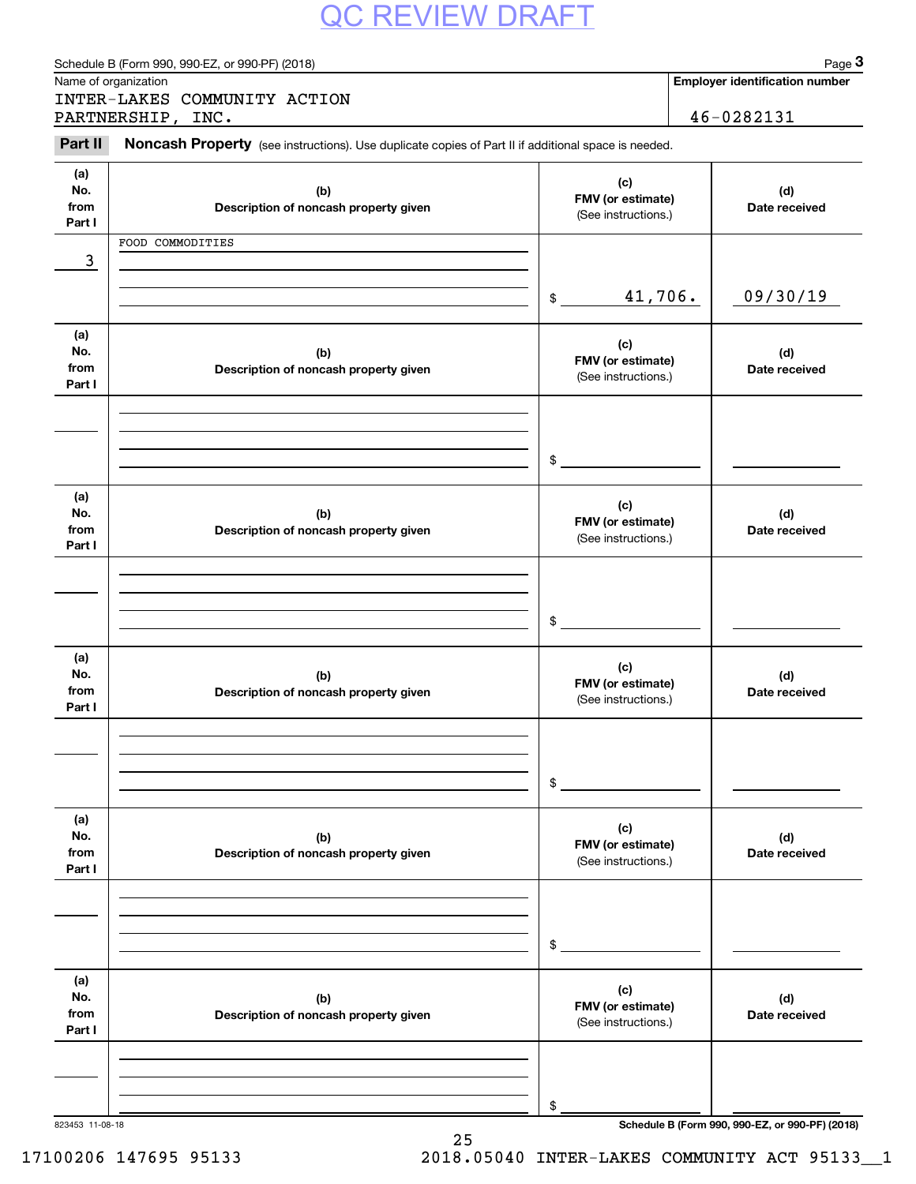QC REVIEW DRAFT

Schedule B (Form 990, 990-EZ, or 990-PF) (2018)

Name of organization

INTER-LAKES COMMUNITY ACTION PARTNERSHIP, INC.

Employer identification number

46-0282131

**Part II** **Noncash Property** (see instructions). Use duplicate copies of Part II if additional space is needed.

| (a) No. from Part I | (b) Description of noncash property given | (c) FMV (or estimate) (See instructions.) | (d) Date received |
|---|---|---|---|
| 3 | FOOD COMMODITIES | $ 41,706. | 09/30/19 |
| | | $ | |
| | | $ | |
| | | $ | |
| | | $ | |
| | | $ | |

823453 11-08-18

Schedule B (Form 990, 990-EZ, or 990-PF) (2018)

17100206 147695 95133 2018.05040 INTER-LAKES COMMUNITY ACT 95133__1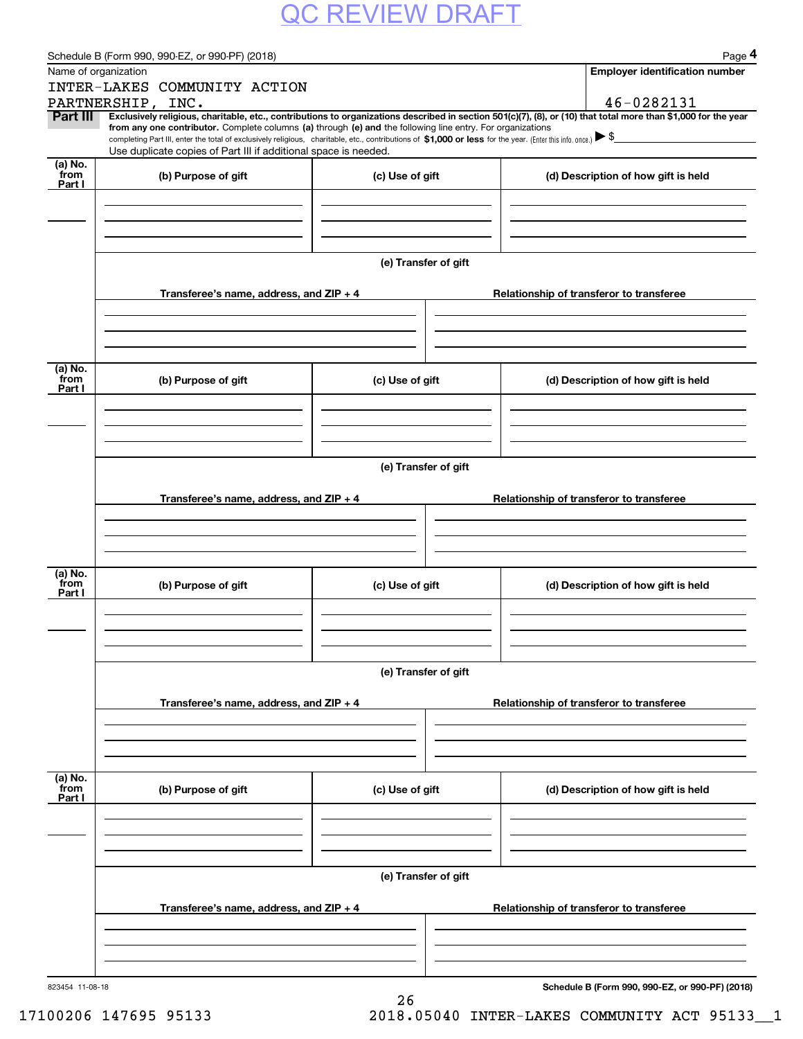QC REVIEW DRAFT

Schedule B (Form 990, 990-EZ, or 990-PF) (2018)

Name of organization

INTER-LAKES COMMUNITY ACTION PARTNERSHIP, INC.

Employer identification number

46-0282131

**Part III** **Exclusively religious, charitable, etc., contributions to organizations described in section 501(c)(7), (8), or (10) that total more than $1,000 for the year from any one contributor.** Complete columns **(a)** through **(e) and** the following line entry. For organizations completing Part III, enter the total of exclusively religious, charitable, etc., contributions of **$1,000 or less** for the year. (Enter this info. once.) ▶ $

Use duplicate copies of Part III if additional space is needed.

| (a) No. from Part I | (b) Purpose of gift | (c) Use of gift | (d) Description of how gift is held |
|---|---|---|---|
| | | | |

(e) Transfer of gift

| Transferee's name, address, and ZIP + 4 | Relationship of transferor to transferee |
|---|---|
| | |

| (a) No. from Part I | (b) Purpose of gift | (c) Use of gift | (d) Description of how gift is held |
|---|---|---|---|
| | | | |

(e) Transfer of gift

| Transferee's name, address, and ZIP + 4 | Relationship of transferor to transferee |
|---|---|
| | |

| (a) No. from Part I | (b) Purpose of gift | (c) Use of gift | (d) Description of how gift is held |
|---|---|---|---|
| | | | |

(e) Transfer of gift

| Transferee's name, address, and ZIP + 4 | Relationship of transferor to transferee |
|---|---|
| | |

| (a) No. from Part I | (b) Purpose of gift | (c) Use of gift | (d) Description of how gift is held |
|---|---|---|---|
| | | | |

(e) Transfer of gift

| Transferee's name, address, and ZIP + 4 | Relationship of transferor to transferee |
|---|---|
| | |

823454 11-08-18

**Schedule B (Form 990, 990-EZ, or 990-PF) (2018)**

17100206 147695 95133 2018.05040 INTER-LAKES COMMUNITY ACT 95133__1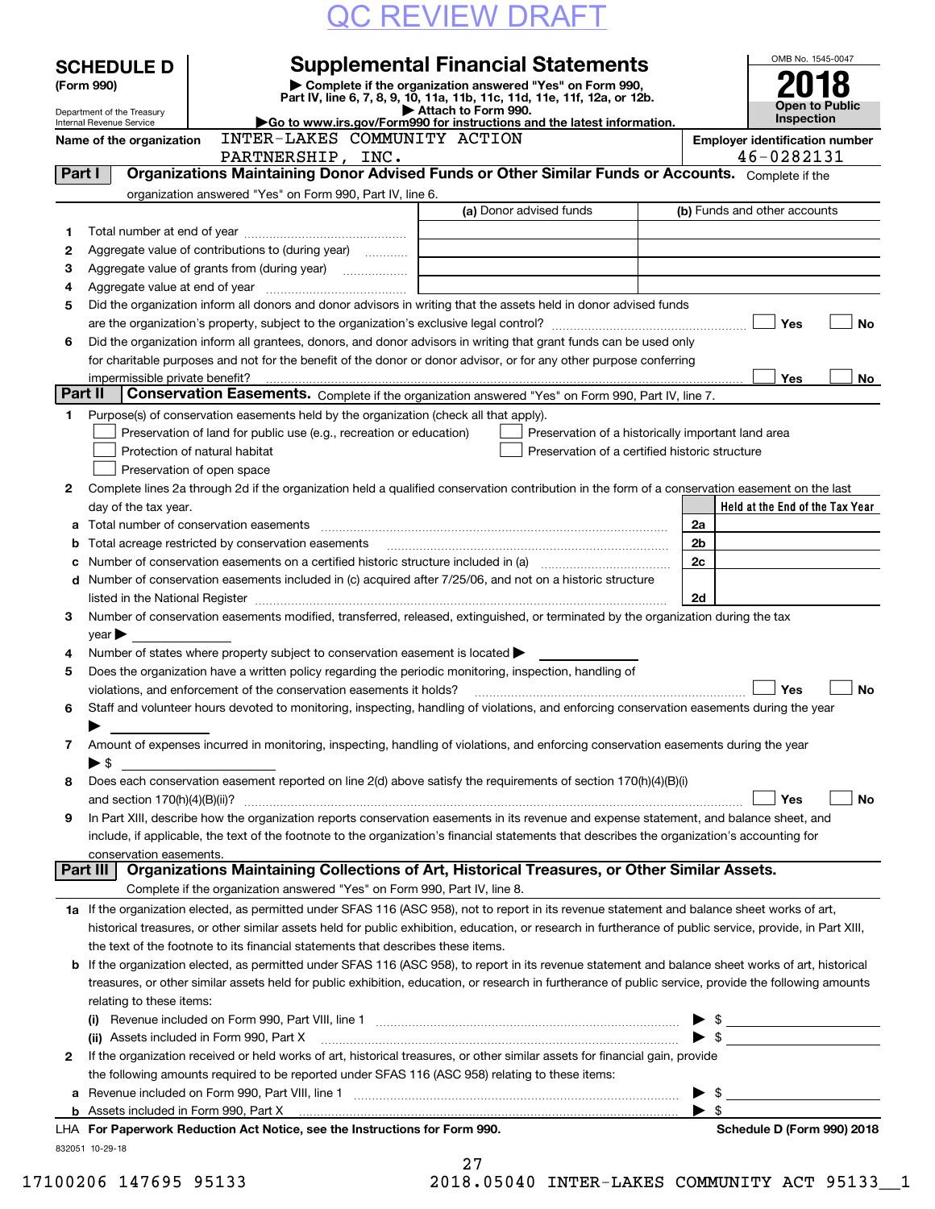QC REVIEW DRAFT

**SCHEDULE D (Form 990)**

Department of the Treasury
Internal Revenue Service

# Supplemental Financial Statements

▶ Complete if the organization answered "Yes" on Form 990, Part IV, line 6, 7, 8, 9, 10, 11a, 11b, 11c, 11d, 11e, 11f, 12a, or 12b.
▶ Attach to Form 990.
▶Go to www.irs.gov/Form990 for instructions and the latest information.

OMB No. 1545-0047

**2018**

**Open to Public Inspection**

**Name of the organization** INTER-LAKES COMMUNITY ACTION PARTNERSHIP, INC.

**Employer identification number** 46-0282131

## Part I Organizations Maintaining Donor Advised Funds or Other Similar Funds or Accounts. Complete if the organization answered "Yes" on Form 990, Part IV, line 6.

| | | (a) Donor advised funds | (b) Funds and other accounts |
|---|---|---|---|
| 1 | Total number at end of year | | |
| 2 | Aggregate value of contributions to (during year) | | |
| 3 | Aggregate value of grants from (during year) | | |
| 4 | Aggregate value at end of year | | |

5 Did the organization inform all donors and donor advisors in writing that the assets held in donor advised funds are the organization's property, subject to the organization's exclusive legal control? ☐ Yes ☐ No

6 Did the organization inform all grantees, donors, and donor advisors in writing that grant funds can be used only for charitable purposes and not for the benefit of the donor or donor advisor, or for any other purpose conferring impermissible private benefit? ☐ Yes ☐ No

## Part II Conservation Easements. Complete if the organization answered "Yes" on Form 990, Part IV, line 7.

1 Purpose(s) of conservation easements held by the organization (check all that apply).

☐ Preservation of land for public use (e.g., recreation or education)
☐ Preservation of a historically important land area
☐ Protection of natural habitat
☐ Preservation of a certified historic structure
☐ Preservation of open space

2 Complete lines 2a through 2d if the organization held a qualified conservation contribution in the form of a conservation easement on the last day of the tax year.

| | | | Held at the End of the Tax Year |
|---|---|---|---|
| a | Total number of conservation easements | 2a | |
| b | Total acreage restricted by conservation easements | 2b | |
| c | Number of conservation easements on a certified historic structure included in (a) | 2c | |
| d | Number of conservation easements included in (c) acquired after 7/25/06, and not on a historic structure listed in the National Register | 2d | |

3 Number of conservation easements modified, transferred, released, extinguished, or terminated by the organization during the tax year ▶

4 Number of states where property subject to conservation easement is located ▶

5 Does the organization have a written policy regarding the periodic monitoring, inspection, handling of violations, and enforcement of the conservation easements it holds? ☐ Yes ☐ No

6 Staff and volunteer hours devoted to monitoring, inspecting, handling of violations, and enforcing conservation easements during the year ▶

7 Amount of expenses incurred in monitoring, inspecting, handling of violations, and enforcing conservation easements during the year ▶ $

8 Does each conservation easement reported on line 2(d) above satisfy the requirements of section 170(h)(4)(B)(i) and section 170(h)(4)(B)(ii)? ☐ Yes ☐ No

9 In Part XIII, describe how the organization reports conservation easements in its revenue and expense statement, and balance sheet, and include, if applicable, the text of the footnote to the organization's financial statements that describes the organization's accounting for conservation easements.

## Part III Organizations Maintaining Collections of Art, Historical Treasures, or Other Similar Assets. Complete if the organization answered "Yes" on Form 990, Part IV, line 8.

1a If the organization elected, as permitted under SFAS 116 (ASC 958), not to report in its revenue statement and balance sheet works of art, historical treasures, or other similar assets held for public exhibition, education, or research in furtherance of public service, provide, in Part XIII, the text of the footnote to its financial statements that describes these items.

b If the organization elected, as permitted under SFAS 116 (ASC 958), to report in its revenue statement and balance sheet works of art, historical treasures, or other similar assets held for public exhibition, education, or research in furtherance of public service, provide the following amounts relating to these items:

(i) Revenue included on Form 990, Part VIII, line 1 ▶ $

(ii) Assets included in Form 990, Part X ▶ $

2 If the organization received or held works of art, historical treasures, or other similar assets for financial gain, provide the following amounts required to be reported under SFAS 116 (ASC 958) relating to these items:

a Revenue included on Form 990, Part VIII, line 1 ▶ $

b Assets included in Form 990, Part X ▶ $

LHA **For Paperwork Reduction Act Notice, see the Instructions for Form 990.** **Schedule D (Form 990) 2018**

832051 10-29-18

17100206 147695 95133 2018.05040 INTER-LAKES COMMUNITY ACT 95133__1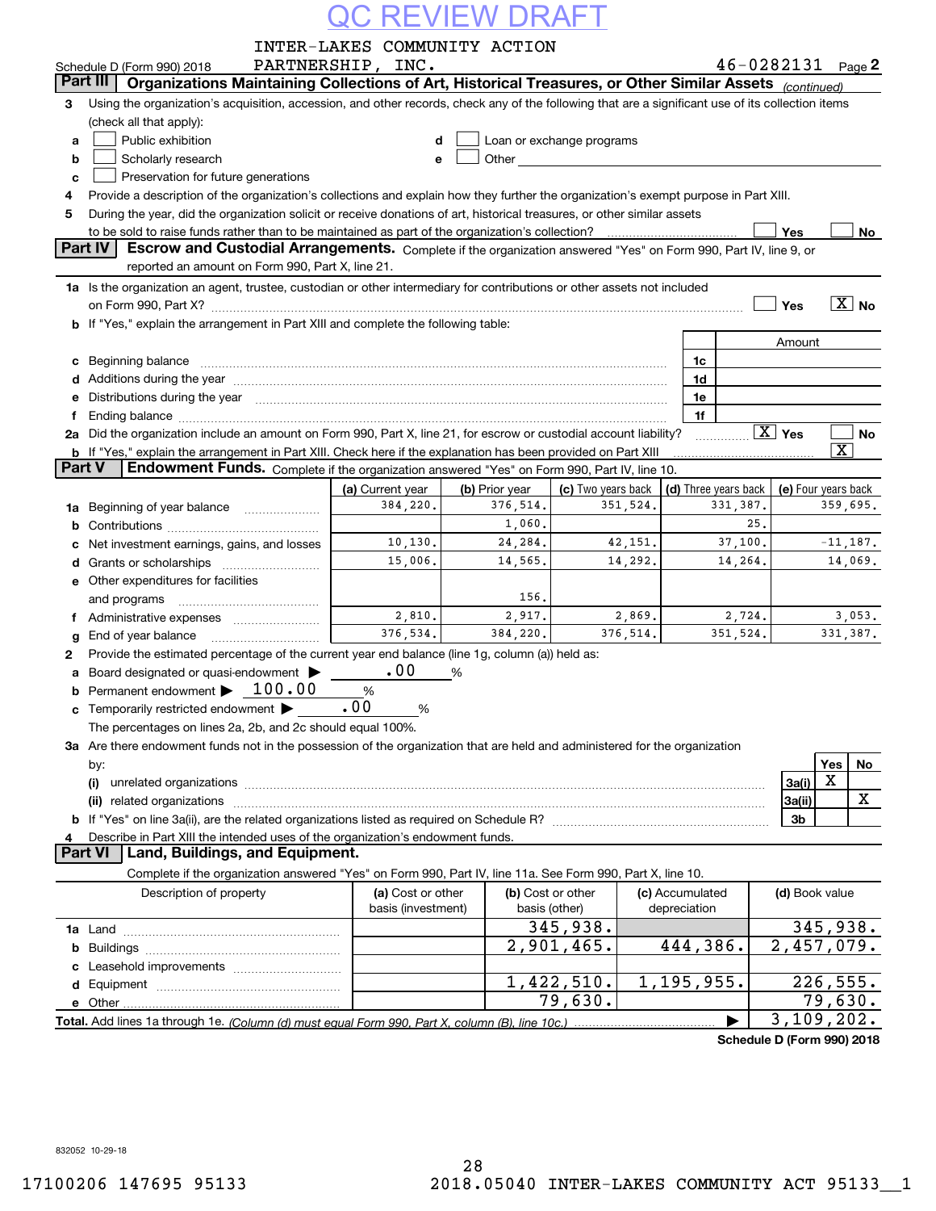QC REVIEW DRAFT

Schedule D (Form 990) 2018 INTER-LAKES COMMUNITY ACTION PARTNERSHIP, INC. 46-0282131 Page 2

**Part III** **Organizations Maintaining Collections of Art, Historical Treasures, or Other Similar Assets** *(continued)*

3 Using the organization's acquisition, accession, and other records, check any of the following that are a significant use of its collection items (check all that apply):

a ☐ Public exhibition
b ☐ Scholarly research
c ☐ Preservation for future generations
d ☐ Loan or exchange programs
e ☐ Other

4 Provide a description of the organization's collections and explain how they further the organization's exempt purpose in Part XIII.

5 During the year, did the organization solicit or receive donations of art, historical treasures, or other similar assets to be sold to raise funds rather than to be maintained as part of the organization's collection? ☐ Yes ☐ No

**Part IV** **Escrow and Custodial Arrangements.** Complete if the organization answered "Yes" on Form 990, Part IV, line 9, or reported an amount on Form 990, Part X, line 21.

1a Is the organization an agent, trustee, custodian or other intermediary for contributions or other assets not included on Form 990, Part X? ☐ Yes ☒ No

b If "Yes," explain the arrangement in Part XIII and complete the following table:

| | | Amount |
|---|---|---|
| c Beginning balance | 1c | |
| d Additions during the year | 1d | |
| e Distributions during the year | 1e | |
| f Ending balance | 1f | |

2a Did the organization include an amount on Form 990, Part X, line 21, for escrow or custodial account liability? ☒ Yes ☐ No

b If "Yes," explain the arrangement in Part XIII. Check here if the explanation has been provided on Part XIII ☒

**Part V** **Endowment Funds.** Complete if the organization answered "Yes" on Form 990, Part IV, line 10.

| | (a) Current year | (b) Prior year | (c) Two years back | (d) Three years back | (e) Four years back |
|---|---|---|---|---|---|
| 1a Beginning of year balance | 384,220. | 376,514. | 351,524. | 331,387. | 359,695. |
| b Contributions | | 1,060. | | 25. | |
| c Net investment earnings, gains, and losses | 10,130. | 24,284. | 42,151. | 37,100. | -11,187. |
| d Grants or scholarships | 15,006. | 14,565. | 14,292. | 14,264. | 14,069. |
| e Other expenditures for facilities and programs | | 156. | | | |
| f Administrative expenses | 2,810. | 2,917. | 2,869. | 2,724. | 3,053. |
| g End of year balance | 376,534. | 384,220. | 376,514. | 351,524. | 331,387. |

2 Provide the estimated percentage of the current year end balance (line 1g, column (a)) held as:

a Board designated or quasi-endowment ▶ .00 %
b Permanent endowment ▶ 100.00 %
c Temporarily restricted endowment ▶ .00 %

The percentages on lines 2a, 2b, and 2c should equal 100%.

3a Are there endowment funds not in the possession of the organization that are held and administered for the organization by:

| | | Yes | No |
|---|---|---|---|
| (i) unrelated organizations | 3a(i) | X | |
| (ii) related organizations | 3a(ii) | | X |
| b If "Yes" on line 3a(ii), are the related organizations listed as required on Schedule R? | 3b | | |

4 Describe in Part XIII the intended uses of the organization's endowment funds.

**Part VI** **Land, Buildings, and Equipment.**

Complete if the organization answered "Yes" on Form 990, Part IV, line 11a. See Form 990, Part X, line 10.

| Description of property | (a) Cost or other basis (investment) | (b) Cost or other basis (other) | (c) Accumulated depreciation | (d) Book value |
|---|---|---|---|---|
| 1a Land | | 345,938. | | 345,938. |
| b Buildings | | 2,901,465. | 444,386. | 2,457,079. |
| c Leasehold improvements | | | | |
| d Equipment | | 1,422,510. | 1,195,955. | 226,555. |
| e Other | | 79,630. | | 79,630. |
| **Total.** Add lines 1a through 1e. *(Column (d) must equal Form 990, Part X, column (B), line 10c.)* ▶ | | | | 3,109,202. |

**Schedule D (Form 990) 2018**

832052 10-29-18

17100206 147695 95133 2018.05040 INTER-LAKES COMMUNITY ACT 95133__1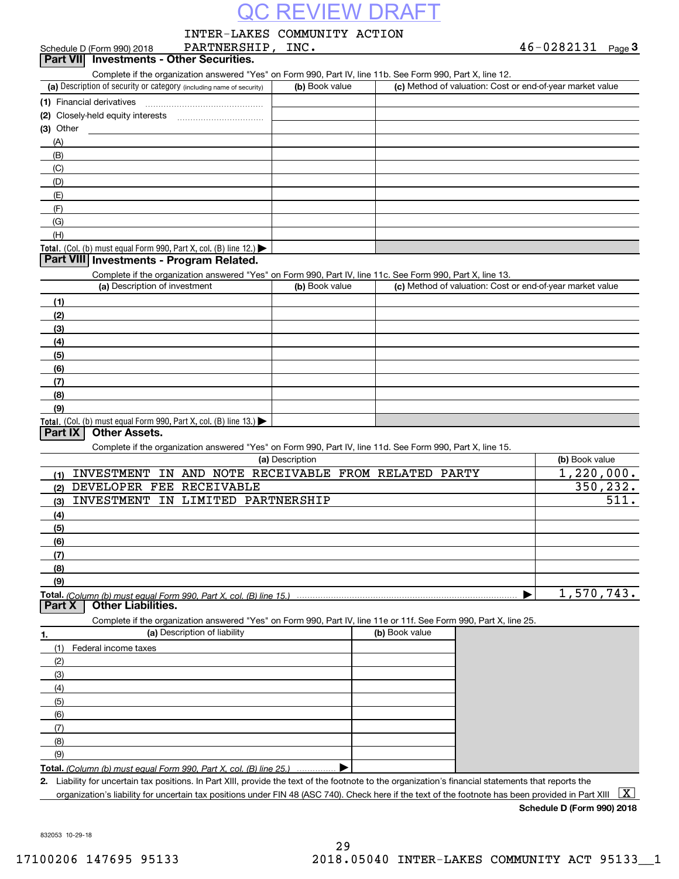QC REVIEW DRAFT

Schedule D (Form 990) 2018 INTER-LAKES COMMUNITY ACTION PARTNERSHIP, INC. 46-0282131 Page 3

## Part VII Investments - Other Securities.

Complete if the organization answered "Yes" on Form 990, Part IV, line 11b. See Form 990, Part X, line 12.

| (a) Description of security or category (including name of security) | (b) Book value | (c) Method of valuation: Cost or end-of-year market value |
|---|---|---|
| (1) Financial derivatives | | |
| (2) Closely-held equity interests | | |
| (3) Other | | |
| (A) | | |
| (B) | | |
| (C) | | |
| (D) | | |
| (E) | | |
| (F) | | |
| (G) | | |
| (H) | | |
| Total. (Col. (b) must equal Form 990, Part X, col. (B) line 12.) ▶ | | |

## Part VIII Investments - Program Related.

Complete if the organization answered "Yes" on Form 990, Part IV, line 11c. See Form 990, Part X, line 13.

| (a) Description of investment | (b) Book value | (c) Method of valuation: Cost or end-of-year market value |
|---|---|---|
| (1) | | |
| (2) | | |
| (3) | | |
| (4) | | |
| (5) | | |
| (6) | | |
| (7) | | |
| (8) | | |
| (9) | | |
| Total. (Col. (b) must equal Form 990, Part X, col. (B) line 13.) ▶ | | |

## Part IX Other Assets.

Complete if the organization answered "Yes" on Form 990, Part IV, line 11d. See Form 990, Part X, line 15.

| (a) Description | (b) Book value |
|---|---|
| (1) INVESTMENT IN AND NOTE RECEIVABLE FROM RELATED PARTY | 1,220,000. |
| (2) DEVELOPER FEE RECEIVABLE | 350,232. |
| (3) INVESTMENT IN LIMITED PARTNERSHIP | 511. |
| (4) | |
| (5) | |
| (6) | |
| (7) | |
| (8) | |
| (9) | |
| Total. (Column (b) must equal Form 990, Part X, col. (B) line 15.) ▶ | 1,570,743. |

## Part X Other Liabilities.

Complete if the organization answered "Yes" on Form 990, Part IV, line 11e or 11f. See Form 990, Part X, line 25.

| 1. (a) Description of liability | (b) Book value |
|---|---|
| (1) Federal income taxes | |
| (2) | |
| (3) | |
| (4) | |
| (5) | |
| (6) | |
| (7) | |
| (8) | |
| (9) | |
| Total. (Column (b) must equal Form 990, Part X, col. (B) line 25.) ▶ | |

2. Liability for uncertain tax positions. In Part XIII, provide the text of the footnote to the organization's financial statements that reports the organization's liability for uncertain tax positions under FIN 48 (ASC 740). Check here if the text of the footnote has been provided in Part XIII [X]

Schedule D (Form 990) 2018

832053 10-29-18

17100206 147695 95133 2018.05040 INTER-LAKES COMMUNITY ACT 95133__1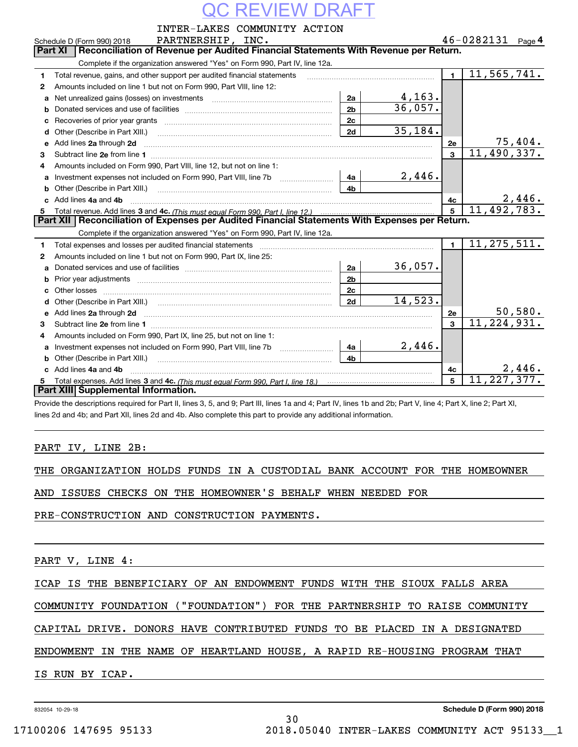QC REVIEW DRAFT

Schedule D (Form 990) 2018 INTER-LAKES COMMUNITY ACTION PARTNERSHIP, INC. 46-0282131 Page 4

## Part XI Reconciliation of Revenue per Audited Financial Statements With Revenue per Return.

Complete if the organization answered "Yes" on Form 990, Part IV, line 12a.

| | | | | | |
|---|---|---|---|---|---|
| 1 | Total revenue, gains, and other support per audited financial statements | | | 1 | 11,565,741. |
| 2 | Amounts included on line 1 but not on Form 990, Part VIII, line 12: | | | | |
| a | Net unrealized gains (losses) on investments | 2a | 4,163. | | |
| b | Donated services and use of facilities | 2b | 36,057. | | |
| c | Recoveries of prior year grants | 2c | | | |
| d | Other (Describe in Part XIII.) | 2d | 35,184. | | |
| e | Add lines 2a through 2d | | | 2e | 75,404. |
| 3 | Subtract line 2e from line 1 | | | 3 | 11,490,337. |
| 4 | Amounts included on Form 990, Part VIII, line 12, but not on line 1: | | | | |
| a | Investment expenses not included on Form 990, Part VIII, line 7b | 4a | 2,446. | | |
| b | Other (Describe in Part XIII.) | 4b | | | |
| c | Add lines 4a and 4b | | | 4c | 2,446. |
| 5 | Total revenue. Add lines 3 and 4c. *(This must equal Form 990, Part I, line 12.)* | | | 5 | 11,492,783. |

## Part XII Reconciliation of Expenses per Audited Financial Statements With Expenses per Return.

Complete if the organization answered "Yes" on Form 990, Part IV, line 12a.

| | | | | | |
|---|---|---|---|---|---|
| 1 | Total expenses and losses per audited financial statements | | | 1 | 11,275,511. |
| 2 | Amounts included on line 1 but not on Form 990, Part IX, line 25: | | | | |
| a | Donated services and use of facilities | 2a | 36,057. | | |
| b | Prior year adjustments | 2b | | | |
| c | Other losses | 2c | | | |
| d | Other (Describe in Part XIII.) | 2d | 14,523. | | |
| e | Add lines 2a through 2d | | | 2e | 50,580. |
| 3 | Subtract line 2e from line 1 | | | 3 | 11,224,931. |
| 4 | Amounts included on Form 990, Part IX, line 25, but not on line 1: | | | | |
| a | Investment expenses not included on Form 990, Part VIII, line 7b | 4a | 2,446. | | |
| b | Other (Describe in Part XIII.) | 4b | | | |
| c | Add lines 4a and 4b | | | 4c | 2,446. |
| 5 | Total expenses. Add lines 3 and 4c. *(This must equal Form 990, Part I, line 18.)* | | | 5 | 11,227,377. |

## Part XIII Supplemental Information.

Provide the descriptions required for Part II, lines 3, 5, and 9; Part III, lines 1a and 4; Part IV, lines 1b and 2b; Part V, line 4; Part X, line 2; Part XI, lines 2d and 4b; and Part XII, lines 2d and 4b. Also complete this part to provide any additional information.

PART IV, LINE 2B:

THE ORGANIZATION HOLDS FUNDS IN A CUSTODIAL BANK ACCOUNT FOR THE HOMEOWNER AND ISSUES CHECKS ON THE HOMEOWNER'S BEHALF WHEN NEEDED FOR PRE-CONSTRUCTION AND CONSTRUCTION PAYMENTS.

PART V, LINE 4:

ICAP IS THE BENEFICIARY OF AN ENDOWMENT FUNDS WITH THE SIOUX FALLS AREA COMMUNITY FOUNDATION ("FOUNDATION") FOR THE PARTNERSHIP TO RAISE COMMUNITY CAPITAL DRIVE. DONORS HAVE CONTRIBUTED FUNDS TO BE PLACED IN A DESIGNATED ENDOWMENT IN THE NAME OF HEARTLAND HOUSE, A RAPID RE-HOUSING PROGRAM THAT IS RUN BY ICAP.

832054 10-29-18 Schedule D (Form 990) 2018

17100206 147695 95133 2018.05040 INTER-LAKES COMMUNITY ACT 95133__1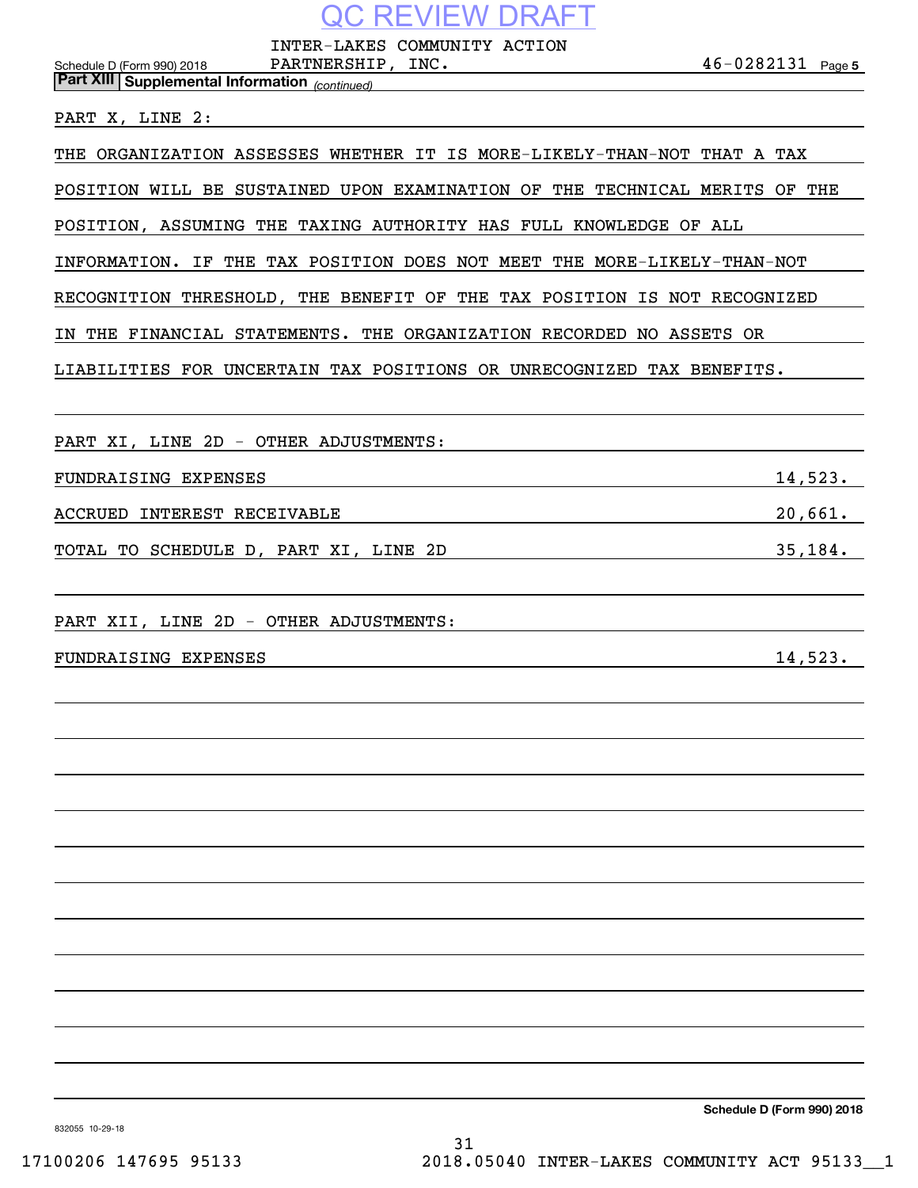QC REVIEW DRAFT

Schedule D (Form 990) 2018 INTER-LAKES COMMUNITY ACTION PARTNERSHIP, INC. 46-0282131 Page 5

**Part XIII Supplemental Information** *(continued)*

PART X, LINE 2:

THE ORGANIZATION ASSESSES WHETHER IT IS MORE-LIKELY-THAN-NOT THAT A TAX POSITION WILL BE SUSTAINED UPON EXAMINATION OF THE TECHNICAL MERITS OF THE POSITION, ASSUMING THE TAXING AUTHORITY HAS FULL KNOWLEDGE OF ALL INFORMATION. IF THE TAX POSITION DOES NOT MEET THE MORE-LIKELY-THAN-NOT RECOGNITION THRESHOLD, THE BENEFIT OF THE TAX POSITION IS NOT RECOGNIZED IN THE FINANCIAL STATEMENTS. THE ORGANIZATION RECORDED NO ASSETS OR LIABILITIES FOR UNCERTAIN TAX POSITIONS OR UNRECOGNIZED TAX BENEFITS.

PART XI, LINE 2D - OTHER ADJUSTMENTS:

| | |
|---|---|
| FUNDRAISING EXPENSES | 14,523. |
| ACCRUED INTEREST RECEIVABLE | 20,661. |
| TOTAL TO SCHEDULE D, PART XI, LINE 2D | 35,184. |

PART XII, LINE 2D - OTHER ADJUSTMENTS:

| | |
|---|---|
| FUNDRAISING EXPENSES | 14,523. |

**Schedule D (Form 990) 2018**

832055 10-29-18

17100206 147695 95133 2018.05040 INTER-LAKES COMMUNITY ACT 95133__1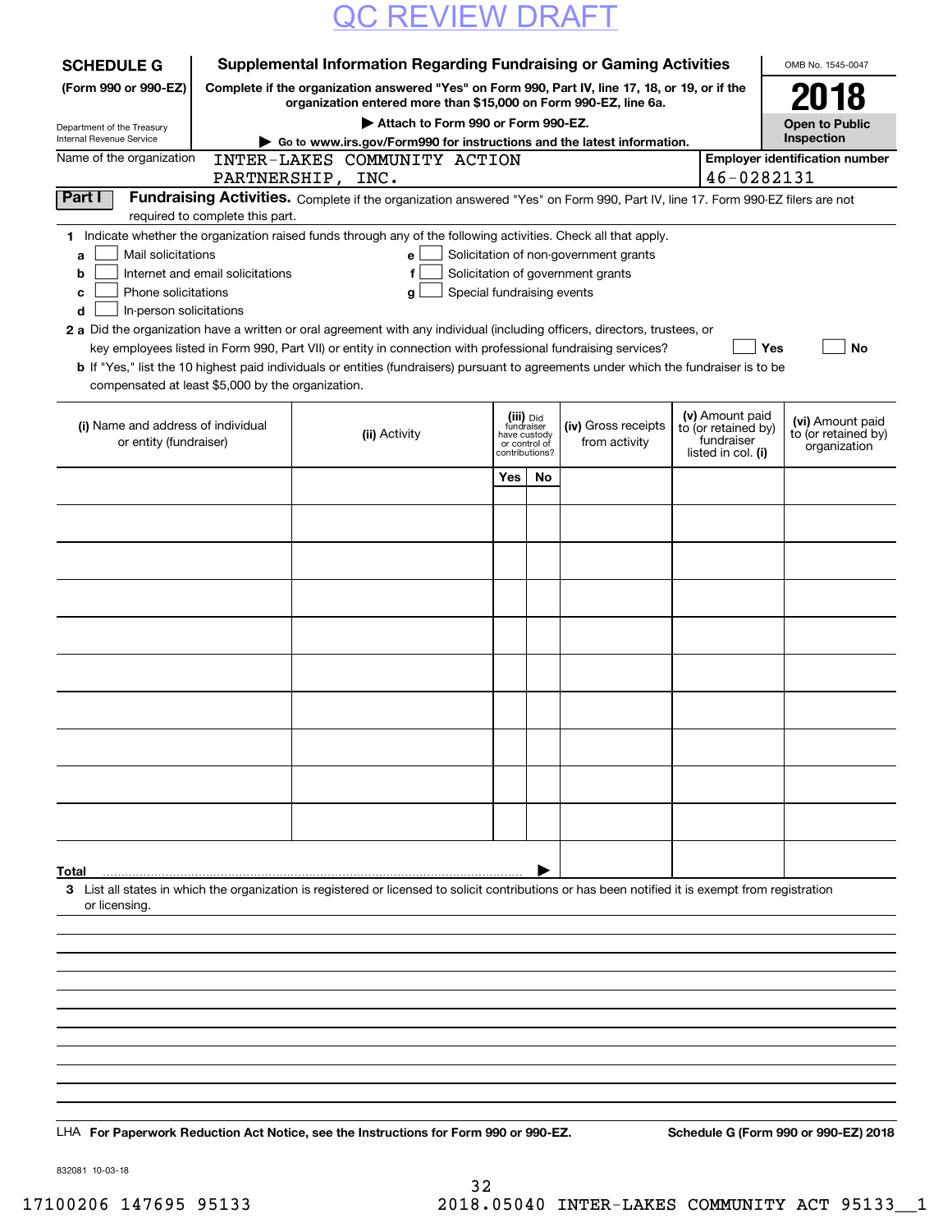QC REVIEW DRAFT

**SCHEDULE G** (Form 990 or 990-EZ)

Department of the Treasury
Internal Revenue Service

# Supplemental Information Regarding Fundraising or Gaming Activities

**Complete if the organization answered "Yes" on Form 990, Part IV, line 17, 18, or 19, or if the organization entered more than $15,000 on Form 990-EZ, line 6a.**

▶ Attach to Form 990 or Form 990-EZ.

▶ Go to www.irs.gov/Form990 for instructions and the latest information.

OMB No. 1545-0047

**2018**

**Open to Public Inspection**

Name of the organization: INTER-LAKES COMMUNITY ACTION PARTNERSHIP, INC.

Employer identification number: 46-0282131

**Part I** **Fundraising Activities.** Complete if the organization answered "Yes" on Form 990, Part IV, line 17. Form 990-EZ filers are not required to complete this part.

1 Indicate whether the organization raised funds through any of the following activities. Check all that apply.

- a ☐ Mail solicitations
- b ☐ Internet and email solicitations
- c ☐ Phone solicitations
- d ☐ In-person solicitations
- e ☐ Solicitation of non-government grants
- f ☐ Solicitation of government grants
- g ☐ Special fundraising events

2 a Did the organization have a written or oral agreement with any individual (including officers, directors, trustees, or key employees listed in Form 990, Part VII) or entity in connection with professional fundraising services? ☐ Yes ☐ No

b If "Yes," list the 10 highest paid individuals or entities (fundraisers) pursuant to agreements under which the fundraiser is to be compensated at least $5,000 by the organization.

| (i) Name and address of individual or entity (fundraiser) | (ii) Activity | (iii) Did fundraiser have custody or control of contributions? | | (iv) Gross receipts from activity | (v) Amount paid to (or retained by) fundraiser listed in col. (i) | (vi) Amount paid to (or retained by) organization |
|---|---|---|---|---|---|---|
| | | Yes | No | | | |
| | | | | | | |
| | | | | | | |
| | | | | | | |
| | | | | | | |
| | | | | | | |
| | | | | | | |
| | | | | | | |
| | | | | | | |
| | | | | | | |
| | | | | | | |
| **Total** ▶ | | | | | | |

3 List all states in which the organization is registered or licensed to solicit contributions or has been notified it is exempt from registration or licensing.

LHA **For Paperwork Reduction Act Notice, see the Instructions for Form 990 or 990-EZ.** **Schedule G (Form 990 or 990-EZ) 2018**

832081 10-03-18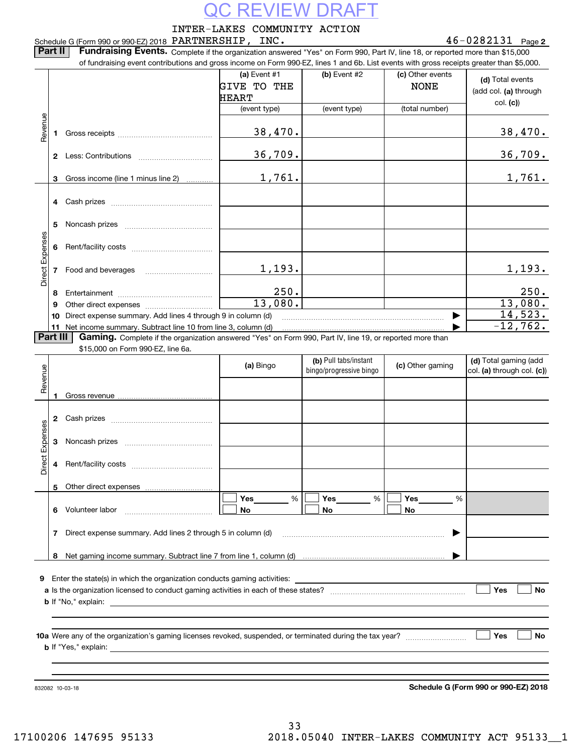QC REVIEW DRAFT

Schedule G (Form 990 or 990-EZ) 2018 INTER-LAKES COMMUNITY ACTION PARTNERSHIP, INC. 46-0282131 Page 2

**Part II Fundraising Events.** Complete if the organization answered "Yes" on Form 990, Part IV, line 18, or reported more than $15,000 of fundraising event contributions and gross income on Form 990-EZ, lines 1 and 6b. List events with gross receipts greater than $5,000.

| | | (a) Event #1 GIVE TO THE HEART (event type) | (b) Event #2 (event type) | (c) Other events NONE (total number) | (d) Total events (add col. (a) through col. (c)) |
|---|---|---|---|---|---|
| Revenue | 1 Gross receipts | 38,470. | | | 38,470. |
| | 2 Less: Contributions | 36,709. | | | 36,709. |
| | 3 Gross income (line 1 minus line 2) | 1,761. | | | 1,761. |
| Direct Expenses | 4 Cash prizes | | | | |
| | 5 Noncash prizes | | | | |
| | 6 Rent/facility costs | | | | |
| | 7 Food and beverages | 1,193. | | | 1,193. |
| | 8 Entertainment | 250. | | | 250. |
| | 9 Other direct expenses | 13,080. | | | 13,080. |
| | 10 Direct expense summary. Add lines 4 through 9 in column (d) | | | | 14,523. |
| | 11 Net income summary. Subtract line 10 from line 3, column (d) | | | | -12,762. |

**Part III Gaming.** Complete if the organization answered "Yes" on Form 990, Part IV, line 19, or reported more than $15,000 on Form 990-EZ, line 6a.

| | | (a) Bingo | (b) Pull tabs/instant bingo/progressive bingo | (c) Other gaming | (d) Total gaming (add col. (a) through col. (c)) |
|---|---|---|---|---|---|
| Revenue | 1 Gross revenue | | | | |
| Direct Expenses | 2 Cash prizes | | | | |
| | 3 Noncash prizes | | | | |
| | 4 Rent/facility costs | | | | |
| | 5 Other direct expenses | | | | |
| | 6 Volunteer labor | ☐ Yes ____ % ☐ No | ☐ Yes ____ % ☐ No | ☐ Yes ____ % ☐ No | |
| | 7 Direct expense summary. Add lines 2 through 5 in column (d) | | | | |
| | 8 Net gaming income summary. Subtract line 7 from line 1, column (d) | | | | |

9 Enter the state(s) in which the organization conducts gaming activities: ____________

a Is the organization licensed to conduct gaming activities in each of these states? ☐ Yes ☐ No

b If "No," explain: ____________

10a Were any of the organization's gaming licenses revoked, suspended, or terminated during the tax year? ☐ Yes ☐ No

b If "Yes," explain: ____________

832082 10-03-18

Schedule G (Form 990 or 990-EZ) 2018

17100206 147695 95133 2018.05040 INTER-LAKES COMMUNITY ACT 95133__1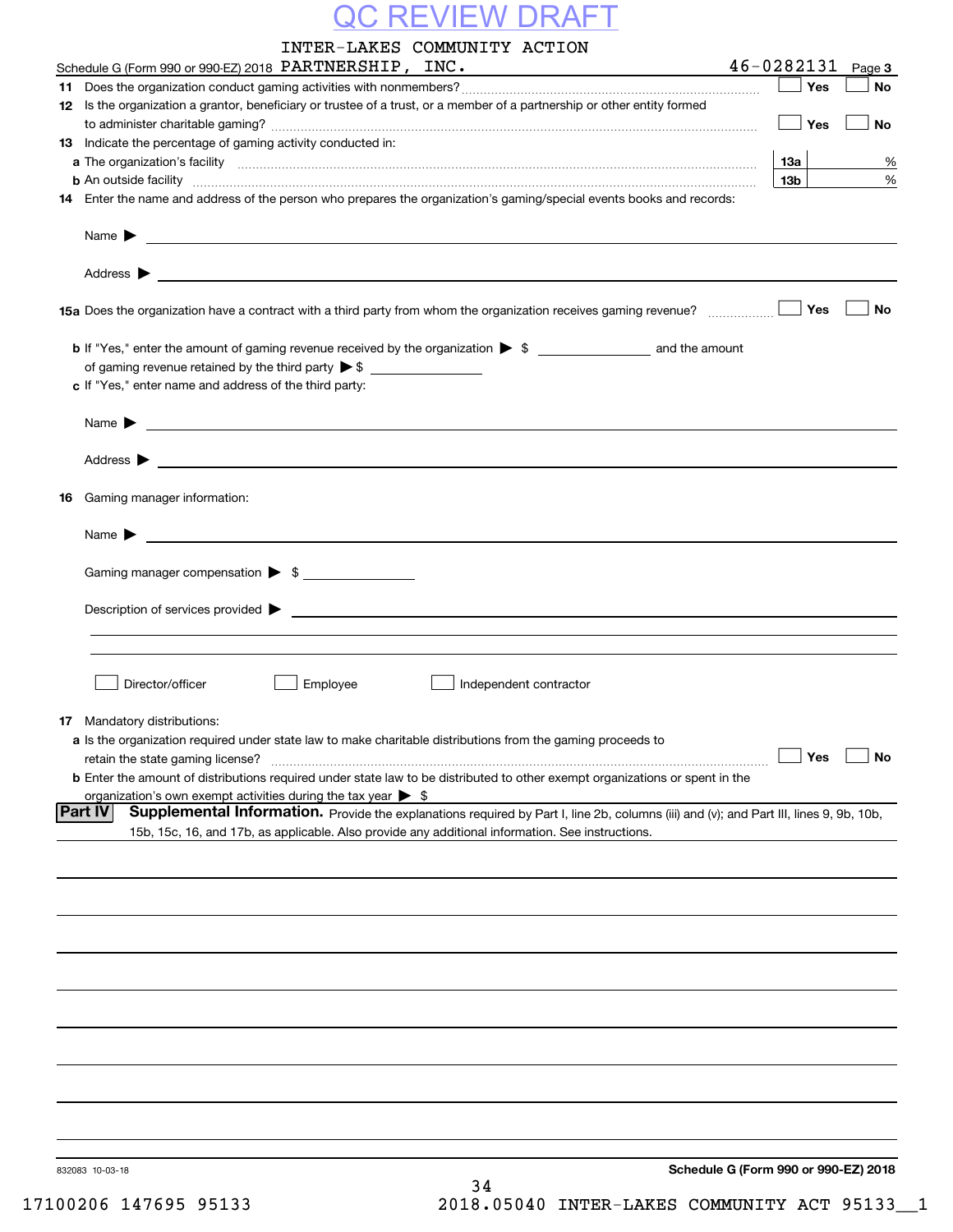QC REVIEW DRAFT

Schedule G (Form 990 or 990-EZ) 2018 INTER-LAKES COMMUNITY ACTION PARTNERSHIP, INC. 46-0282131 Page 3

**11** Does the organization conduct gaming activities with nonmembers? ☐ Yes ☐ No

**12** Is the organization a grantor, beneficiary or trustee of a trust, or a member of a partnership or other entity formed to administer charitable gaming? ☐ Yes ☐ No

**13** Indicate the percentage of gaming activity conducted in:

**a** The organization's facility **13a** %

**b** An outside facility **13b** %

**14** Enter the name and address of the person who prepares the organization's gaming/special events books and records:

Name ▶

Address ▶

**15a** Does the organization have a contract with a third party from whom the organization receives gaming revenue? ☐ Yes ☐ No

**b** If "Yes," enter the amount of gaming revenue received by the organization ▶ $ ______ and the amount of gaming revenue retained by the third party ▶ $ ______

**c** If "Yes," enter name and address of the third party:

Name ▶

Address ▶

**16** Gaming manager information:

Name ▶

Gaming manager compensation ▶ $

Description of services provided ▶

☐ Director/officer ☐ Employee ☐ Independent contractor

**17** Mandatory distributions:

**a** Is the organization required under state law to make charitable distributions from the gaming proceeds to retain the state gaming license? ☐ Yes ☐ No

**b** Enter the amount of distributions required under state law to be distributed to other exempt organizations or spent in the organization's own exempt activities during the tax year ▶ $

**Part IV** **Supplemental Information.** Provide the explanations required by Part I, line 2b, columns (iii) and (v); and Part III, lines 9, 9b, 10b, 15b, 15c, 16, and 17b, as applicable. Also provide any additional information. See instructions.

832083 10-03-18

**Schedule G (Form 990 or 990-EZ) 2018**

17100206 147695 95133 2018.05040 INTER-LAKES COMMUNITY ACT 95133__1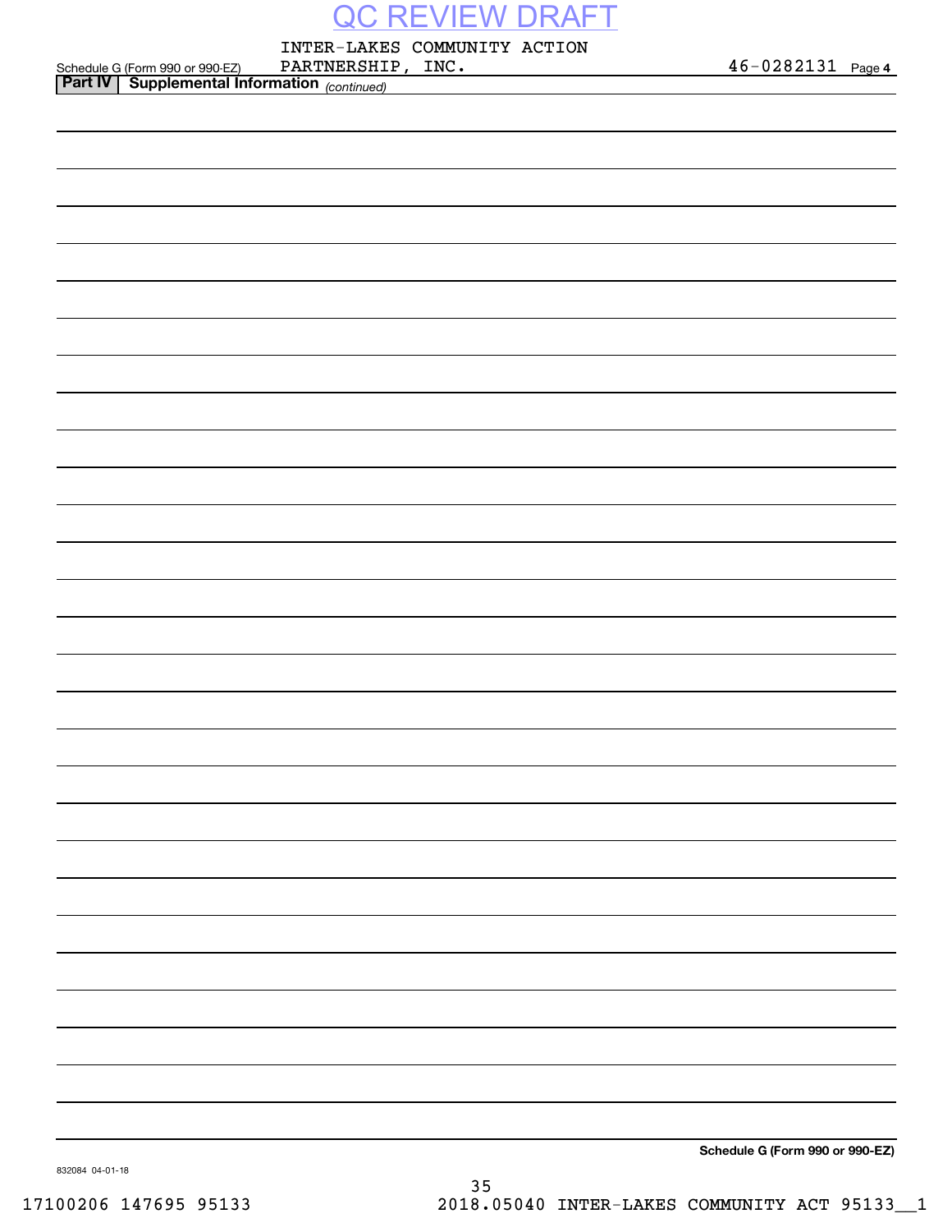QC REVIEW DRAFT

Schedule G (Form 990 or 990-EZ) INTER-LAKES COMMUNITY ACTION PARTNERSHIP, INC. 46-0282131 Page 4

**Part IV** **Supplemental Information** *(continued)*

**Schedule G (Form 990 or 990-EZ)**

832084 04-01-18

17100206 147695 95133 2018.05040 INTER-LAKES COMMUNITY ACT 95133__1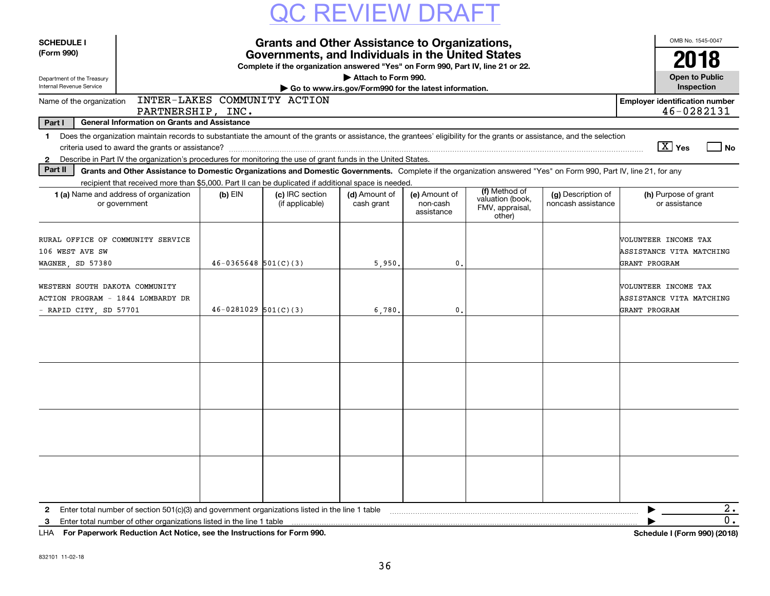QC REVIEW DRAFT

**SCHEDULE I (Form 990)**

Department of the Treasury
Internal Revenue Service

# Grants and Other Assistance to Organizations, Governments, and Individuals in the United States

**Complete if the organization answered "Yes" on Form 990, Part IV, line 21 or 22.**
**▶ Attach to Form 990.**
**▶ Go to www.irs.gov/Form990 for the latest information.**

OMB No. 1545-0047

**2018**

**Open to Public Inspection**

Name of the organization: INTER-LAKES COMMUNITY ACTION PARTNERSHIP, INC.

**Employer identification number** 46-0282131

**Part I General Information on Grants and Assistance**

1 Does the organization maintain records to substantiate the amount of the grants or assistance, the grantees' eligibility for the grants or assistance, and the selection criteria used to award the grants or assistance? [X] Yes [ ] No

2 Describe in Part IV the organization's procedures for monitoring the use of grant funds in the United States.

**Part II Grants and Other Assistance to Domestic Organizations and Domestic Governments.** Complete if the organization answered "Yes" on Form 990, Part IV, line 21, for any recipient that received more than $5,000. Part II can be duplicated if additional space is needed.

| 1 (a) Name and address of organization or government | (b) EIN | (c) IRC section (if applicable) | (d) Amount of cash grant | (e) Amount of non-cash assistance | (f) Method of valuation (book, FMV, appraisal, other) | (g) Description of noncash assistance | (h) Purpose of grant or assistance |
|---|---|---|---|---|---|---|---|
| RURAL OFFICE OF COMMUNITY SERVICE 106 WEST AVE SW WAGNER, SD 57380 | 46-0365648 | 501(C)(3) | 5,950. | 0. | | | VOLUNTEER INCOME TAX ASSISTANCE VITA MATCHING GRANT PROGRAM |
| WESTERN SOUTH DAKOTA COMMUNITY ACTION PROGRAM - 1844 LOMBARDY DR - RAPID CITY, SD 57701 | 46-0281029 | 501(C)(3) | 6,780. | 0. | | | VOLUNTEER INCOME TAX ASSISTANCE VITA MATCHING GRANT PROGRAM |
| | | | | | | | |
| | | | | | | | |
| | | | | | | | |
| | | | | | | | |

2 Enter total number of section 501(c)(3) and government organizations listed in the line 1 table ▶ 2.

3 Enter total number of other organizations listed in the line 1 table ▶ 0.

LHA **For Paperwork Reduction Act Notice, see the Instructions for Form 990.** **Schedule I (Form 990) (2018)**

832101 11-02-18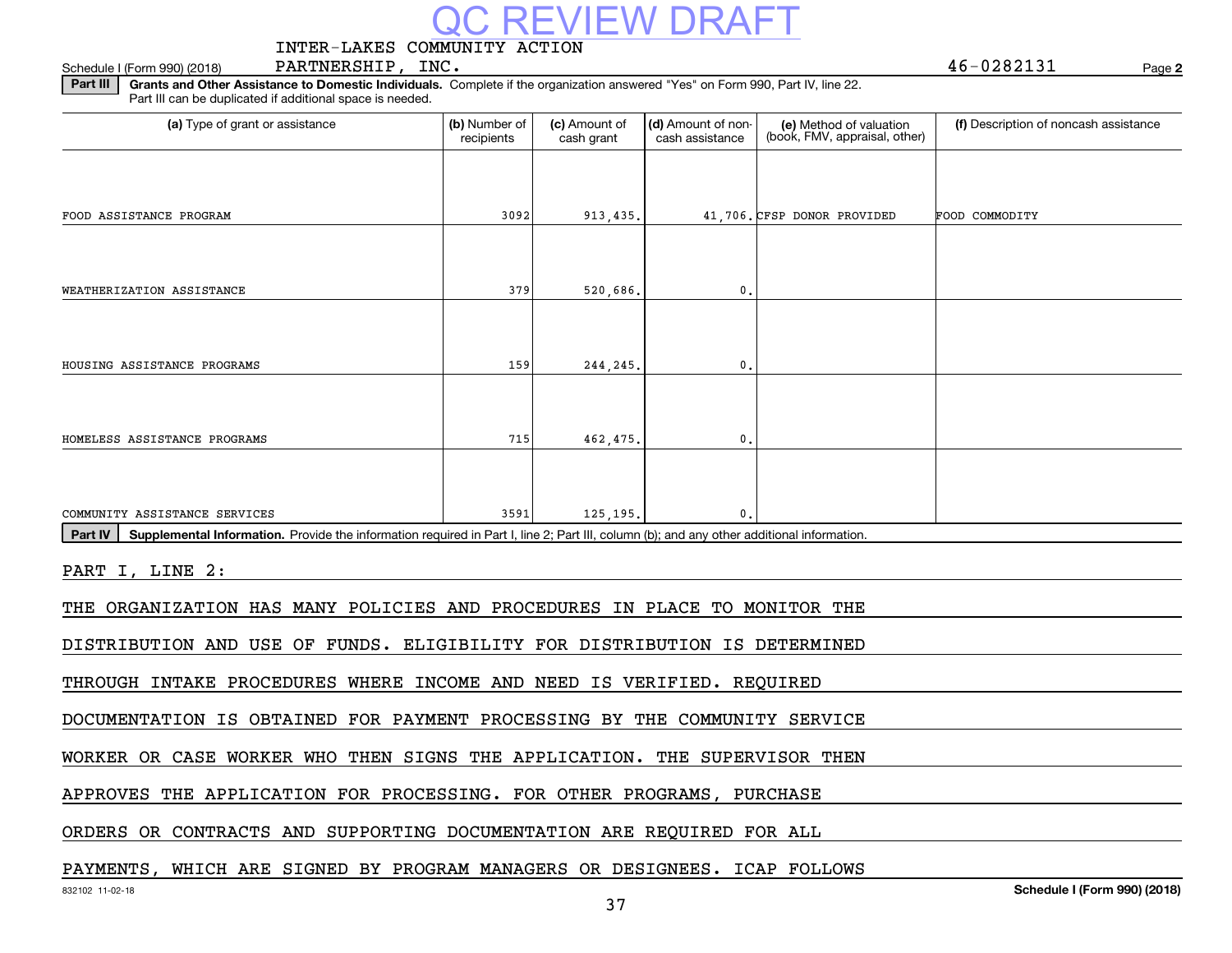QC REVIEW DRAFT

Schedule I (Form 990) (2018) INTER-LAKES COMMUNITY ACTION PARTNERSHIP, INC. 46-0282131 Page **2**

**Part III** **Grants and Other Assistance to Domestic Individuals.** Complete if the organization answered "Yes" on Form 990, Part IV, line 22. Part III can be duplicated if additional space is needed.

| (a) Type of grant or assistance | (b) Number of recipients | (c) Amount of cash grant | (d) Amount of non-cash assistance | (e) Method of valuation (book, FMV, appraisal, other) | (f) Description of noncash assistance |
|---|---|---|---|---|---|
| FOOD ASSISTANCE PROGRAM | 3092 | 913,435. | 41,706. | CFSP DONOR PROVIDED | FOOD COMMODITY |
| WEATHERIZATION ASSISTANCE | 379 | 520,686. | 0. | | |
| HOUSING ASSISTANCE PROGRAMS | 159 | 244,245. | 0. | | |
| HOMELESS ASSISTANCE PROGRAMS | 715 | 462,475. | 0. | | |
| COMMUNITY ASSISTANCE SERVICES | 3591 | 125,195. | 0. | | |

**Part IV** **Supplemental Information.** Provide the information required in Part I, line 2; Part III, column (b); and any other additional information.

PART I, LINE 2:

THE ORGANIZATION HAS MANY POLICIES AND PROCEDURES IN PLACE TO MONITOR THE DISTRIBUTION AND USE OF FUNDS. ELIGIBILITY FOR DISTRIBUTION IS DETERMINED THROUGH INTAKE PROCEDURES WHERE INCOME AND NEED IS VERIFIED. REQUIRED DOCUMENTATION IS OBTAINED FOR PAYMENT PROCESSING BY THE COMMUNITY SERVICE WORKER OR CASE WORKER WHO THEN SIGNS THE APPLICATION. THE SUPERVISOR THEN APPROVES THE APPLICATION FOR PROCESSING. FOR OTHER PROGRAMS, PURCHASE ORDERS OR CONTRACTS AND SUPPORTING DOCUMENTATION ARE REQUIRED FOR ALL PAYMENTS, WHICH ARE SIGNED BY PROGRAM MANAGERS OR DESIGNEES. ICAP FOLLOWS

832102 11-02-18 **Schedule I (Form 990) (2018)**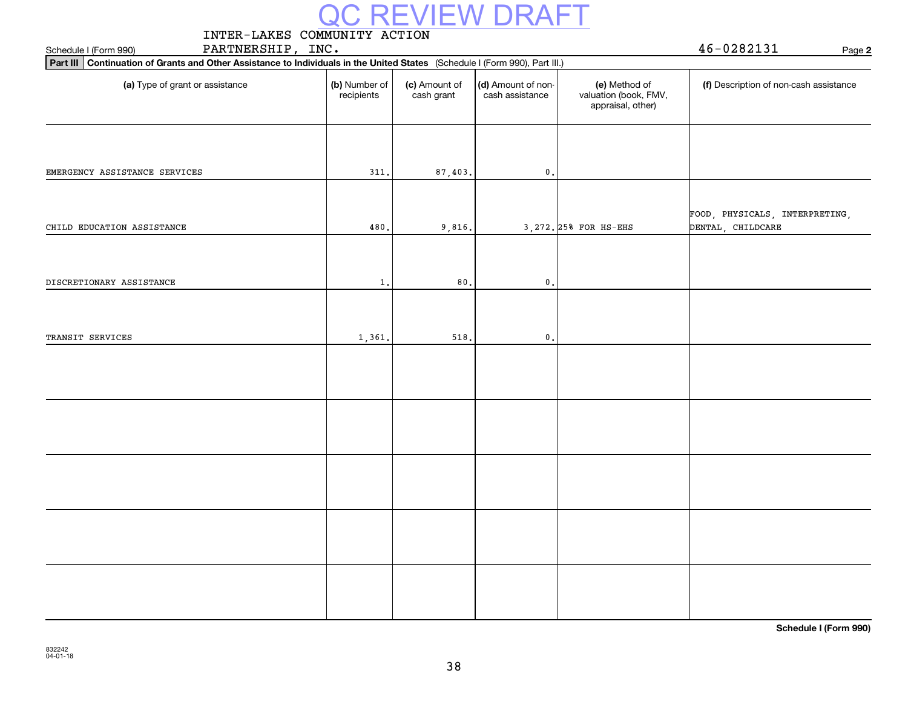QC REVIEW DRAFT

Schedule I (Form 990) INTER-LAKES COMMUNITY ACTION PARTNERSHIP, INC. 46-0282131 Page **2**

**Part III Continuation of Grants and Other Assistance to Individuals in the United States** (Schedule I (Form 990), Part III.)

| (a) Type of grant or assistance | (b) Number of recipients | (c) Amount of cash grant | (d) Amount of non-cash assistance | (e) Method of valuation (book, FMV, appraisal, other) | (f) Description of non-cash assistance |
|---|---|---|---|---|---|
| EMERGENCY ASSISTANCE SERVICES | 311. | 87,403. | 0. | | |
| CHILD EDUCATION ASSISTANCE | 480. | 9,816. | 3,272. | 25% FOR HS-EHS | FOOD, PHYSICALS, INTERPRETING, DENTAL, CHILDCARE |
| DISCRETIONARY ASSISTANCE | 1. | 80. | 0. | | |
| TRANSIT SERVICES | 1,361. | 518. | 0. | | |
| | | | | | |
| | | | | | |
| | | | | | |
| | | | | | |
| | | | | | |

**Schedule I (Form 990)**

832242 04-01-18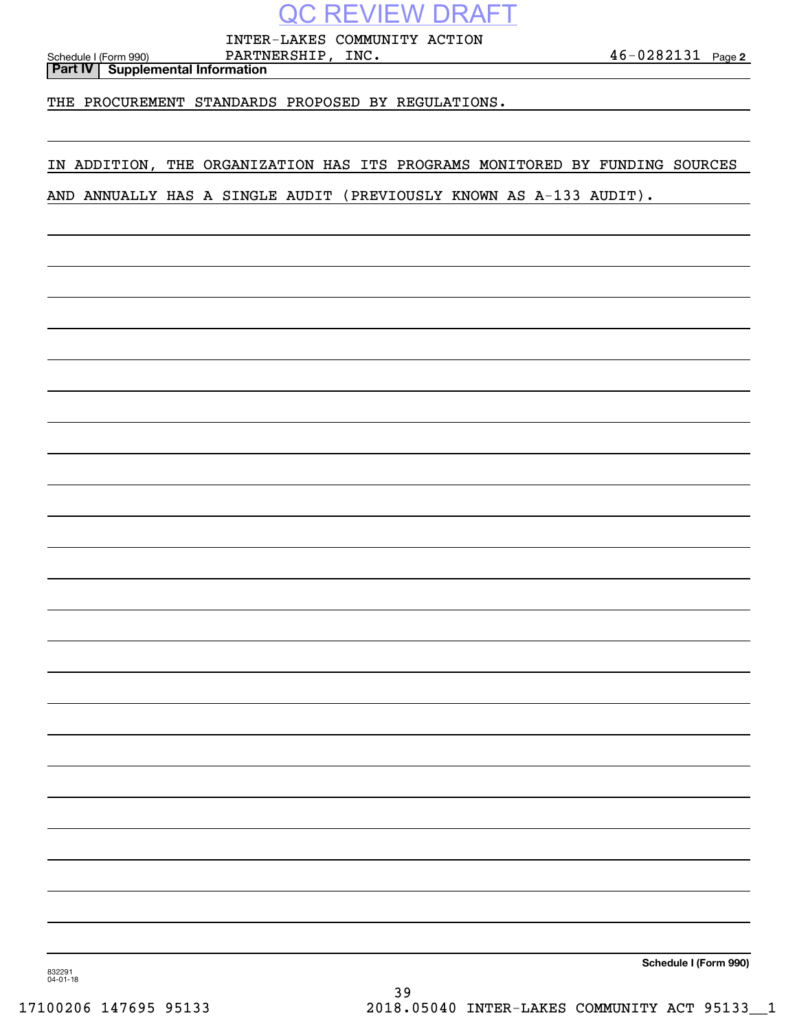QC REVIEW DRAFT

Schedule I (Form 990) INTER-LAKES COMMUNITY ACTION PARTNERSHIP, INC. 46-0282131 Page 2

**Part IV | Supplemental Information**

THE PROCUREMENT STANDARDS PROPOSED BY REGULATIONS.

IN ADDITION, THE ORGANIZATION HAS ITS PROGRAMS MONITORED BY FUNDING SOURCES AND ANNUALLY HAS A SINGLE AUDIT (PREVIOUSLY KNOWN AS A-133 AUDIT).

832291 04-01-18

**Schedule I (Form 990)**

17100206 147695 95133 2018.05040 INTER-LAKES COMMUNITY ACT 95133__1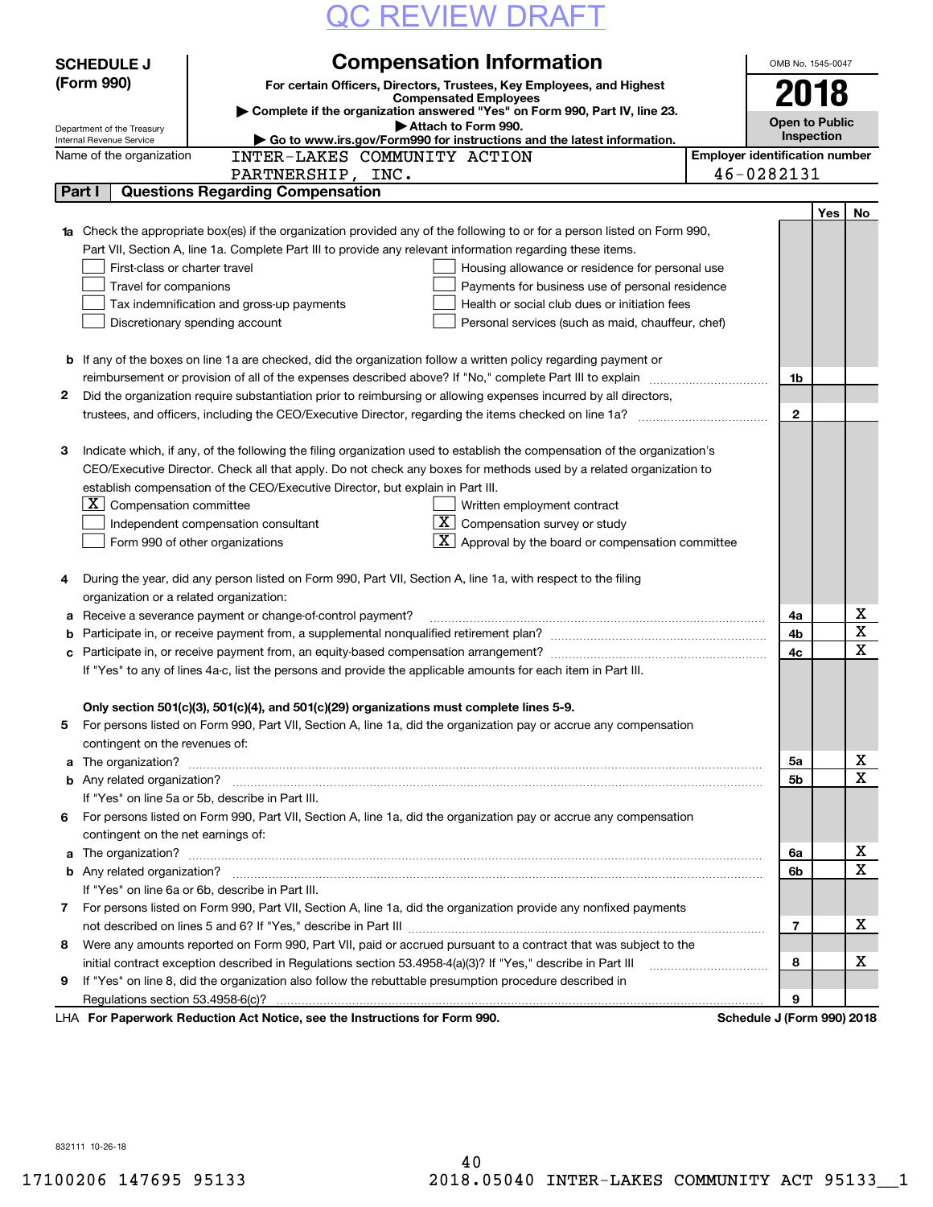QC REVIEW DRAFT

# SCHEDULE J (Form 990)

## Compensation Information

**For certain Officers, Directors, Trustees, Key Employees, and Highest Compensated Employees**

▶ Complete if the organization answered "Yes" on Form 990, Part IV, line 23.

▶ Attach to Form 990.

▶ Go to www.irs.gov/Form990 for instructions and the latest information.

Department of the Treasury
Internal Revenue Service

OMB No. 1545-0047

**2018**

**Open to Public Inspection**

Name of the organization: INTER-LAKES COMMUNITY ACTION PARTNERSHIP, INC.

Employer identification number: 46-0282131

### Part I — Questions Regarding Compensation

| | | Line | Yes | No |
|---|---|---|---|---|
| **1a** | Check the appropriate box(es) if the organization provided any of the following to or for a person listed on Form 990, Part VII, Section A, line 1a. Complete Part III to provide any relevant information regarding these items.<br>☐ First-class or charter travel ☐ Housing allowance or residence for personal use<br>☐ Travel for companions ☐ Payments for business use of personal residence<br>☐ Tax indemnification and gross-up payments ☐ Health or social club dues or initiation fees<br>☐ Discretionary spending account ☐ Personal services (such as maid, chauffeur, chef) | | | |
| **b** | If any of the boxes on line 1a are checked, did the organization follow a written policy regarding payment or reimbursement or provision of all of the expenses described above? If "No," complete Part III to explain | 1b | | |
| **2** | Did the organization require substantiation prior to reimbursing or allowing expenses incurred by all directors, trustees, and officers, including the CEO/Executive Director, regarding the items checked on line 1a? | 2 | | |
| **3** | Indicate which, if any, of the following the filing organization used to establish the compensation of the organization's CEO/Executive Director. Check all that apply. Do not check any boxes for methods used by a related organization to establish compensation of the CEO/Executive Director, but explain in Part III.<br>☒ Compensation committee ☐ Written employment contract<br>☐ Independent compensation consultant ☒ Compensation survey or study<br>☐ Form 990 of other organizations ☒ Approval by the board or compensation committee | | | |
| **4** | During the year, did any person listed on Form 990, Part VII, Section A, line 1a, with respect to the filing organization or a related organization: | | | |
| **a** | Receive a severance payment or change-of-control payment? | 4a | | X |
| **b** | Participate in, or receive payment from, a supplemental nonqualified retirement plan? | 4b | | X |
| **c** | Participate in, or receive payment from, an equity-based compensation arrangement? | 4c | | X |
| | If "Yes" to any of lines 4a-c, list the persons and provide the applicable amounts for each item in Part III. | | | |
| | **Only section 501(c)(3), 501(c)(4), and 501(c)(29) organizations must complete lines 5-9.** | | | |
| **5** | For persons listed on Form 990, Part VII, Section A, line 1a, did the organization pay or accrue any compensation contingent on the revenues of: | | | |
| **a** | The organization? | 5a | | X |
| **b** | Any related organization? | 5b | | X |
| | If "Yes" on line 5a or 5b, describe in Part III. | | | |
| **6** | For persons listed on Form 990, Part VII, Section A, line 1a, did the organization pay or accrue any compensation contingent on the net earnings of: | | | |
| **a** | The organization? | 6a | | X |
| **b** | Any related organization? | 6b | | X |
| | If "Yes" on line 6a or 6b, describe in Part III. | | | |
| **7** | For persons listed on Form 990, Part VII, Section A, line 1a, did the organization provide any nonfixed payments not described on lines 5 and 6? If "Yes," describe in Part III | 7 | | X |
| **8** | Were any amounts reported on Form 990, Part VII, paid or accrued pursuant to a contract that was subject to the initial contract exception described in Regulations section 53.4958-4(a)(3)? If "Yes," describe in Part III | 8 | | X |
| **9** | If "Yes" on line 8, did the organization also follow the rebuttable presumption procedure described in Regulations section 53.4958-6(c)? | 9 | | |

LHA **For Paperwork Reduction Act Notice, see the Instructions for Form 990.** **Schedule J (Form 990) 2018**

832111 10-26-18

17100206 147695 95133 2018.05040 INTER-LAKES COMMUNITY ACT 95133__1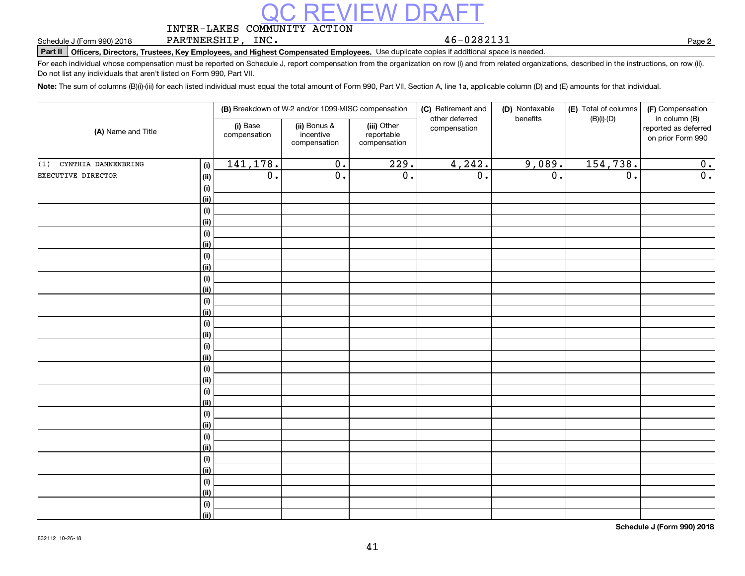QC REVIEW DRAFT

Schedule J (Form 990) 2018 INTER-LAKES COMMUNITY ACTION PARTNERSHIP, INC. 46-0282131 Page **2**

**Part II** **Officers, Directors, Trustees, Key Employees, and Highest Compensated Employees.** Use duplicate copies if additional space is needed.

For each individual whose compensation must be reported on Schedule J, report compensation from the organization on row (i) and from related organizations, described in the instructions, on row (ii). Do not list any individuals that aren't listed on Form 990, Part VII.

**Note:** The sum of columns (B)(i)-(iii) for each listed individual must equal the total amount of Form 990, Part VII, Section A, line 1a, applicable column (D) and (E) amounts for that individual.

| (A) Name and Title | | (B) Breakdown of W-2 and/or 1099-MISC compensation | | | (C) Retirement and other deferred compensation | (D) Nontaxable benefits | (E) Total of columns (B)(i)-(D) | (F) Compensation in column (B) reported as deferred on prior Form 990 |
|---|---|---|---|---|---|---|---|---|
| | | (i) Base compensation | (ii) Bonus & incentive compensation | (iii) Other reportable compensation | | | | |
| (1) CYNTHIA DANNENBRING | (i) | 141,178. | 0. | 229. | 4,242. | 9,089. | 154,738. | 0. |
| EXECUTIVE DIRECTOR | (ii) | 0. | 0. | 0. | 0. | 0. | 0. | 0. |
| | (i) | | | | | | | |
| | (ii) | | | | | | | |
| | (i) | | | | | | | |
| | (ii) | | | | | | | |
| | (i) | | | | | | | |
| | (ii) | | | | | | | |
| | (i) | | | | | | | |
| | (ii) | | | | | | | |
| | (i) | | | | | | | |
| | (ii) | | | | | | | |
| | (i) | | | | | | | |
| | (ii) | | | | | | | |
| | (i) | | | | | | | |
| | (ii) | | | | | | | |
| | (i) | | | | | | | |
| | (ii) | | | | | | | |
| | (i) | | | | | | | |
| | (ii) | | | | | | | |
| | (i) | | | | | | | |
| | (ii) | | | | | | | |
| | (i) | | | | | | | |
| | (ii) | | | | | | | |
| | (i) | | | | | | | |
| | (ii) | | | | | | | |
| | (i) | | | | | | | |
| | (ii) | | | | | | | |
| | (i) | | | | | | | |
| | (ii) | | | | | | | |
| | (i) | | | | | | | |
| | (ii) | | | | | | | |

832112 10-26-18

**Schedule J (Form 990) 2018**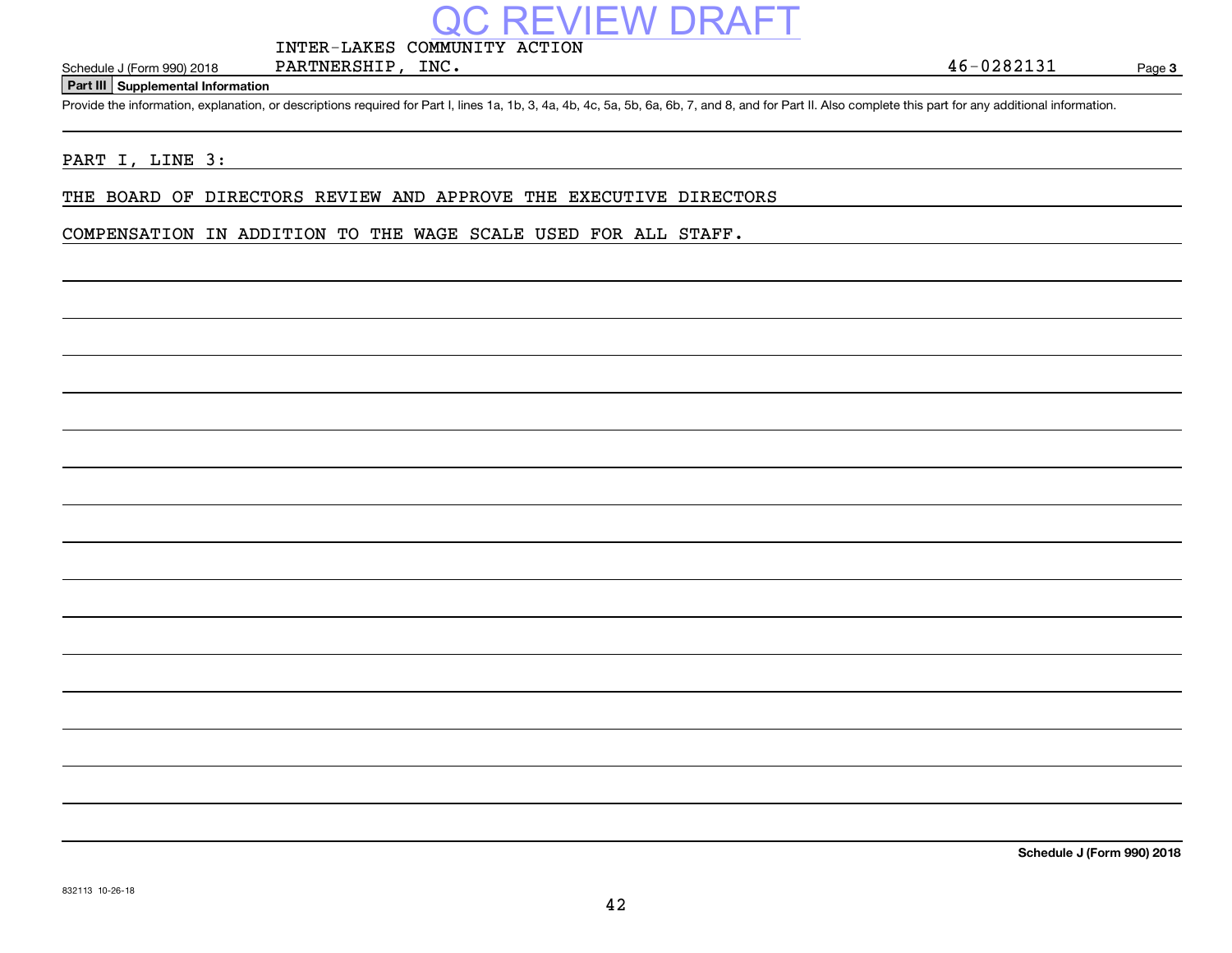QC REVIEW DRAFT

Schedule J (Form 990) 2018 INTER-LAKES COMMUNITY ACTION PARTNERSHIP, INC. 46-0282131 Page 3

**Part III Supplemental Information**

Provide the information, explanation, or descriptions required for Part I, lines 1a, 1b, 3, 4a, 4b, 4c, 5a, 5b, 6a, 6b, 7, and 8, and for Part II. Also complete this part for any additional information.

PART I, LINE 3:

THE BOARD OF DIRECTORS REVIEW AND APPROVE THE EXECUTIVE DIRECTORS COMPENSATION IN ADDITION TO THE WAGE SCALE USED FOR ALL STAFF.

**Schedule J (Form 990) 2018**

832113 10-26-18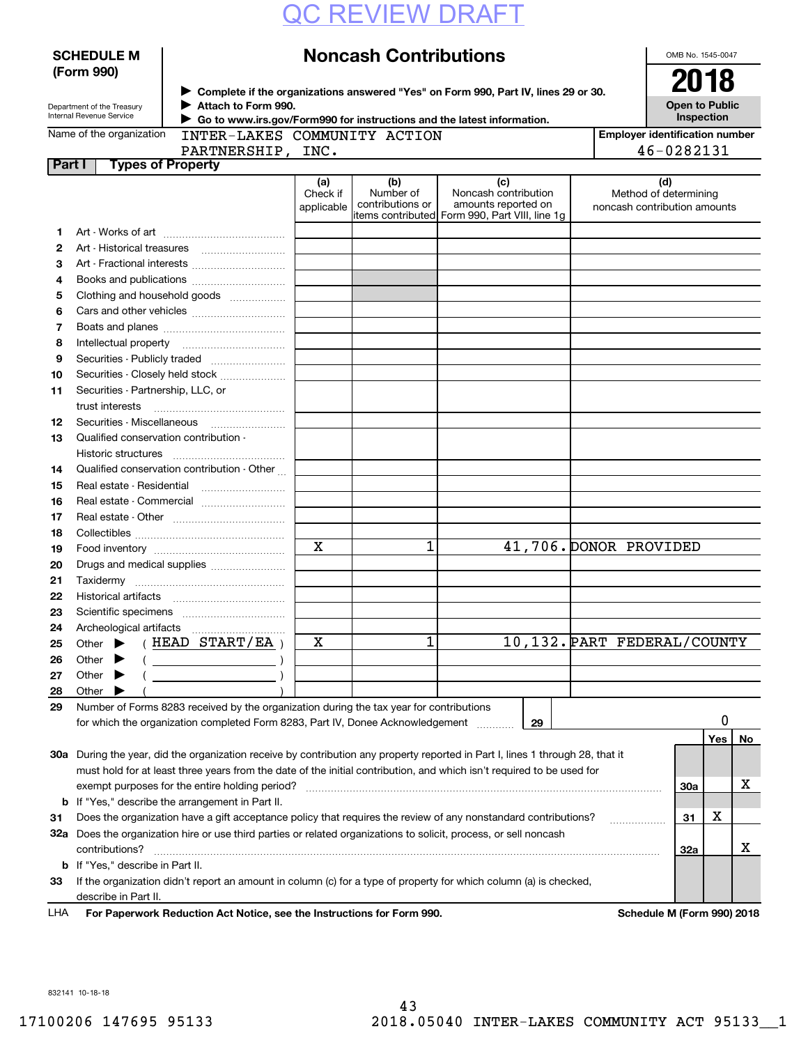QC REVIEW DRAFT

# SCHEDULE M (Form 990)

## Noncash Contributions

▶ Complete if the organizations answered "Yes" on Form 990, Part IV, lines 29 or 30.
▶ Attach to Form 990.
▶ Go to www.irs.gov/Form990 for instructions and the latest information.

Department of the Treasury
Internal Revenue Service

OMB No. 1545-0047

**2018**

**Open to Public Inspection**

Name of the organization: INTER-LAKES COMMUNITY ACTION PARTNERSHIP, INC.

Employer identification number: 46-0282131

**Part I Types of Property**

| | | (a) Check if applicable | (b) Number of contributions or items contributed | (c) Noncash contribution amounts reported on Form 990, Part VIII, line 1g | (d) Method of determining noncash contribution amounts |
|---|---|---|---|---|---|
| 1 | Art - Works of art | | | | |
| 2 | Art - Historical treasures | | | | |
| 3 | Art - Fractional interests | | | | |
| 4 | Books and publications | | | | |
| 5 | Clothing and household goods | | | | |
| 6 | Cars and other vehicles | | | | |
| 7 | Boats and planes | | | | |
| 8 | Intellectual property | | | | |
| 9 | Securities - Publicly traded | | | | |
| 10 | Securities - Closely held stock | | | | |
| 11 | Securities - Partnership, LLC, or trust interests | | | | |
| 12 | Securities - Miscellaneous | | | | |
| 13 | Qualified conservation contribution - Historic structures | | | | |
| 14 | Qualified conservation contribution - Other | | | | |
| 15 | Real estate - Residential | | | | |
| 16 | Real estate - Commercial | | | | |
| 17 | Real estate - Other | | | | |
| 18 | Collectibles | | | | |
| 19 | Food inventory | X | 1 | 41,706. | DONOR PROVIDED |
| 20 | Drugs and medical supplies | | | | |
| 21 | Taxidermy | | | | |
| 22 | Historical artifacts | | | | |
| 23 | Scientific specimens | | | | |
| 24 | Archeological artifacts | | | | |
| 25 | Other ▶ ( HEAD START/EA ) | X | 1 | 10,132. | PART FEDERAL/COUNTY |
| 26 | Other ▶ ( ) | | | | |
| 27 | Other ▶ ( ) | | | | |
| 28 | Other ▶ ( ) | | | | |

29 Number of Forms 8283 received by the organization during the tax year for contributions for which the organization completed Form 8283, Part IV, Donee Acknowledgement ..... **29** 0

| | | | Yes | No |
|---|---|---|---|---|
| 30a | During the year, did the organization receive by contribution any property reported in Part I, lines 1 through 28, that it must hold for at least three years from the date of the initial contribution, and which isn't required to be used for exempt purposes for the entire holding period? | 30a | | X |
| b | If "Yes," describe the arrangement in Part II. | | | |
| 31 | Does the organization have a gift acceptance policy that requires the review of any nonstandard contributions? | 31 | X | |
| 32a | Does the organization hire or use third parties or related organizations to solicit, process, or sell noncash contributions? | 32a | | X |
| b | If "Yes," describe in Part II. | | | |
| 33 | If the organization didn't report an amount in column (c) for a type of property for which column (a) is checked, describe in Part II. | | | |

LHA For Paperwork Reduction Act Notice, see the Instructions for Form 990. Schedule M (Form 990) 2018

832141 10-18-18

17100206 147695 95133 2018.05040 INTER-LAKES COMMUNITY ACT 95133__1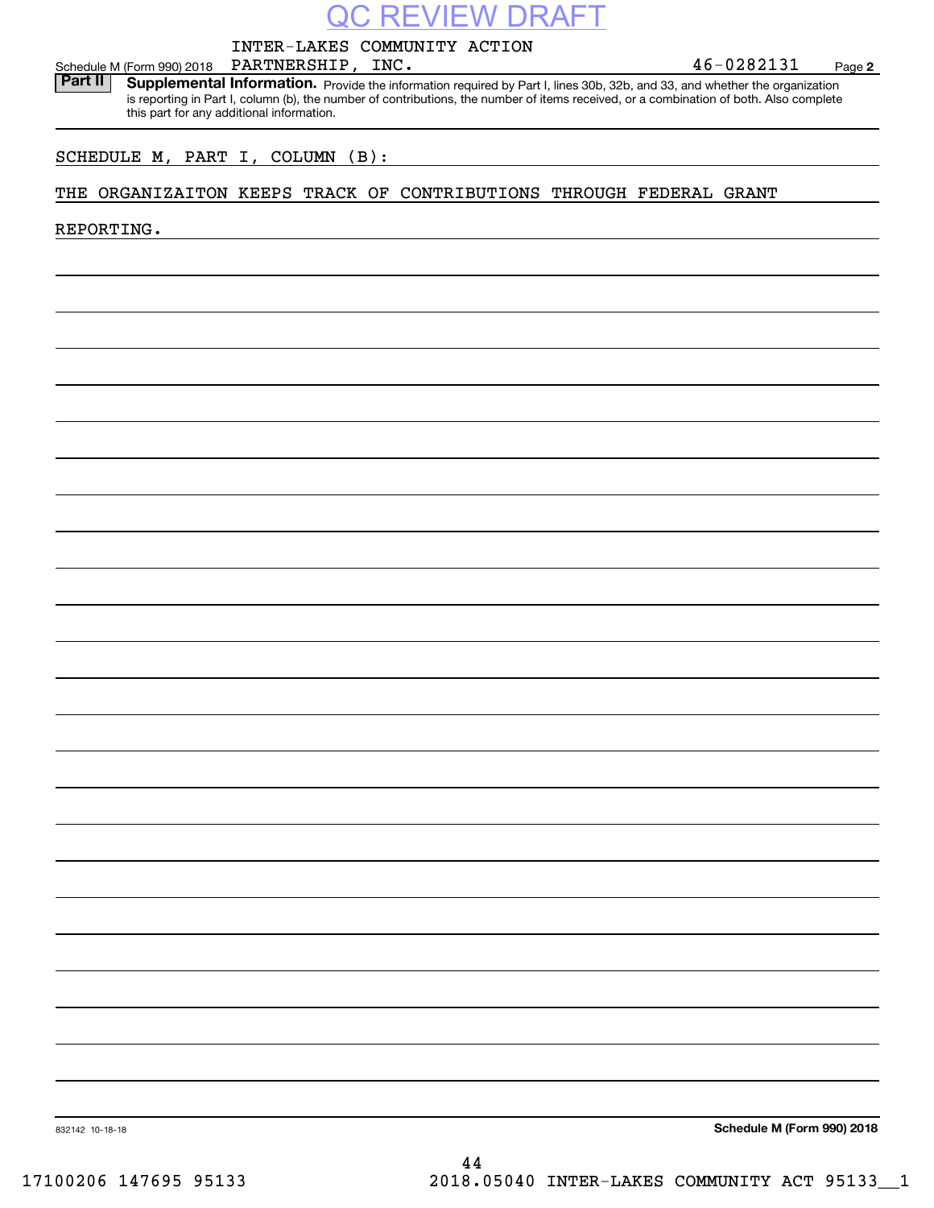QC REVIEW DRAFT

Schedule M (Form 990) 2018 INTER-LAKES COMMUNITY ACTION PARTNERSHIP, INC. 46-0282131 Page 2

**Part II Supplemental Information.** Provide the information required by Part I, lines 30b, 32b, and 33, and whether the organization is reporting in Part I, column (b), the number of contributions, the number of items received, or a combination of both. Also complete this part for any additional information.

SCHEDULE M, PART I, COLUMN (B):

THE ORGANIZAITON KEEPS TRACK OF CONTRIBUTIONS THROUGH FEDERAL GRANT REPORTING.

832142 10-18-18 **Schedule M (Form 990) 2018**

17100206 147695 95133 2018.05040 INTER-LAKES COMMUNITY ACT 95133__1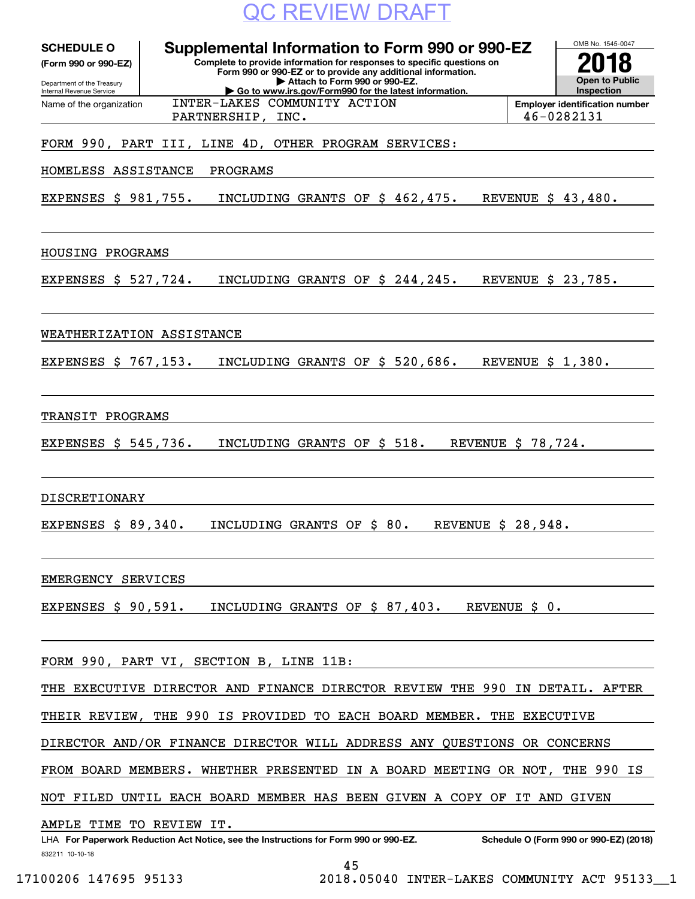QC REVIEW DRAFT

**SCHEDULE O** (Form 990 or 990-EZ)

Department of the Treasury
Internal Revenue Service

# Supplemental Information to Form 990 or 990-EZ

**Complete to provide information for responses to specific questions on Form 990 or 990-EZ or to provide any additional information.**
**▶ Attach to Form 990 or 990-EZ.**
**▶ Go to www.irs.gov/Form990 for the latest information.**

OMB No. 1545-0047

**2018**

**Open to Public Inspection**

Name of the organization: INTER-LAKES COMMUNITY ACTION PARTNERSHIP, INC.

**Employer identification number** 46-0282131

FORM 990, PART III, LINE 4D, OTHER PROGRAM SERVICES:

HOMELESS ASSISTANCE PROGRAMS

EXPENSES $ 981,755. INCLUDING GRANTS OF $ 462,475. REVENUE $ 43,480.

HOUSING PROGRAMS

EXPENSES $ 527,724. INCLUDING GRANTS OF $ 244,245. REVENUE $ 23,785.

WEATHERIZATION ASSISTANCE

EXPENSES $ 767,153. INCLUDING GRANTS OF $ 520,686. REVENUE $ 1,380.

TRANSIT PROGRAMS

EXPENSES $ 545,736. INCLUDING GRANTS OF $ 518. REVENUE $ 78,724.

DISCRETIONARY

EXPENSES $ 89,340. INCLUDING GRANTS OF $ 80. REVENUE $ 28,948.

EMERGENCY SERVICES

EXPENSES $ 90,591. INCLUDING GRANTS OF $ 87,403. REVENUE $ 0.

FORM 990, PART VI, SECTION B, LINE 11B:

THE EXECUTIVE DIRECTOR AND FINANCE DIRECTOR REVIEW THE 990 IN DETAIL. AFTER THEIR REVIEW, THE 990 IS PROVIDED TO EACH BOARD MEMBER. THE EXECUTIVE DIRECTOR AND/OR FINANCE DIRECTOR WILL ADDRESS ANY QUESTIONS OR CONCERNS FROM BOARD MEMBERS. WHETHER PRESENTED IN A BOARD MEETING OR NOT, THE 990 IS NOT FILED UNTIL EACH BOARD MEMBER HAS BEEN GIVEN A COPY OF IT AND GIVEN AMPLE TIME TO REVIEW IT.

LHA **For Paperwork Reduction Act Notice, see the Instructions for Form 990 or 990-EZ.** **Schedule O (Form 990 or 990-EZ) (2018)**

832211 10-10-18

17100206 147695 95133 2018.05040 INTER-LAKES COMMUNITY ACT 95133__1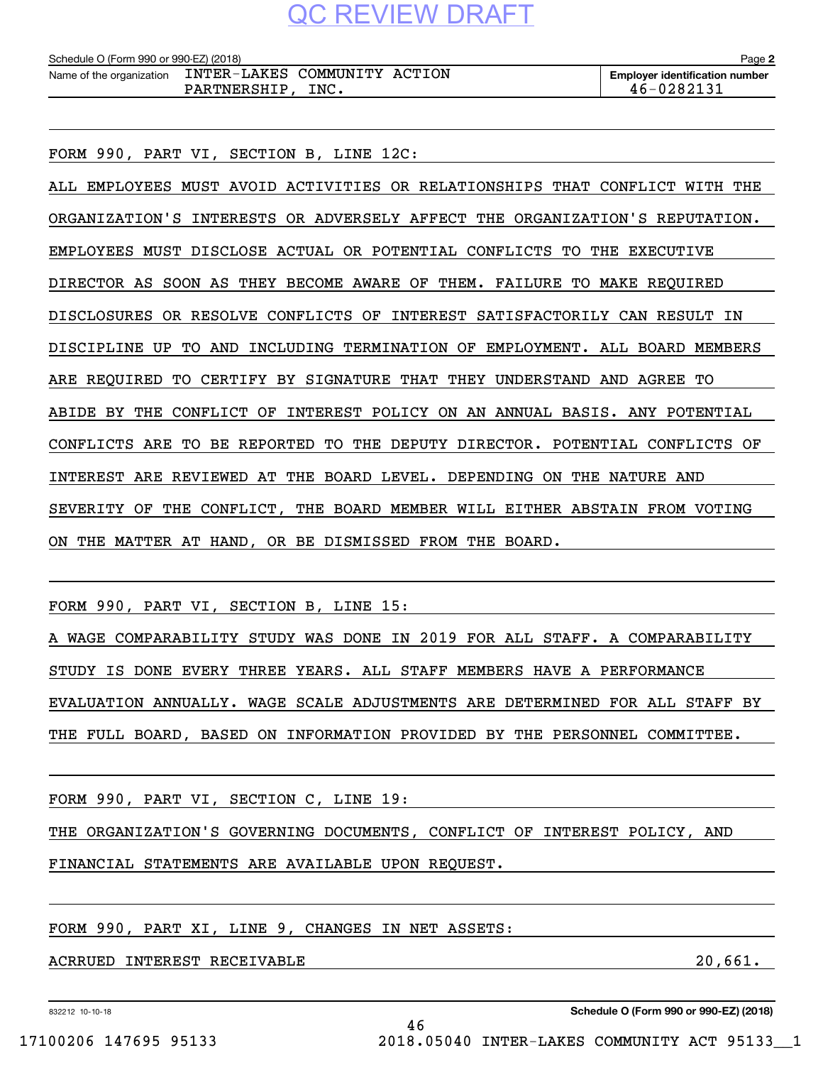Schedule O (Form 990 or 990-EZ) (2018)

Name of the organization: INTER-LAKES COMMUNITY ACTION PARTNERSHIP, INC.

**Employer identification number**: 46-0282131

FORM 990, PART VI, SECTION B, LINE 12C:

ALL EMPLOYEES MUST AVOID ACTIVITIES OR RELATIONSHIPS THAT CONFLICT WITH THE ORGANIZATION'S INTERESTS OR ADVERSELY AFFECT THE ORGANIZATION'S REPUTATION. EMPLOYEES MUST DISCLOSE ACTUAL OR POTENTIAL CONFLICTS TO THE EXECUTIVE DIRECTOR AS SOON AS THEY BECOME AWARE OF THEM. FAILURE TO MAKE REQUIRED DISCLOSURES OR RESOLVE CONFLICTS OF INTEREST SATISFACTORILY CAN RESULT IN DISCIPLINE UP TO AND INCLUDING TERMINATION OF EMPLOYMENT. ALL BOARD MEMBERS ARE REQUIRED TO CERTIFY BY SIGNATURE THAT THEY UNDERSTAND AND AGREE TO ABIDE BY THE CONFLICT OF INTEREST POLICY ON AN ANNUAL BASIS. ANY POTENTIAL CONFLICTS ARE TO BE REPORTED TO THE DEPUTY DIRECTOR. POTENTIAL CONFLICTS OF INTEREST ARE REVIEWED AT THE BOARD LEVEL. DEPENDING ON THE NATURE AND SEVERITY OF THE CONFLICT, THE BOARD MEMBER WILL EITHER ABSTAIN FROM VOTING ON THE MATTER AT HAND, OR BE DISMISSED FROM THE BOARD.

FORM 990, PART VI, SECTION B, LINE 15:

A WAGE COMPARABILITY STUDY WAS DONE IN 2019 FOR ALL STAFF. A COMPARABILITY STUDY IS DONE EVERY THREE YEARS. ALL STAFF MEMBERS HAVE A PERFORMANCE EVALUATION ANNUALLY. WAGE SCALE ADJUSTMENTS ARE DETERMINED FOR ALL STAFF BY THE FULL BOARD, BASED ON INFORMATION PROVIDED BY THE PERSONNEL COMMITTEE.

FORM 990, PART VI, SECTION C, LINE 19:

THE ORGANIZATION'S GOVERNING DOCUMENTS, CONFLICT OF INTEREST POLICY, AND FINANCIAL STATEMENTS ARE AVAILABLE UPON REQUEST.

FORM 990, PART XI, LINE 9, CHANGES IN NET ASSETS:

| | |
|---|---|
| ACCRUED INTEREST RECEIVABLE | 20,661. |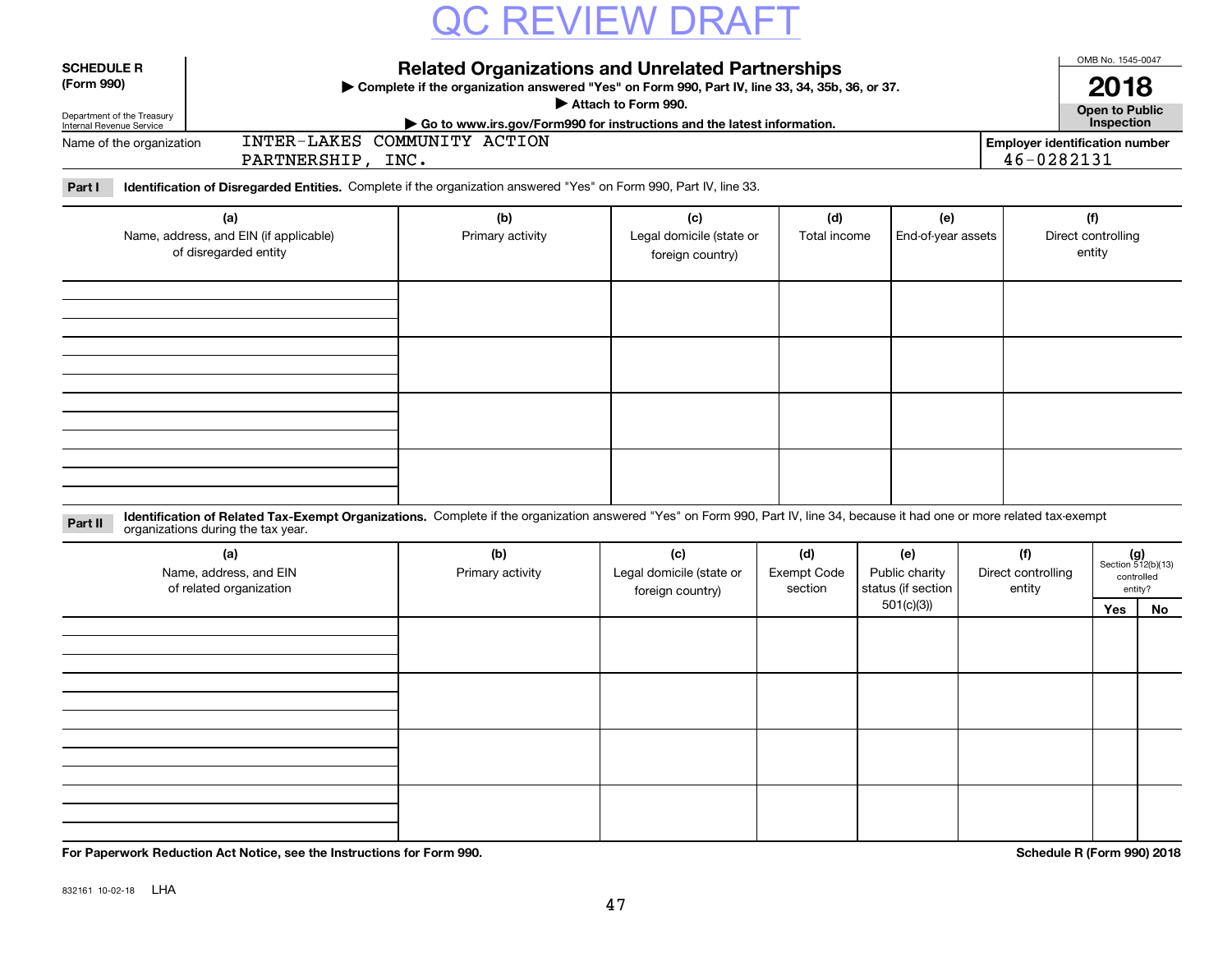QC REVIEW DRAFT

**SCHEDULE R (Form 990)**

Department of the Treasury
Internal Revenue Service

# Related Organizations and Unrelated Partnerships

▶ Complete if the organization answered "Yes" on Form 990, Part IV, line 33, 34, 35b, 36, or 37.
▶ Attach to Form 990.
▶ Go to www.irs.gov/Form990 for instructions and the latest information.

OMB No. 1545-0047

**2018**

**Open to Public Inspection**

Name of the organization: INTER-LAKES COMMUNITY ACTION PARTNERSHIP, INC.

Employer identification number: 46-0282131

**Part I** **Identification of Disregarded Entities.** Complete if the organization answered "Yes" on Form 990, Part IV, line 33.

| (a) Name, address, and EIN (if applicable) of disregarded entity | (b) Primary activity | (c) Legal domicile (state or foreign country) | (d) Total income | (e) End-of-year assets | (f) Direct controlling entity |
|---|---|---|---|---|---|
| | | | | | |
| | | | | | |
| | | | | | |
| | | | | | |

**Part II** **Identification of Related Tax-Exempt Organizations.** Complete if the organization answered "Yes" on Form 990, Part IV, line 34, because it had one or more related tax-exempt organizations during the tax year.

| (a) Name, address, and EIN of related organization | (b) Primary activity | (c) Legal domicile (state or foreign country) | (d) Exempt Code section | (e) Public charity status (if section 501(c)(3)) | (f) Direct controlling entity | (g) Section 512(b)(13) controlled entity? | |
|---|---|---|---|---|---|---|---|
| | | | | | | Yes | No |
| | | | | | | | |
| | | | | | | | |
| | | | | | | | |
| | | | | | | | |

**For Paperwork Reduction Act Notice, see the Instructions for Form 990.**

**Schedule R (Form 990) 2018**

832161 10-02-18 LHA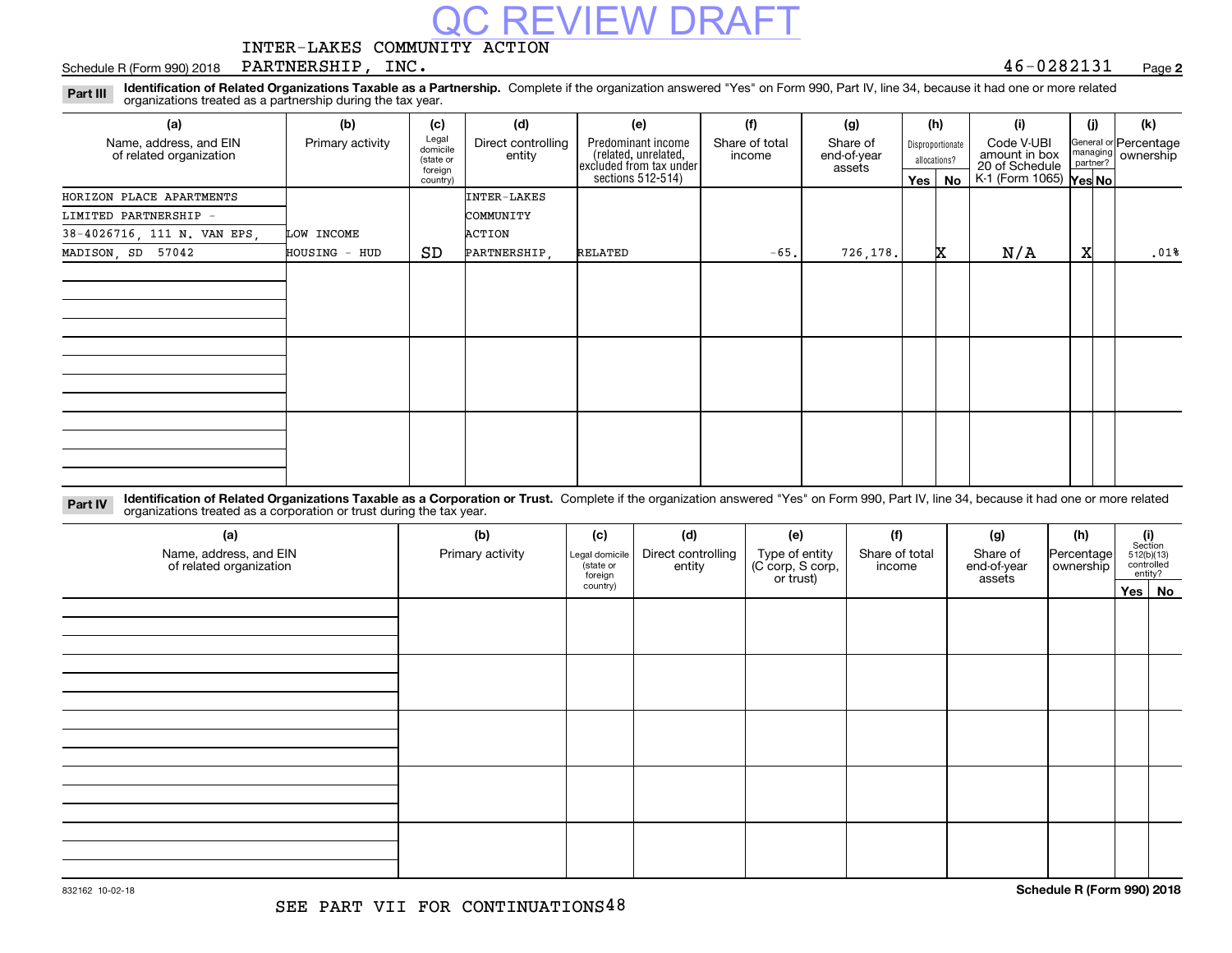QC REVIEW DRAFT

Schedule R (Form 990) 2018 INTER-LAKES COMMUNITY ACTION PARTNERSHIP, INC. 46-0282131 Page **2**

**Part III** **Identification of Related Organizations Taxable as a Partnership.** Complete if the organization answered "Yes" on Form 990, Part IV, line 34, because it had one or more related organizations treated as a partnership during the tax year.

| (a) Name, address, and EIN of related organization | (b) Primary activity | (c) Legal domicile (state or foreign country) | (d) Direct controlling entity | (e) Predominant income (related, unrelated, excluded from tax under sections 512-514) | (f) Share of total income | (g) Share of end-of-year assets | (h) Disproportionate allocations? Yes | (h) No | (i) Code V-UBI amount in box 20 of Schedule K-1 (Form 1065) | (j) General or managing partner? Yes | (j) No | (k) Percentage ownership |
|---|---|---|---|---|---|---|---|---|---|---|---|---|
| HORIZON PLACE APARTMENTS LIMITED PARTNERSHIP - 38-4026716, 111 N. VAN EPS, MADISON, SD 57042 | LOW INCOME HOUSING - HUD | SD | INTER-LAKES COMMUNITY ACTION PARTNERSHIP, | RELATED | -65. | 726,178. | | X | N/A | X | | .01% |
| | | | | | | | | | | | | |
| | | | | | | | | | | | | |
| | | | | | | | | | | | | |

**Part IV** **Identification of Related Organizations Taxable as a Corporation or Trust.** Complete if the organization answered "Yes" on Form 990, Part IV, line 34, because it had one or more related organizations treated as a corporation or trust during the tax year.

| (a) Name, address, and EIN of related organization | (b) Primary activity | (c) Legal domicile (state or foreign country) | (d) Direct controlling entity | (e) Type of entity (C corp, S corp, or trust) | (f) Share of total income | (g) Share of end-of-year assets | (h) Percentage ownership | (i) Section 512(b)(13) controlled entity? Yes | (i) No |
|---|---|---|---|---|---|---|---|---|---|
| | | | | | | | | | |
| | | | | | | | | | |
| | | | | | | | | | |
| | | | | | | | | | |
| | | | | | | | | | |

832162 10-02-18

SEE PART VII FOR CONTINUATIONS

**Schedule R (Form 990) 2018**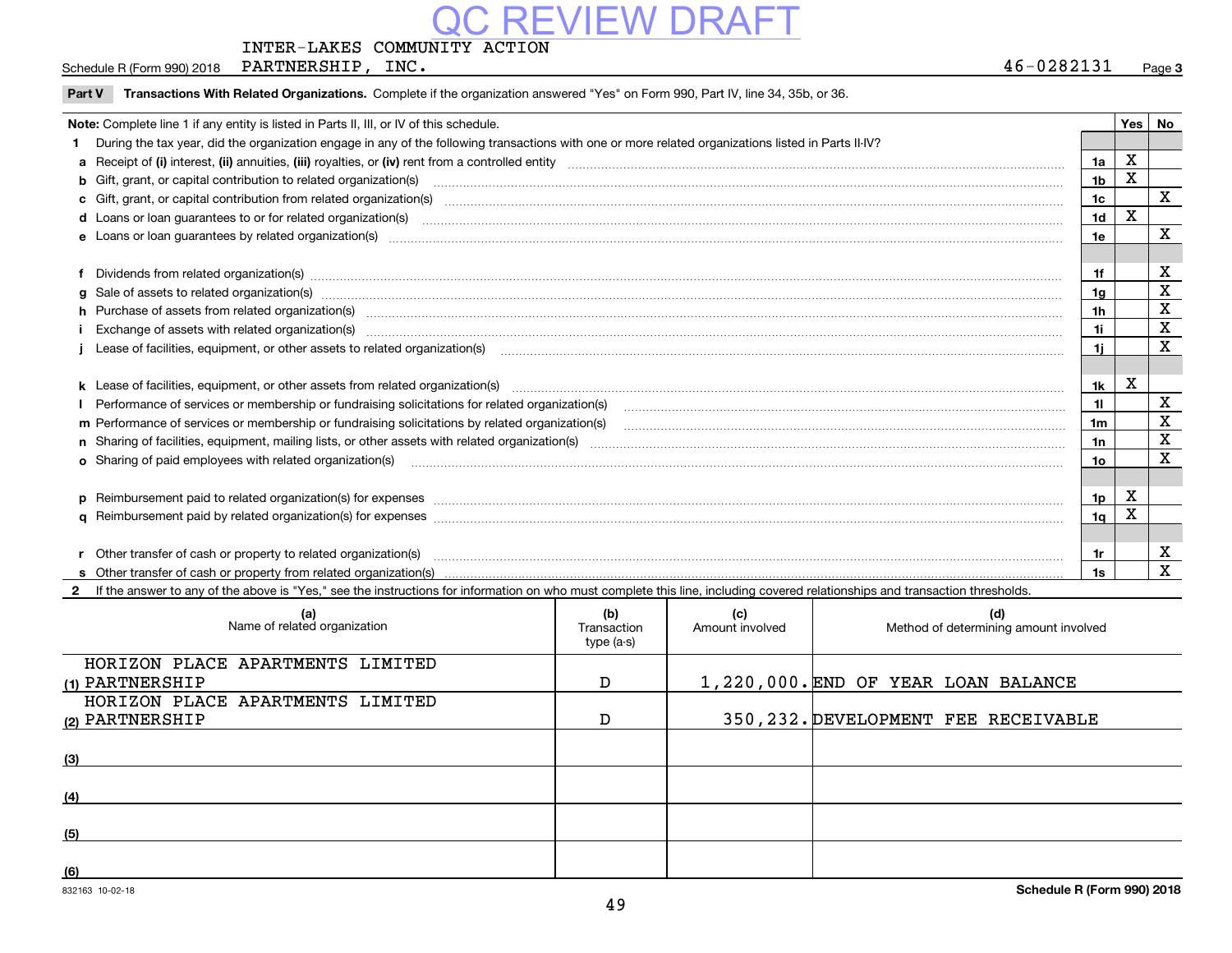QC REVIEW DRAFT

Schedule R (Form 990) 2018 INTER-LAKES COMMUNITY ACTION PARTNERSHIP, INC. 46-0282131 Page 3

**Part V Transactions With Related Organizations.** Complete if the organization answered "Yes" on Form 990, Part IV, line 34, 35b, or 36.

| **Note:** Complete line 1 if any entity is listed in Parts II, III, or IV of this schedule. | | Yes | No |
|---|---|---|---|
| **1** During the tax year, did the organization engage in any of the following transactions with one or more related organizations listed in Parts II-IV? | | | |
| **a** Receipt of **(i)** interest, **(ii)** annuities, **(iii)** royalties, or **(iv)** rent from a controlled entity | 1a | X | |
| **b** Gift, grant, or capital contribution to related organization(s) | 1b | X | |
| **c** Gift, grant, or capital contribution from related organization(s) | 1c | | X |
| **d** Loans or loan guarantees to or for related organization(s) | 1d | X | |
| **e** Loans or loan guarantees by related organization(s) | 1e | | X |
| **f** Dividends from related organization(s) | 1f | | X |
| **g** Sale of assets to related organization(s) | 1g | | X |
| **h** Purchase of assets from related organization(s) | 1h | | X |
| **i** Exchange of assets with related organization(s) | 1i | | X |
| **j** Lease of facilities, equipment, or other assets to related organization(s) | 1j | | X |
| **k** Lease of facilities, equipment, or other assets from related organization(s) | 1k | X | |
| **l** Performance of services or membership or fundraising solicitations for related organization(s) | 1l | | X |
| **m** Performance of services or membership or fundraising solicitations by related organization(s) | 1m | | X |
| **n** Sharing of facilities, equipment, mailing lists, or other assets with related organization(s) | 1n | | X |
| **o** Sharing of paid employees with related organization(s) | 1o | | X |
| **p** Reimbursement paid to related organization(s) for expenses | 1p | X | |
| **q** Reimbursement paid by related organization(s) for expenses | 1q | X | |
| **r** Other transfer of cash or property to related organization(s) | 1r | | X |
| **s** Other transfer of cash or property from related organization(s) | 1s | | X |

**2** If the answer to any of the above is "Yes," see the instructions for information on who must complete this line, including covered relationships and transaction thresholds.

| | (a) Name of related organization | (b) Transaction type (a-s) | (c) Amount involved | (d) Method of determining amount involved |
|---|---|---|---|---|
| (1) | HORIZON PLACE APARTMENTS LIMITED PARTNERSHIP | D | 1,220,000. | END OF YEAR LOAN BALANCE |
| (2) | HORIZON PLACE APARTMENTS LIMITED PARTNERSHIP | D | 350,232. | DEVELOPMENT FEE RECEIVABLE |
| (3) | | | | |
| (4) | | | | |
| (5) | | | | |
| (6) | | | | |

832163 10-02-18 Schedule R (Form 990) 2018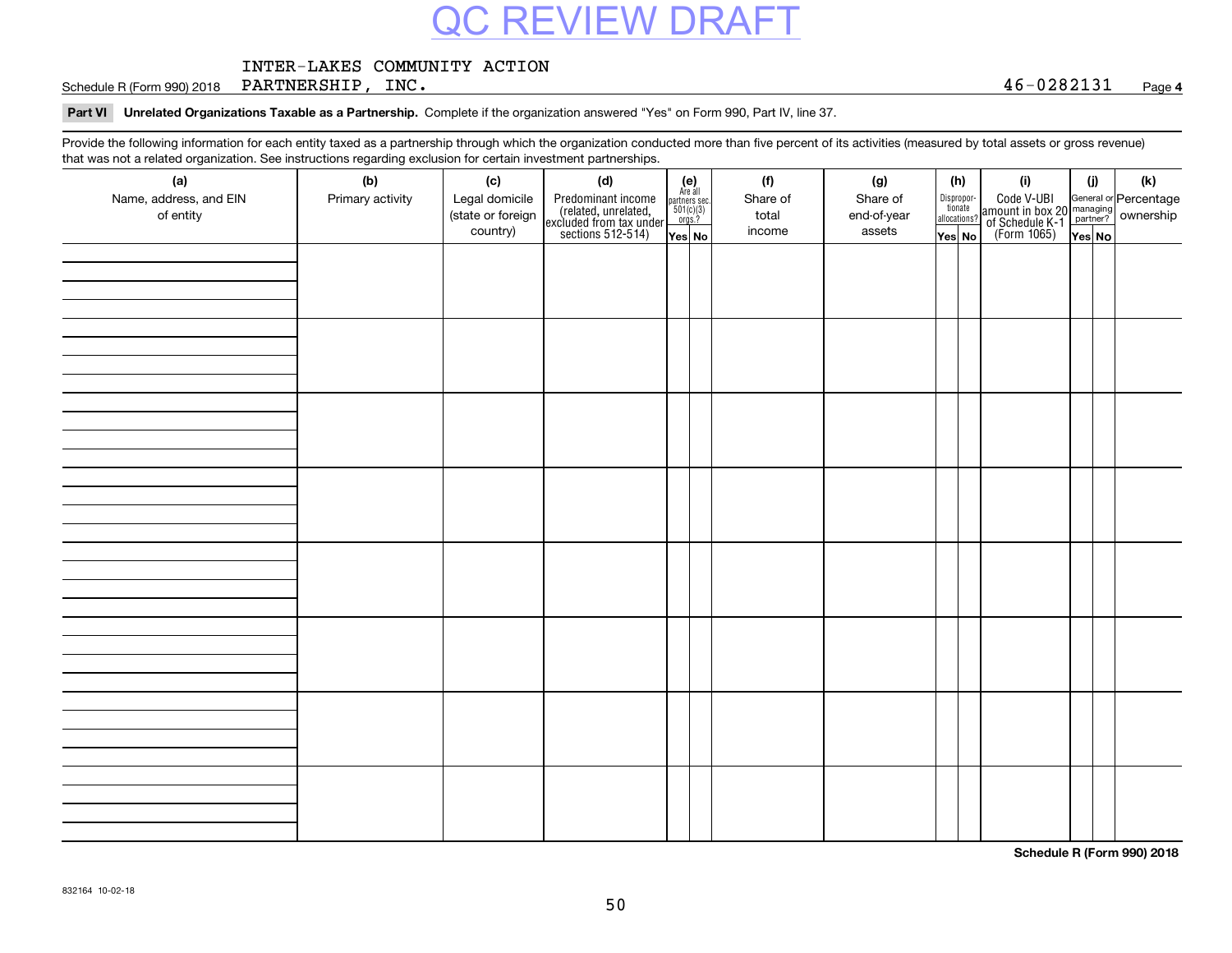QC REVIEW DRAFT

INTER-LAKES COMMUNITY ACTION PARTNERSHIP, INC. 46-0282131

Schedule R (Form 990) 2018 Page 4

**Part VI Unrelated Organizations Taxable as a Partnership.** Complete if the organization answered "Yes" on Form 990, Part IV, line 37.

Provide the following information for each entity taxed as a partnership through which the organization conducted more than five percent of its activities (measured by total assets or gross revenue) that was not a related organization. See instructions regarding exclusion for certain investment partnerships.

| (a) Name, address, and EIN of entity | (b) Primary activity | (c) Legal domicile (state or foreign country) | (d) Predominant income (related, unrelated, excluded from tax under sections 512-514) | (e) Are all partners sec. 501(c)(3) orgs.? | | (f) Share of total income | (g) Share of end-of-year assets | (h) Disproportionate allocations? | | (i) Code V-UBI amount in box 20 of Schedule K-1 (Form 1065) | (j) General or managing partner? | | (k) Percentage ownership |
|---|---|---|---|---|---|---|---|---|---|---|---|---|---|
| | | | | Yes | No | | | Yes | No | | Yes | No | |
| | | | | | | | | | | | | | |
| | | | | | | | | | | | | | |
| | | | | | | | | | | | | | |
| | | | | | | | | | | | | | |
| | | | | | | | | | | | | | |
| | | | | | | | | | | | | | |
| | | | | | | | | | | | | | |
| | | | | | | | | | | | | | |

**Schedule R (Form 990) 2018**

832164 10-02-18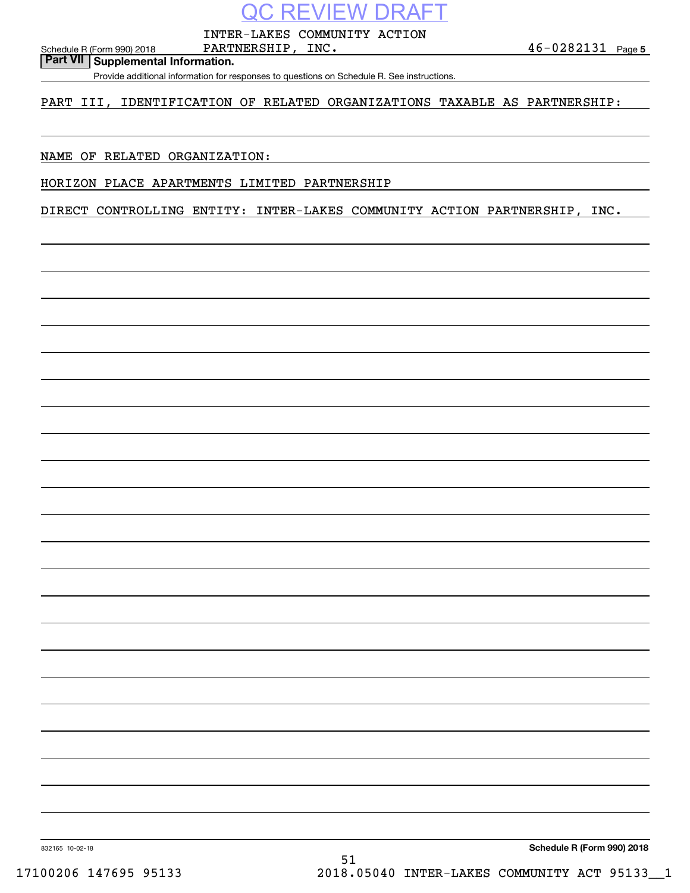QC REVIEW DRAFT

Schedule R (Form 990) 2018 INTER-LAKES COMMUNITY ACTION PARTNERSHIP, INC. 46-0282131 Page 5

## Part VII Supplemental Information.

Provide additional information for responses to questions on Schedule R. See instructions.

PART III, IDENTIFICATION OF RELATED ORGANIZATIONS TAXABLE AS PARTNERSHIP:

NAME OF RELATED ORGANIZATION:

HORIZON PLACE APARTMENTS LIMITED PARTNERSHIP

DIRECT CONTROLLING ENTITY: INTER-LAKES COMMUNITY ACTION PARTNERSHIP, INC.

832165 10-02-18 Schedule R (Form 990) 2018

17100206 147695 95133 2018.05040 INTER-LAKES COMMUNITY ACT 95133__1